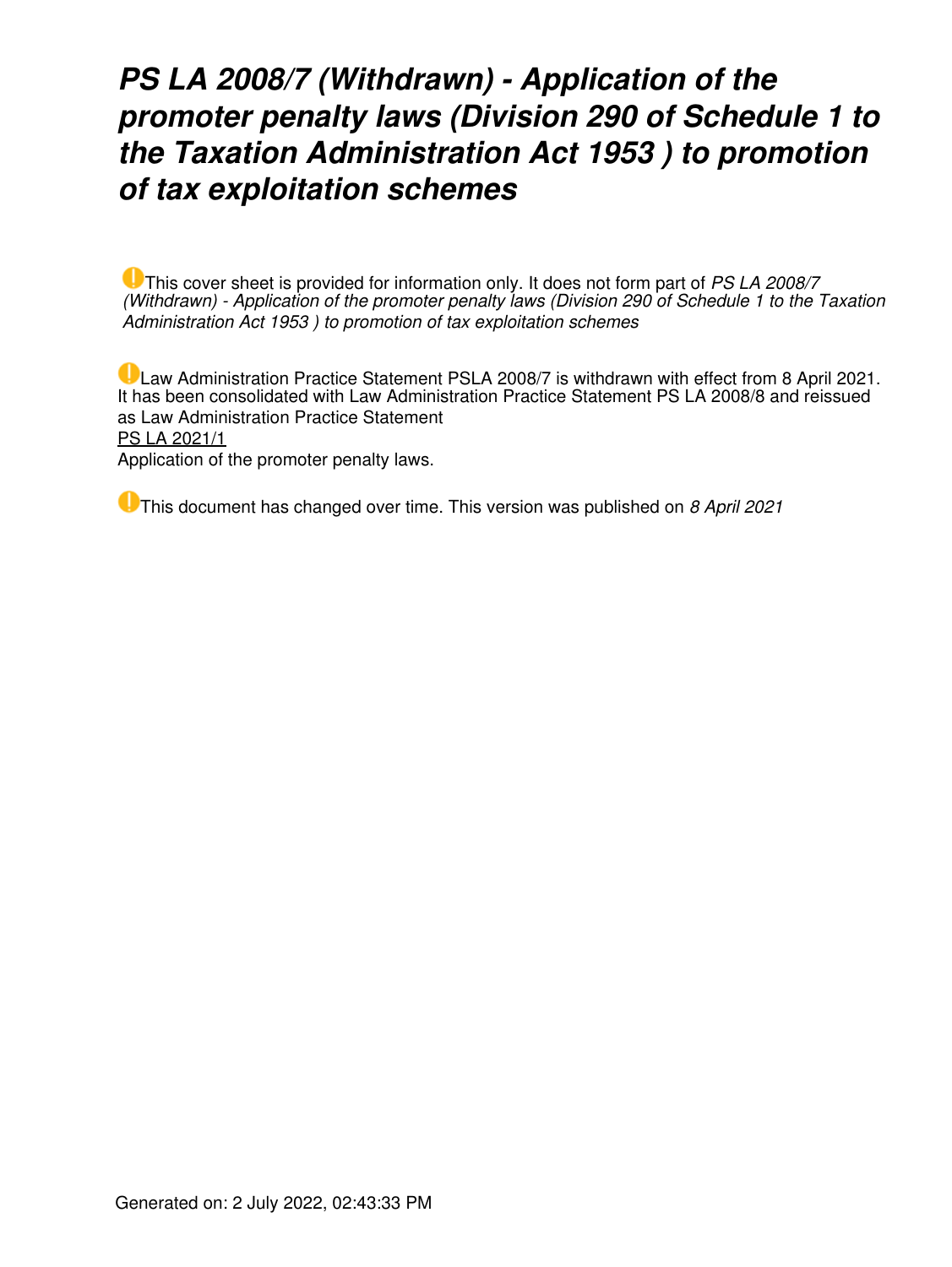# *PS LA 2008/7 (Withdrawn) - Application of the promoter penalty laws (Division 290 of Schedule 1 to the Taxation Administration Act 1953 ) to promotion of tax exploitation schemes*

This cover sheet is provided for information only. It does not form part of *PS LA 2008/7 (Withdrawn) - Application of the promoter penalty laws (Division 290 of Schedule 1 to the Taxation Administration Act 1953 ) to promotion of tax exploitation schemes*

Law Administration Practice Statement PSLA 2008/7 is withdrawn with effect from 8 April 2021. It has been consolidated with Law Administration Practice Statement PS LA 2008/8 and reissued as Law Administration Practice Statement PS LA 2021/1 Application of the promoter penalty laws.

This document has changed over time. This version was published on *8 April 2021*

Generated on: 2 July 2022, 02:43:33 PM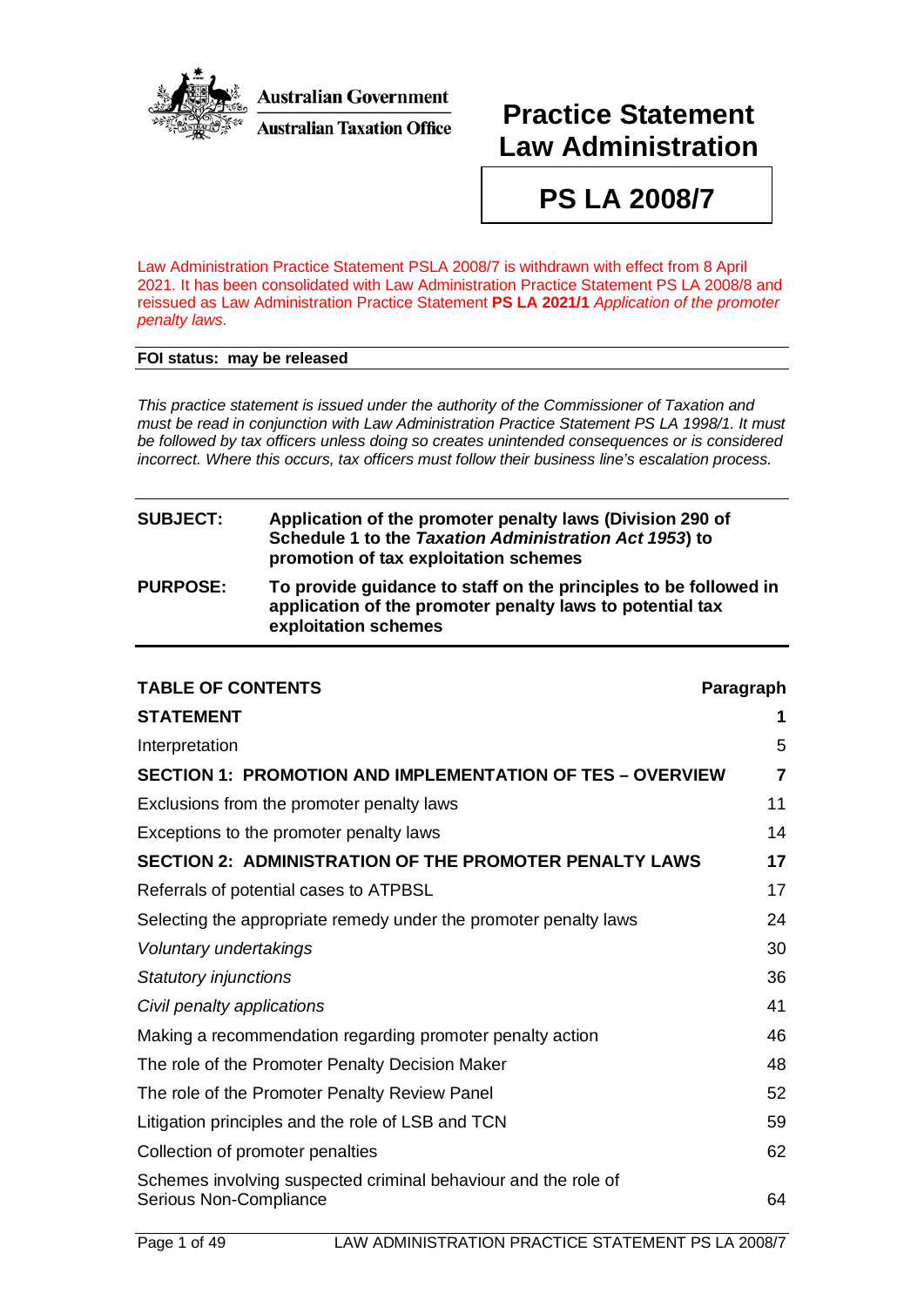Australian Government
Australian Taxation Office

# Practice Statement Law Administration

# PS LA 2008/7

Law Administration Practice Statement PSLA 2008/7 is withdrawn with effect from 8 April 2021. It has been consolidated with Law Administration Practice Statement PS LA 2008/8 and reissued as Law Administration Practice Statement **PS LA 2021/1** *Application of the promoter penalty laws*.

**FOI status: may be released**

*This practice statement is issued under the authority of the Commissioner of Taxation and must be read in conjunction with Law Administration Practice Statement PS LA 1998/1. It must be followed by tax officers unless doing so creates unintended consequences or is considered incorrect. Where this occurs, tax officers must follow their business line's escalation process.*

| | |
|---|---|
| **SUBJECT:** | **Application of the promoter penalty laws (Division 290 of Schedule 1 to the *Taxation Administration Act 1953*) to promotion of tax exploitation schemes** |
| **PURPOSE:** | **To provide guidance to staff on the principles to be followed in application of the promoter penalty laws to potential tax exploitation schemes** |

| **TABLE OF CONTENTS** | **Paragraph** |
|---|---|
| **STATEMENT** | **1** |
| Interpretation | 5 |
| **SECTION 1: PROMOTION AND IMPLEMENTATION OF TES – OVERVIEW** | **7** |
| Exclusions from the promoter penalty laws | 11 |
| Exceptions to the promoter penalty laws | 14 |
| **SECTION 2: ADMINISTRATION OF THE PROMOTER PENALTY LAWS** | **17** |
| Referrals of potential cases to ATPBSL | 17 |
| Selecting the appropriate remedy under the promoter penalty laws | 24 |
| *Voluntary undertakings* | 30 |
| *Statutory injunctions* | 36 |
| *Civil penalty applications* | 41 |
| Making a recommendation regarding promoter penalty action | 46 |
| The role of the Promoter Penalty Decision Maker | 48 |
| The role of the Promoter Penalty Review Panel | 52 |
| Litigation principles and the role of LSB and TCN | 59 |
| Collection of promoter penalties | 62 |
| Schemes involving suspected criminal behaviour and the role of Serious Non-Compliance | 64 |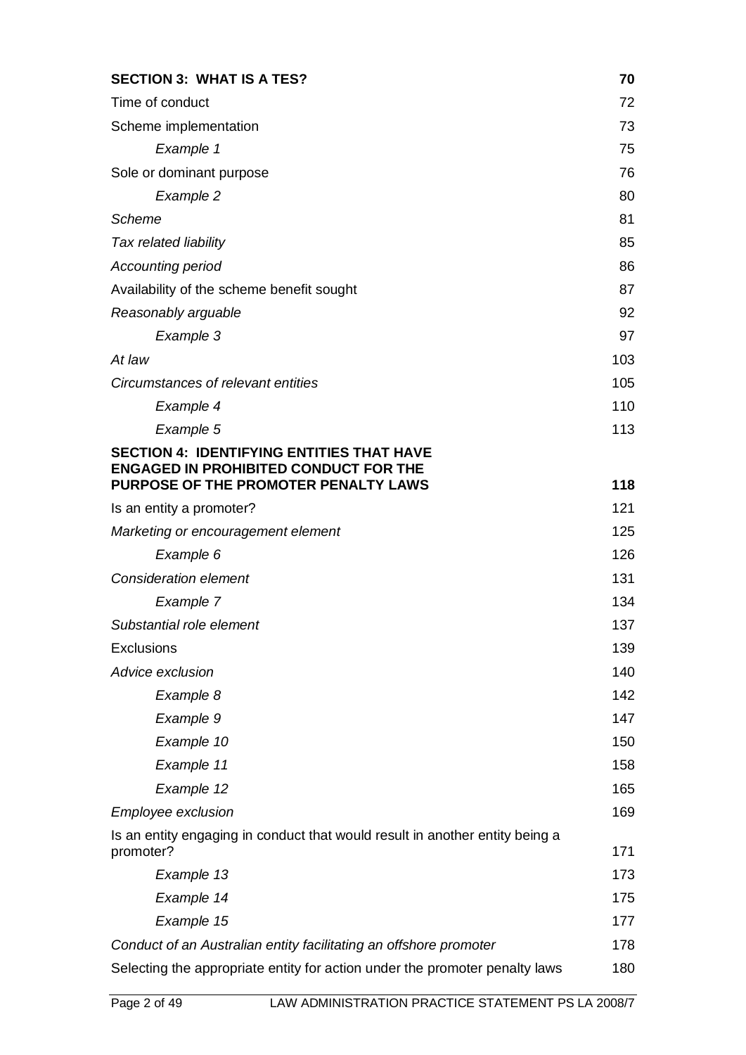| | |
|---|---|
| **SECTION 3: WHAT IS A TES?** | **70** |
| Time of conduct | 72 |
| Scheme implementation | 73 |
| *Example 1* | 75 |
| Sole or dominant purpose | 76 |
| *Example 2* | 80 |
| *Scheme* | 81 |
| *Tax related liability* | 85 |
| *Accounting period* | 86 |
| Availability of the scheme benefit sought | 87 |
| *Reasonably arguable* | 92 |
| *Example 3* | 97 |
| *At law* | 103 |
| *Circumstances of relevant entities* | 105 |
| *Example 4* | 110 |
| *Example 5* | 113 |
| **SECTION 4: IDENTIFYING ENTITIES THAT HAVE ENGAGED IN PROHIBITED CONDUCT FOR THE PURPOSE OF THE PROMOTER PENALTY LAWS** | **118** |
| Is an entity a promoter? | 121 |
| *Marketing or encouragement element* | 125 |
| *Example 6* | 126 |
| *Consideration element* | 131 |
| *Example 7* | 134 |
| *Substantial role element* | 137 |
| Exclusions | 139 |
| *Advice exclusion* | 140 |
| *Example 8* | 142 |
| *Example 9* | 147 |
| *Example 10* | 150 |
| *Example 11* | 158 |
| *Example 12* | 165 |
| *Employee exclusion* | 169 |
| Is an entity engaging in conduct that would result in another entity being a promoter? | 171 |
| *Example 13* | 173 |
| *Example 14* | 175 |
| *Example 15* | 177 |
| *Conduct of an Australian entity facilitating an offshore promoter* | 178 |
| Selecting the appropriate entity for action under the promoter penalty laws | 180 |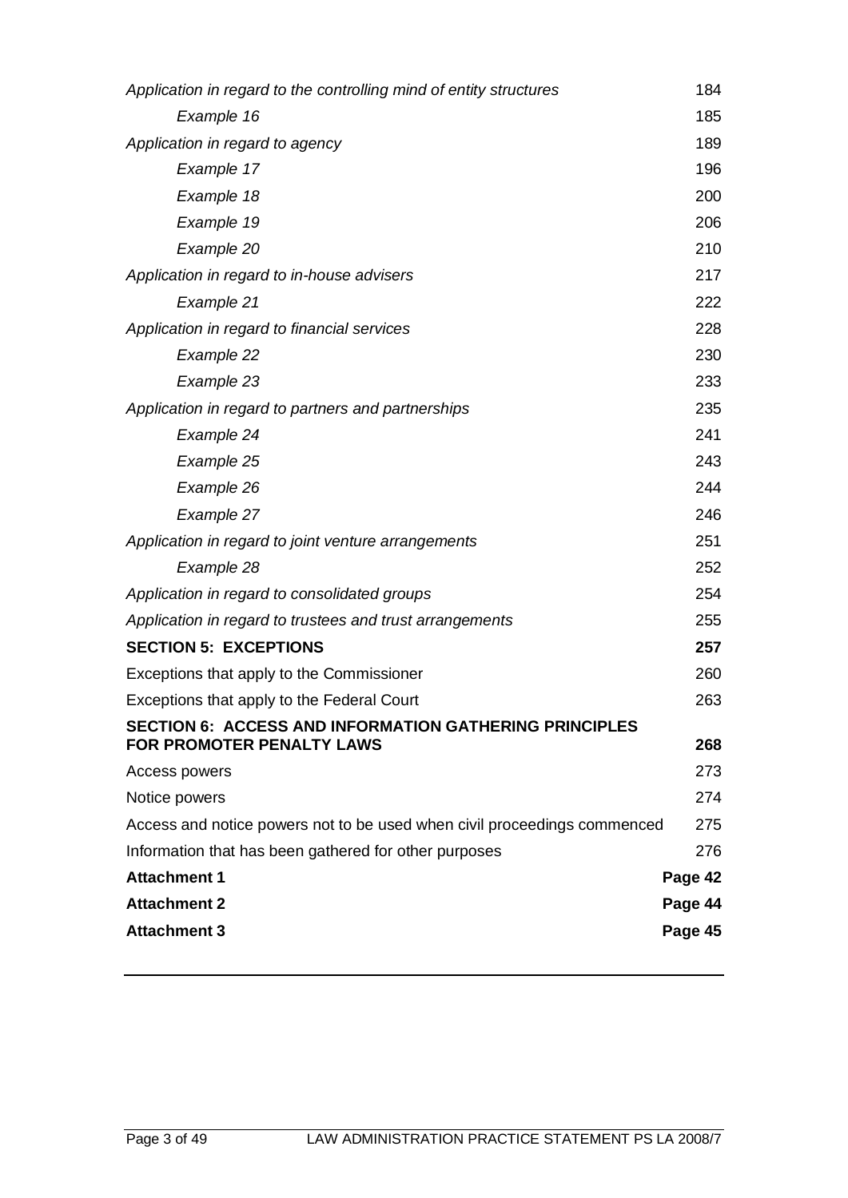| | |
|---|---|
| *Application in regard to the controlling mind of entity structures* | 184 |
| *Example 16* | 185 |
| *Application in regard to agency* | 189 |
| *Example 17* | 196 |
| *Example 18* | 200 |
| *Example 19* | 206 |
| *Example 20* | 210 |
| *Application in regard to in-house advisers* | 217 |
| *Example 21* | 222 |
| *Application in regard to financial services* | 228 |
| *Example 22* | 230 |
| *Example 23* | 233 |
| *Application in regard to partners and partnerships* | 235 |
| *Example 24* | 241 |
| *Example 25* | 243 |
| *Example 26* | 244 |
| *Example 27* | 246 |
| *Application in regard to joint venture arrangements* | 251 |
| *Example 28* | 252 |
| *Application in regard to consolidated groups* | 254 |
| *Application in regard to trustees and trust arrangements* | 255 |
| **SECTION 5: EXCEPTIONS** | **257** |
| Exceptions that apply to the Commissioner | 260 |
| Exceptions that apply to the Federal Court | 263 |
| **SECTION 6: ACCESS AND INFORMATION GATHERING PRINCIPLES FOR PROMOTER PENALTY LAWS** | **268** |
| Access powers | 273 |
| Notice powers | 274 |
| Access and notice powers not to be used when civil proceedings commenced | 275 |
| Information that has been gathered for other purposes | 276 |
| **Attachment 1** | **Page 42** |
| **Attachment 2** | **Page 44** |
| **Attachment 3** | **Page 45** |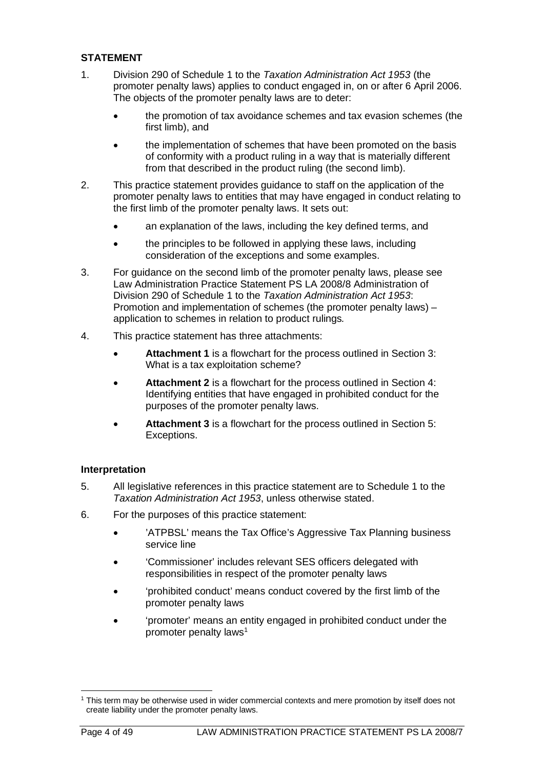## STATEMENT

1. Division 290 of Schedule 1 to the *Taxation Administration Act 1953* (the promoter penalty laws) applies to conduct engaged in, on or after 6 April 2006. The objects of the promoter penalty laws are to deter:

   - the promotion of tax avoidance schemes and tax evasion schemes (the first limb), and
   - the implementation of schemes that have been promoted on the basis of conformity with a product ruling in a way that is materially different from that described in the product ruling (the second limb).

2. This practice statement provides guidance to staff on the application of the promoter penalty laws to entities that may have engaged in conduct relating to the first limb of the promoter penalty laws. It sets out:

   - an explanation of the laws, including the key defined terms, and
   - the principles to be followed in applying these laws, including consideration of the exceptions and some examples.

3. For guidance on the second limb of the promoter penalty laws, please see Law Administration Practice Statement PS LA 2008/8 Administration of Division 290 of Schedule 1 to the *Taxation Administration Act 1953*: Promotion and implementation of schemes (the promoter penalty laws) – application to schemes in relation to product rulings.

4. This practice statement has three attachments:

   - **Attachment 1** is a flowchart for the process outlined in Section 3: What is a tax exploitation scheme?
   - **Attachment 2** is a flowchart for the process outlined in Section 4: Identifying entities that have engaged in prohibited conduct for the purposes of the promoter penalty laws.
   - **Attachment 3** is a flowchart for the process outlined in Section 5: Exceptions.

### Interpretation

5. All legislative references in this practice statement are to Schedule 1 to the *Taxation Administration Act 1953*, unless otherwise stated.

6. For the purposes of this practice statement:

   - 'ATPBSL' means the Tax Office's Aggressive Tax Planning business service line
   - 'Commissioner' includes relevant SES officers delegated with responsibilities in respect of the promoter penalty laws
   - 'prohibited conduct' means conduct covered by the first limb of the promoter penalty laws
   - 'promoter' means an entity engaged in prohibited conduct under the promoter penalty laws[1]

[1] This term may be otherwise used in wider commercial contexts and mere promotion by itself does not create liability under the promoter penalty laws.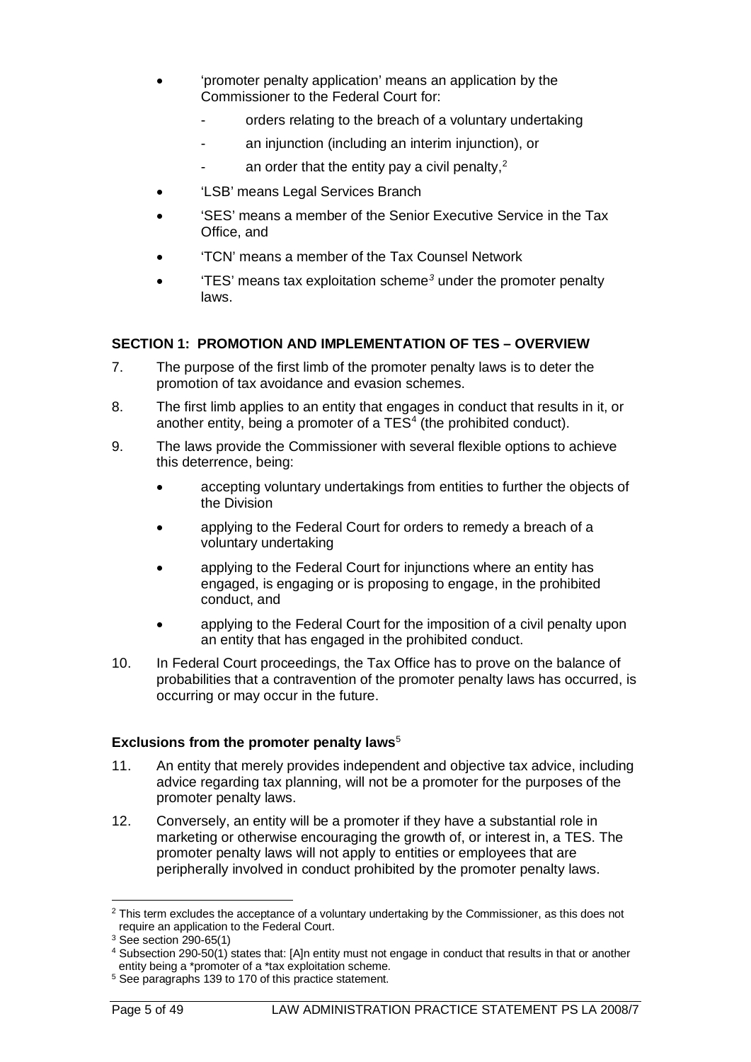- 'promoter penalty application' means an application by the Commissioner to the Federal Court for:
  - orders relating to the breach of a voluntary undertaking
  - an injunction (including an interim injunction), or
  - an order that the entity pay a civil penalty,[2]
- 'LSB' means Legal Services Branch
- 'SES' means a member of the Senior Executive Service in the Tax Office, and
- 'TCN' means a member of the Tax Counsel Network
- 'TES' means tax exploitation scheme[3] under the promoter penalty laws.

## SECTION 1: PROMOTION AND IMPLEMENTATION OF TES – OVERVIEW

7. The purpose of the first limb of the promoter penalty laws is to deter the promotion of tax avoidance and evasion schemes.

8. The first limb applies to an entity that engages in conduct that results in it, or another entity, being a promoter of a TES[4] (the prohibited conduct).

9. The laws provide the Commissioner with several flexible options to achieve this deterrence, being:

   - accepting voluntary undertakings from entities to further the objects of the Division
   - applying to the Federal Court for orders to remedy a breach of a voluntary undertaking
   - applying to the Federal Court for injunctions where an entity has engaged, is engaging or is proposing to engage, in the prohibited conduct, and
   - applying to the Federal Court for the imposition of a civil penalty upon an entity that has engaged in the prohibited conduct.

10. In Federal Court proceedings, the Tax Office has to prove on the balance of probabilities that a contravention of the promoter penalty laws has occurred, is occurring or may occur in the future.

### Exclusions from the promoter penalty laws[5]

11. An entity that merely provides independent and objective tax advice, including advice regarding tax planning, will not be a promoter for the purposes of the promoter penalty laws.

12. Conversely, an entity will be a promoter if they have a substantial role in marketing or otherwise encouraging the growth of, or interest in, a TES. The promoter penalty laws will not apply to entities or employees that are peripherally involved in conduct prohibited by the promoter penalty laws.

---

[2] This term excludes the acceptance of a voluntary undertaking by the Commissioner, as this does not require an application to the Federal Court.

[3] See section 290-65(1)

[4] Subsection 290-50(1) states that: [A]n entity must not engage in conduct that results in that or another entity being a *promoter of a *tax exploitation scheme.

[5] See paragraphs 139 to 170 of this practice statement.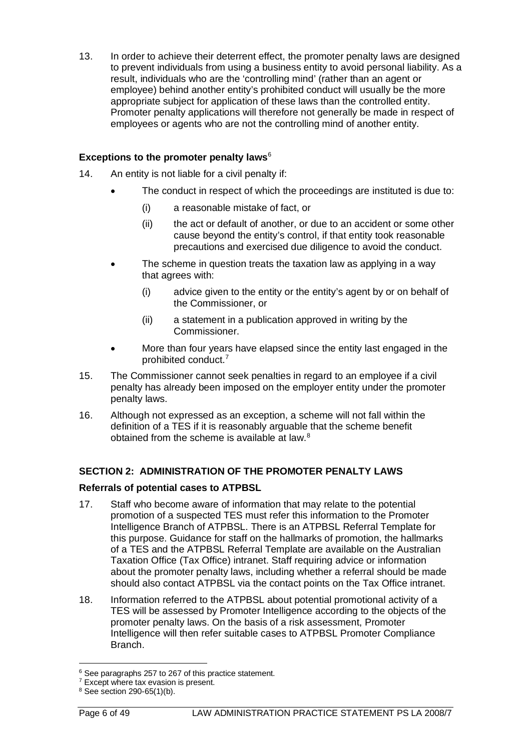13. In order to achieve their deterrent effect, the promoter penalty laws are designed to prevent individuals from using a business entity to avoid personal liability. As a result, individuals who are the 'controlling mind' (rather than an agent or employee) behind another entity's prohibited conduct will usually be the more appropriate subject for application of these laws than the controlled entity. Promoter penalty applications will therefore not generally be made in respect of employees or agents who are not the controlling mind of another entity.

### Exceptions to the promoter penalty laws[6]

14. An entity is not liable for a civil penalty if:
    - The conduct in respect of which the proceedings are instituted is due to:
        (i) a reasonable mistake of fact, or
        (ii) the act or default of another, or due to an accident or some other cause beyond the entity's control, if that entity took reasonable precautions and exercised due diligence to avoid the conduct.
    - The scheme in question treats the taxation law as applying in a way that agrees with:
        (i) advice given to the entity or the entity's agent by or on behalf of the Commissioner, or
        (ii) a statement in a publication approved in writing by the Commissioner.
    - More than four years have elapsed since the entity last engaged in the prohibited conduct.[7]

15. The Commissioner cannot seek penalties in regard to an employee if a civil penalty has already been imposed on the employer entity under the promoter penalty laws.

16. Although not expressed as an exception, a scheme will not fall within the definition of a TES if it is reasonably arguable that the scheme benefit obtained from the scheme is available at law.[8]

## SECTION 2: ADMINISTRATION OF THE PROMOTER PENALTY LAWS

### Referrals of potential cases to ATPBSL

17. Staff who become aware of information that may relate to the potential promotion of a suspected TES must refer this information to the Promoter Intelligence Branch of ATPBSL. There is an ATPBSL Referral Template for this purpose. Guidance for staff on the hallmarks of promotion, the hallmarks of a TES and the ATPBSL Referral Template are available on the Australian Taxation Office (Tax Office) intranet. Staff requiring advice or information about the promoter penalty laws, including whether a referral should be made should also contact ATPBSL via the contact points on the Tax Office intranet.

18. Information referred to the ATPBSL about potential promotional activity of a TES will be assessed by Promoter Intelligence according to the objects of the promoter penalty laws. On the basis of a risk assessment, Promoter Intelligence will then refer suitable cases to ATPBSL Promoter Compliance Branch.

---

[6] See paragraphs 257 to 267 of this practice statement.

[7] Except where tax evasion is present.

[8] See section 290-65(1)(b).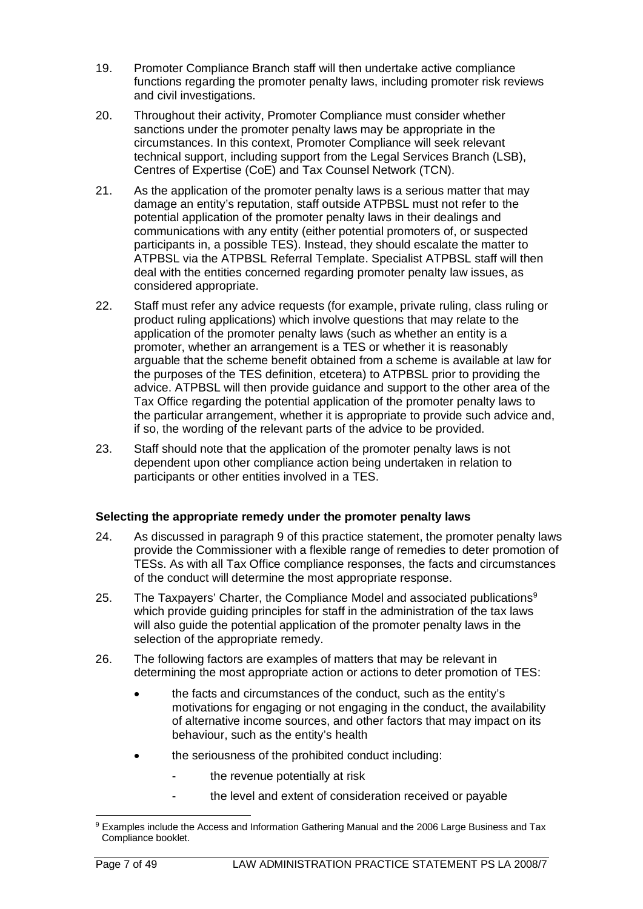19. Promoter Compliance Branch staff will then undertake active compliance functions regarding the promoter penalty laws, including promoter risk reviews and civil investigations.

20. Throughout their activity, Promoter Compliance must consider whether sanctions under the promoter penalty laws may be appropriate in the circumstances. In this context, Promoter Compliance will seek relevant technical support, including support from the Legal Services Branch (LSB), Centres of Expertise (CoE) and Tax Counsel Network (TCN).

21. As the application of the promoter penalty laws is a serious matter that may damage an entity's reputation, staff outside ATPBSL must not refer to the potential application of the promoter penalty laws in their dealings and communications with any entity (either potential promoters of, or suspected participants in, a possible TES). Instead, they should escalate the matter to ATPBSL via the ATPBSL Referral Template. Specialist ATPBSL staff will then deal with the entities concerned regarding promoter penalty law issues, as considered appropriate.

22. Staff must refer any advice requests (for example, private ruling, class ruling or product ruling applications) which involve questions that may relate to the application of the promoter penalty laws (such as whether an entity is a promoter, whether an arrangement is a TES or whether it is reasonably arguable that the scheme benefit obtained from a scheme is available at law for the purposes of the TES definition, etcetera) to ATPBSL prior to providing the advice. ATPBSL will then provide guidance and support to the other area of the Tax Office regarding the potential application of the promoter penalty laws to the particular arrangement, whether it is appropriate to provide such advice and, if so, the wording of the relevant parts of the advice to be provided.

23. Staff should note that the application of the promoter penalty laws is not dependent upon other compliance action being undertaken in relation to participants or other entities involved in a TES.

### Selecting the appropriate remedy under the promoter penalty laws

24. As discussed in paragraph 9 of this practice statement, the promoter penalty laws provide the Commissioner with a flexible range of remedies to deter promotion of TESs. As with all Tax Office compliance responses, the facts and circumstances of the conduct will determine the most appropriate response.

25. The Taxpayers' Charter, the Compliance Model and associated publications[9] which provide guiding principles for staff in the administration of the tax laws will also guide the potential application of the promoter penalty laws in the selection of the appropriate remedy.

26. The following factors are examples of matters that may be relevant in determining the most appropriate action or actions to deter promotion of TES:

- the facts and circumstances of the conduct, such as the entity's motivations for engaging or not engaging in the conduct, the availability of alternative income sources, and other factors that may impact on its behaviour, such as the entity's health
- the seriousness of the prohibited conduct including:
  - the revenue potentially at risk
  - the level and extent of consideration received or payable

[9] Examples include the Access and Information Gathering Manual and the 2006 Large Business and Tax Compliance booklet.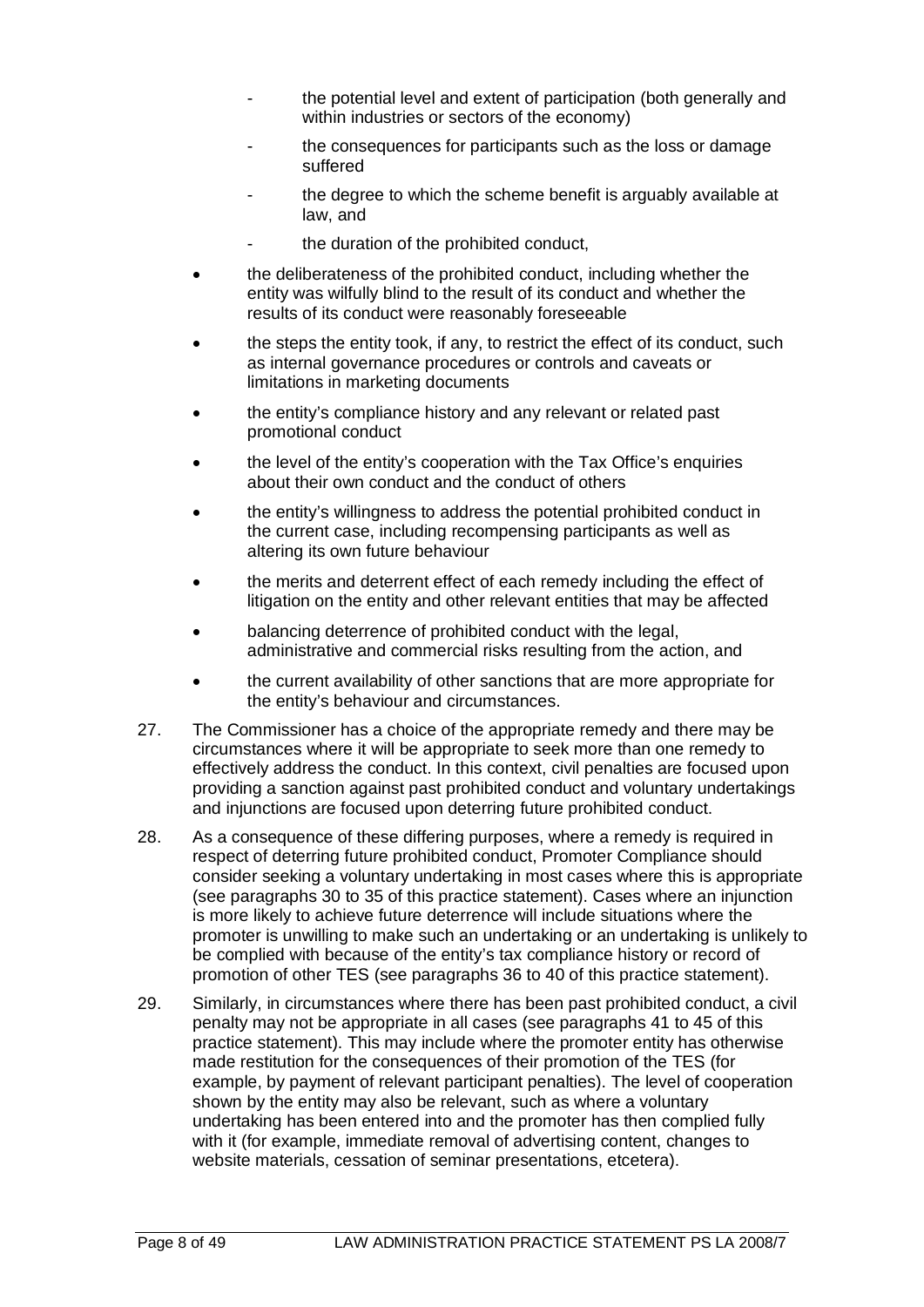- the potential level and extent of participation (both generally and within industries or sectors of the economy)
  - the consequences for participants such as the loss or damage suffered
  - the degree to which the scheme benefit is arguably available at law, and
  - the duration of the prohibited conduct,

- the deliberateness of the prohibited conduct, including whether the entity was wilfully blind to the result of its conduct and whether the results of its conduct were reasonably foreseeable
- the steps the entity took, if any, to restrict the effect of its conduct, such as internal governance procedures or controls and caveats or limitations in marketing documents
- the entity's compliance history and any relevant or related past promotional conduct
- the level of the entity's cooperation with the Tax Office's enquiries about their own conduct and the conduct of others
- the entity's willingness to address the potential prohibited conduct in the current case, including recompensing participants as well as altering its own future behaviour
- the merits and deterrent effect of each remedy including the effect of litigation on the entity and other relevant entities that may be affected
- balancing deterrence of prohibited conduct with the legal, administrative and commercial risks resulting from the action, and
- the current availability of other sanctions that are more appropriate for the entity's behaviour and circumstances.

27. The Commissioner has a choice of the appropriate remedy and there may be circumstances where it will be appropriate to seek more than one remedy to effectively address the conduct. In this context, civil penalties are focused upon providing a sanction against past prohibited conduct and voluntary undertakings and injunctions are focused upon deterring future prohibited conduct.

28. As a consequence of these differing purposes, where a remedy is required in respect of deterring future prohibited conduct, Promoter Compliance should consider seeking a voluntary undertaking in most cases where this is appropriate (see paragraphs 30 to 35 of this practice statement). Cases where an injunction is more likely to achieve future deterrence will include situations where the promoter is unwilling to make such an undertaking or an undertaking is unlikely to be complied with because of the entity's tax compliance history or record of promotion of other TES (see paragraphs 36 to 40 of this practice statement).

29. Similarly, in circumstances where there has been past prohibited conduct, a civil penalty may not be appropriate in all cases (see paragraphs 41 to 45 of this practice statement). This may include where the promoter entity has otherwise made restitution for the consequences of their promotion of the TES (for example, by payment of relevant participant penalties). The level of cooperation shown by the entity may also be relevant, such as where a voluntary undertaking has been entered into and the promoter has then complied fully with it (for example, immediate removal of advertising content, changes to website materials, cessation of seminar presentations, etcetera).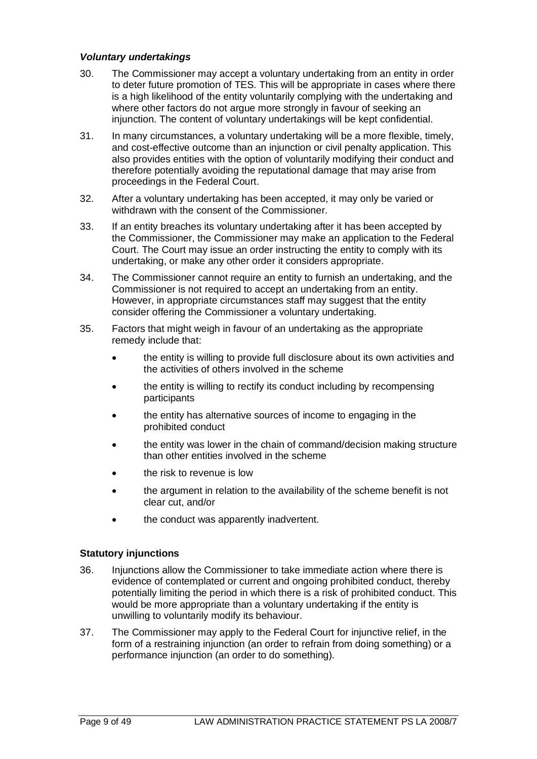### *Voluntary undertakings*

30. The Commissioner may accept a voluntary undertaking from an entity in order to deter future promotion of TES. This will be appropriate in cases where there is a high likelihood of the entity voluntarily complying with the undertaking and where other factors do not argue more strongly in favour of seeking an injunction. The content of voluntary undertakings will be kept confidential.

31. In many circumstances, a voluntary undertaking will be a more flexible, timely, and cost-effective outcome than an injunction or civil penalty application. This also provides entities with the option of voluntarily modifying their conduct and therefore potentially avoiding the reputational damage that may arise from proceedings in the Federal Court.

32. After a voluntary undertaking has been accepted, it may only be varied or withdrawn with the consent of the Commissioner.

33. If an entity breaches its voluntary undertaking after it has been accepted by the Commissioner, the Commissioner may make an application to the Federal Court. The Court may issue an order instructing the entity to comply with its undertaking, or make any other order it considers appropriate.

34. The Commissioner cannot require an entity to furnish an undertaking, and the Commissioner is not required to accept an undertaking from an entity. However, in appropriate circumstances staff may suggest that the entity consider offering the Commissioner a voluntary undertaking.

35. Factors that might weigh in favour of an undertaking as the appropriate remedy include that:

- the entity is willing to provide full disclosure about its own activities and the activities of others involved in the scheme
- the entity is willing to rectify its conduct including by recompensing participants
- the entity has alternative sources of income to engaging in the prohibited conduct
- the entity was lower in the chain of command/decision making structure than other entities involved in the scheme
- the risk to revenue is low
- the argument in relation to the availability of the scheme benefit is not clear cut, and/or
- the conduct was apparently inadvertent.

### **Statutory injunctions**

36. Injunctions allow the Commissioner to take immediate action where there is evidence of contemplated or current and ongoing prohibited conduct, thereby potentially limiting the period in which there is a risk of prohibited conduct. This would be more appropriate than a voluntary undertaking if the entity is unwilling to voluntarily modify its behaviour.

37. The Commissioner may apply to the Federal Court for injunctive relief, in the form of a restraining injunction (an order to refrain from doing something) or a performance injunction (an order to do something).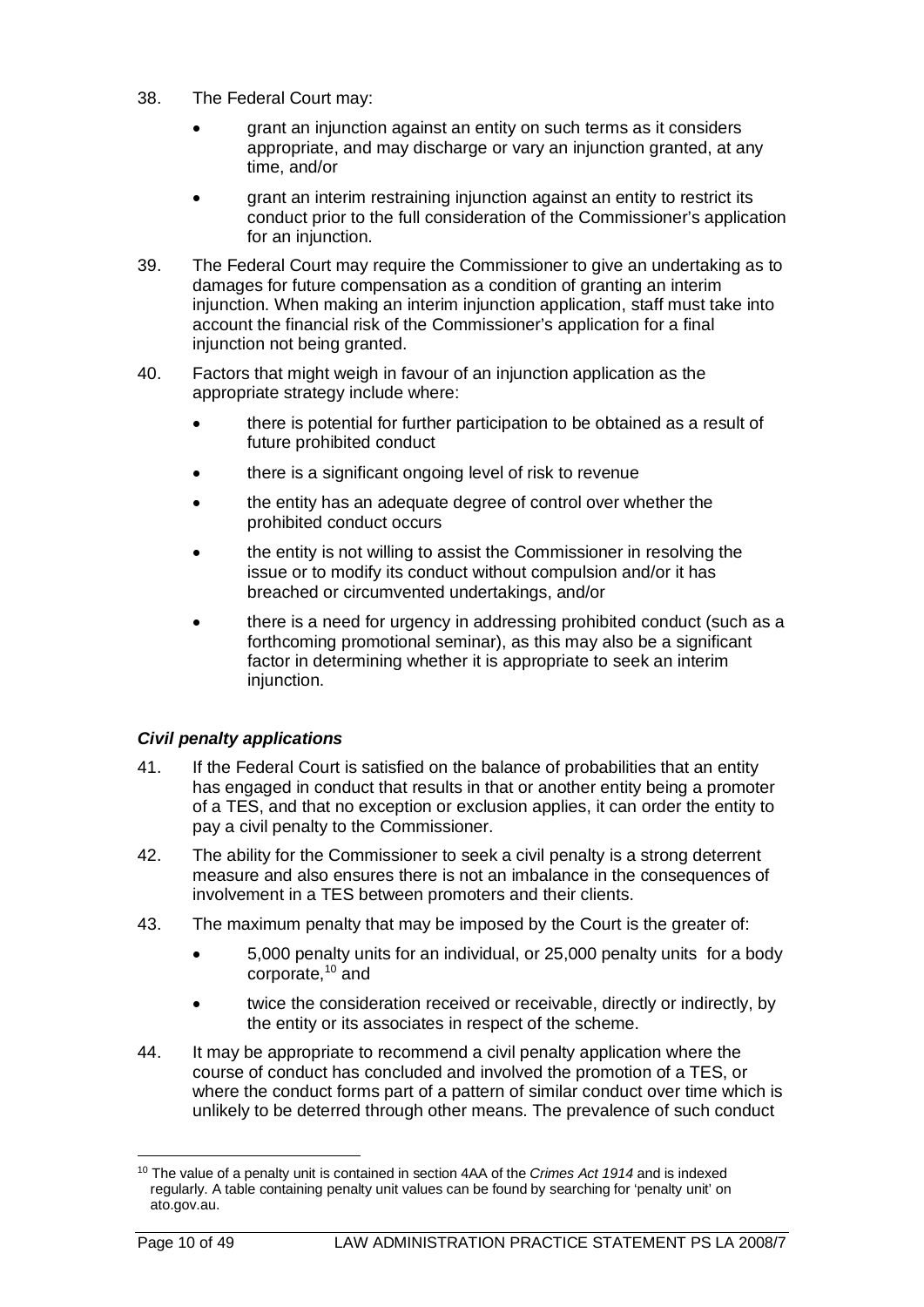38. The Federal Court may:

- grant an injunction against an entity on such terms as it considers appropriate, and may discharge or vary an injunction granted, at any time, and/or
- grant an interim restraining injunction against an entity to restrict its conduct prior to the full consideration of the Commissioner's application for an injunction.

39. The Federal Court may require the Commissioner to give an undertaking as to damages for future compensation as a condition of granting an interim injunction. When making an interim injunction application, staff must take into account the financial risk of the Commissioner's application for a final injunction not being granted.

40. Factors that might weigh in favour of an injunction application as the appropriate strategy include where:

- there is potential for further participation to be obtained as a result of future prohibited conduct
- there is a significant ongoing level of risk to revenue
- the entity has an adequate degree of control over whether the prohibited conduct occurs
- the entity is not willing to assist the Commissioner in resolving the issue or to modify its conduct without compulsion and/or it has breached or circumvented undertakings, and/or
- there is a need for urgency in addressing prohibited conduct (such as a forthcoming promotional seminar), as this may also be a significant factor in determining whether it is appropriate to seek an interim injunction.

### *Civil penalty applications*

41. If the Federal Court is satisfied on the balance of probabilities that an entity has engaged in conduct that results in that or another entity being a promoter of a TES, and that no exception or exclusion applies, it can order the entity to pay a civil penalty to the Commissioner.

42. The ability for the Commissioner to seek a civil penalty is a strong deterrent measure and also ensures there is not an imbalance in the consequences of involvement in a TES between promoters and their clients.

43. The maximum penalty that may be imposed by the Court is the greater of:

- 5,000 penalty units for an individual, or 25,000 penalty units for a body corporate,[10] and
- twice the consideration received or receivable, directly or indirectly, by the entity or its associates in respect of the scheme.

44. It may be appropriate to recommend a civil penalty application where the course of conduct has concluded and involved the promotion of a TES, or where the conduct forms part of a pattern of similar conduct over time which is unlikely to be deterred through other means. The prevalence of such conduct

---

[10] The value of a penalty unit is contained in section 4AA of the *Crimes Act 1914* and is indexed regularly. A table containing penalty unit values can be found by searching for 'penalty unit' on ato.gov.au.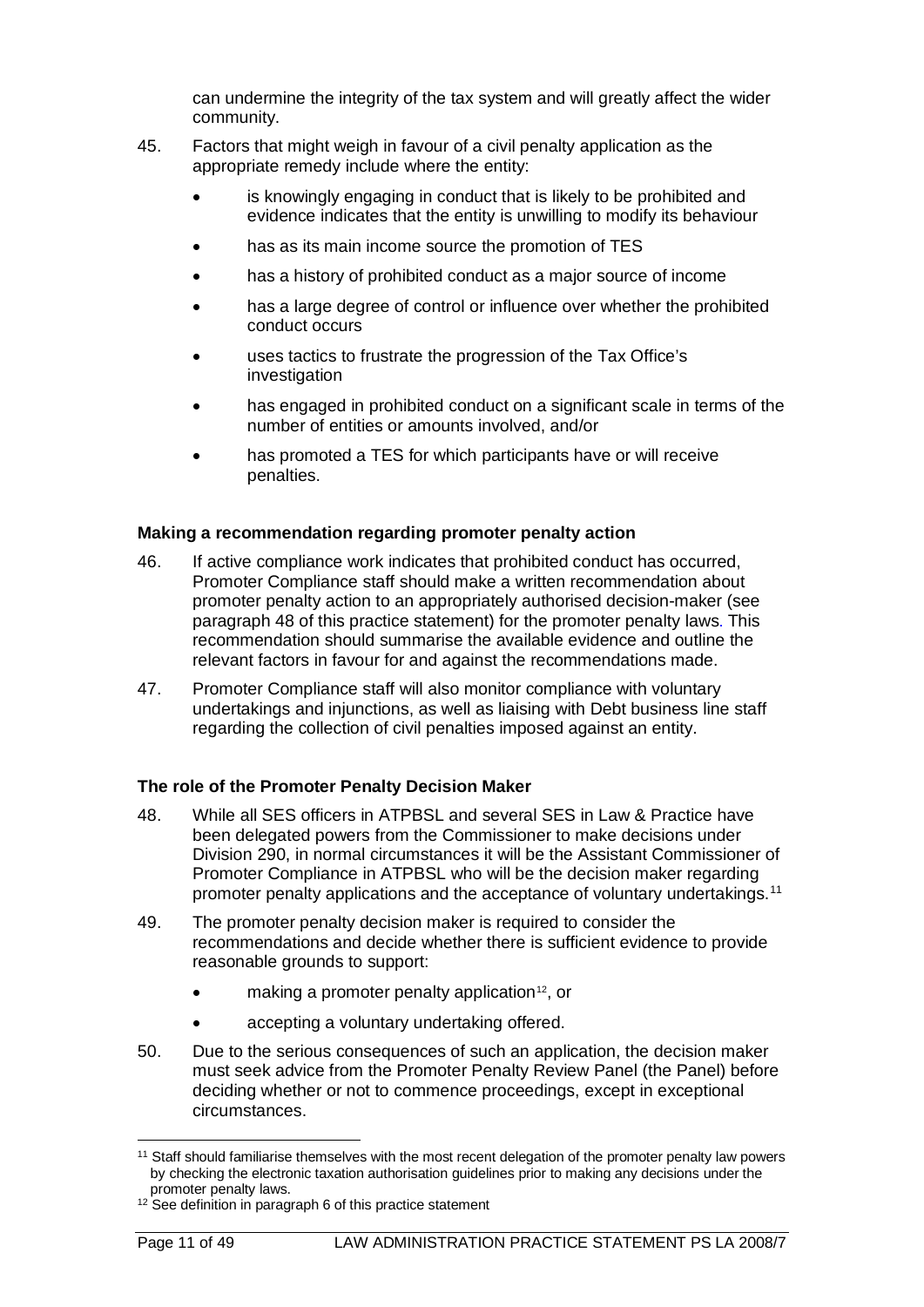can undermine the integrity of the tax system and will greatly affect the wider community.

45. Factors that might weigh in favour of a civil penalty application as the appropriate remedy include where the entity:

- is knowingly engaging in conduct that is likely to be prohibited and evidence indicates that the entity is unwilling to modify its behaviour
- has as its main income source the promotion of TES
- has a history of prohibited conduct as a major source of income
- has a large degree of control or influence over whether the prohibited conduct occurs
- uses tactics to frustrate the progression of the Tax Office's investigation
- has engaged in prohibited conduct on a significant scale in terms of the number of entities or amounts involved, and/or
- has promoted a TES for which participants have or will receive penalties.

**Making a recommendation regarding promoter penalty action**

46. If active compliance work indicates that prohibited conduct has occurred, Promoter Compliance staff should make a written recommendation about promoter penalty action to an appropriately authorised decision-maker (see paragraph 48 of this practice statement) for the promoter penalty laws. This recommendation should summarise the available evidence and outline the relevant factors in favour for and against the recommendations made.

47. Promoter Compliance staff will also monitor compliance with voluntary undertakings and injunctions, as well as liaising with Debt business line staff regarding the collection of civil penalties imposed against an entity.

**The role of the Promoter Penalty Decision Maker**

48. While all SES officers in ATPBSL and several SES in Law & Practice have been delegated powers from the Commissioner to make decisions under Division 290, in normal circumstances it will be the Assistant Commissioner of Promoter Compliance in ATPBSL who will be the decision maker regarding promoter penalty applications and the acceptance of voluntary undertakings.[11]

49. The promoter penalty decision maker is required to consider the recommendations and decide whether there is sufficient evidence to provide reasonable grounds to support:

- making a promoter penalty application[12], or
- accepting a voluntary undertaking offered.

50. Due to the serious consequences of such an application, the decision maker must seek advice from the Promoter Penalty Review Panel (the Panel) before deciding whether or not to commence proceedings, except in exceptional circumstances.

---

[11] Staff should familiarise themselves with the most recent delegation of the promoter penalty law powers by checking the electronic taxation authorisation guidelines prior to making any decisions under the promoter penalty laws.

[12] See definition in paragraph 6 of this practice statement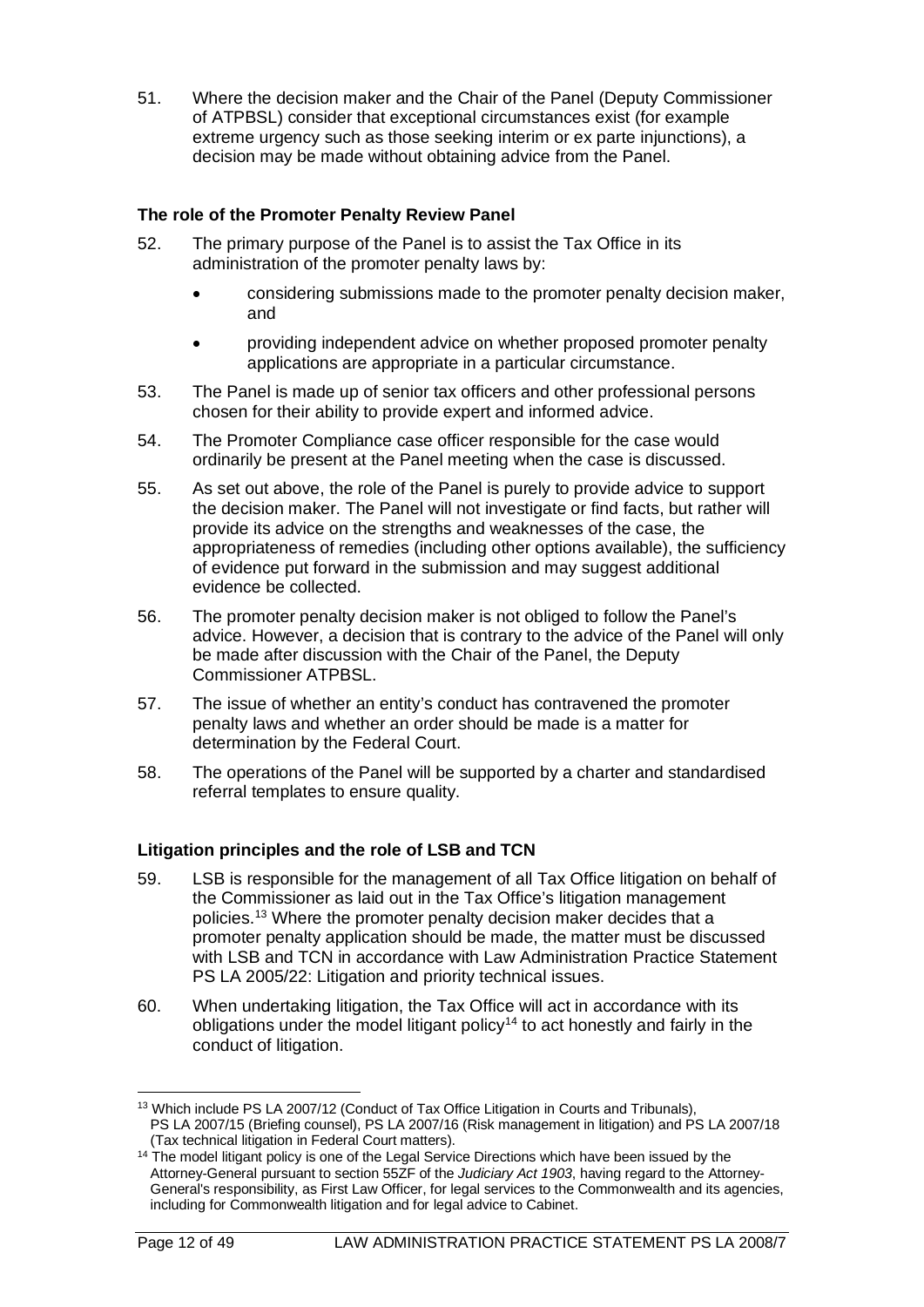51. Where the decision maker and the Chair of the Panel (Deputy Commissioner of ATPBSL) consider that exceptional circumstances exist (for example extreme urgency such as those seeking interim or ex parte injunctions), a decision may be made without obtaining advice from the Panel.

### The role of the Promoter Penalty Review Panel

52. The primary purpose of the Panel is to assist the Tax Office in its administration of the promoter penalty laws by:

    - considering submissions made to the promoter penalty decision maker, and
    - providing independent advice on whether proposed promoter penalty applications are appropriate in a particular circumstance.

53. The Panel is made up of senior tax officers and other professional persons chosen for their ability to provide expert and informed advice.

54. The Promoter Compliance case officer responsible for the case would ordinarily be present at the Panel meeting when the case is discussed.

55. As set out above, the role of the Panel is purely to provide advice to support the decision maker. The Panel will not investigate or find facts, but rather will provide its advice on the strengths and weaknesses of the case, the appropriateness of remedies (including other options available), the sufficiency of evidence put forward in the submission and may suggest additional evidence be collected.

56. The promoter penalty decision maker is not obliged to follow the Panel's advice. However, a decision that is contrary to the advice of the Panel will only be made after discussion with the Chair of the Panel, the Deputy Commissioner ATPBSL.

57. The issue of whether an entity's conduct has contravened the promoter penalty laws and whether an order should be made is a matter for determination by the Federal Court.

58. The operations of the Panel will be supported by a charter and standardised referral templates to ensure quality.

### Litigation principles and the role of LSB and TCN

59. LSB is responsible for the management of all Tax Office litigation on behalf of the Commissioner as laid out in the Tax Office's litigation management policies.[13] Where the promoter penalty decision maker decides that a promoter penalty application should be made, the matter must be discussed with LSB and TCN in accordance with Law Administration Practice Statement PS LA 2005/22: Litigation and priority technical issues.

60. When undertaking litigation, the Tax Office will act in accordance with its obligations under the model litigant policy[14] to act honestly and fairly in the conduct of litigation.

---

[13] Which include PS LA 2007/12 (Conduct of Tax Office Litigation in Courts and Tribunals), PS LA 2007/15 (Briefing counsel), PS LA 2007/16 (Risk management in litigation) and PS LA 2007/18 (Tax technical litigation in Federal Court matters).

[14] The model litigant policy is one of the Legal Service Directions which have been issued by the Attorney-General pursuant to section 55ZF of the *Judiciary Act 1903*, having regard to the Attorney-General's responsibility, as First Law Officer, for legal services to the Commonwealth and its agencies, including for Commonwealth litigation and for legal advice to Cabinet.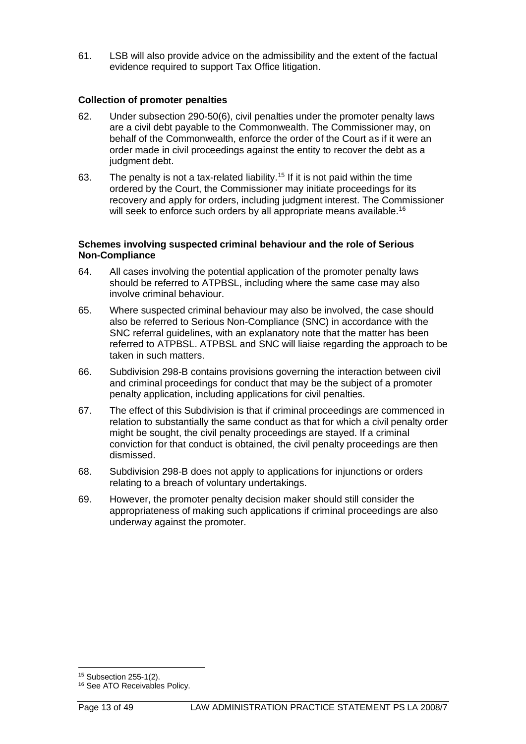61. LSB will also provide advice on the admissibility and the extent of the factual evidence required to support Tax Office litigation.

### Collection of promoter penalties

62. Under subsection 290-50(6), civil penalties under the promoter penalty laws are a civil debt payable to the Commonwealth. The Commissioner may, on behalf of the Commonwealth, enforce the order of the Court as if it were an order made in civil proceedings against the entity to recover the debt as a judgment debt.

63. The penalty is not a tax-related liability.[15] If it is not paid within the time ordered by the Court, the Commissioner may initiate proceedings for its recovery and apply for orders, including judgment interest. The Commissioner will seek to enforce such orders by all appropriate means available.[16]

### Schemes involving suspected criminal behaviour and the role of Serious Non-Compliance

64. All cases involving the potential application of the promoter penalty laws should be referred to ATPBSL, including where the same case may also involve criminal behaviour.

65. Where suspected criminal behaviour may also be involved, the case should also be referred to Serious Non-Compliance (SNC) in accordance with the SNC referral guidelines, with an explanatory note that the matter has been referred to ATPBSL. ATPBSL and SNC will liaise regarding the approach to be taken in such matters.

66. Subdivision 298-B contains provisions governing the interaction between civil and criminal proceedings for conduct that may be the subject of a promoter penalty application, including applications for civil penalties.

67. The effect of this Subdivision is that if criminal proceedings are commenced in relation to substantially the same conduct as that for which a civil penalty order might be sought, the civil penalty proceedings are stayed. If a criminal conviction for that conduct is obtained, the civil penalty proceedings are then dismissed.

68. Subdivision 298-B does not apply to applications for injunctions or orders relating to a breach of voluntary undertakings.

69. However, the promoter penalty decision maker should still consider the appropriateness of making such applications if criminal proceedings are also underway against the promoter.

---

[15] Subsection 255-1(2).

[16] See ATO Receivables Policy.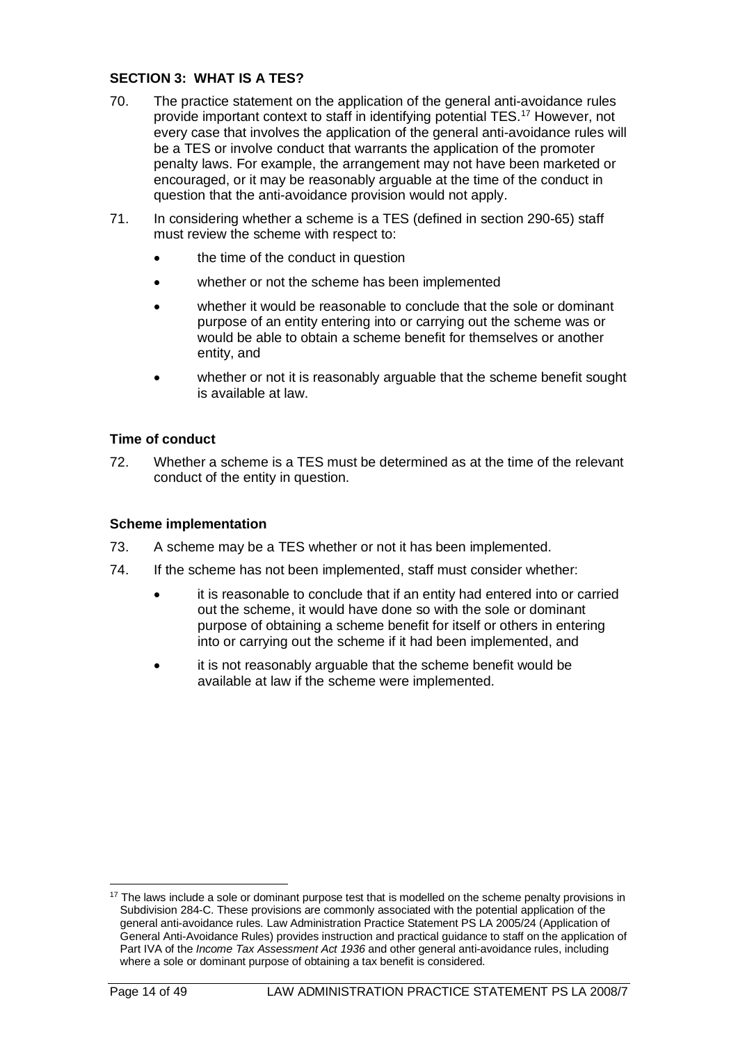## SECTION 3: WHAT IS A TES?

70. The practice statement on the application of the general anti-avoidance rules provide important context to staff in identifying potential TES.[17] However, not every case that involves the application of the general anti-avoidance rules will be a TES or involve conduct that warrants the application of the promoter penalty laws. For example, the arrangement may not have been marketed or encouraged, or it may be reasonably arguable at the time of the conduct in question that the anti-avoidance provision would not apply.

71. In considering whether a scheme is a TES (defined in section 290-65) staff must review the scheme with respect to:

- the time of the conduct in question
- whether or not the scheme has been implemented
- whether it would be reasonable to conclude that the sole or dominant purpose of an entity entering into or carrying out the scheme was or would be able to obtain a scheme benefit for themselves or another entity, and
- whether or not it is reasonably arguable that the scheme benefit sought is available at law.

### Time of conduct

72. Whether a scheme is a TES must be determined as at the time of the relevant conduct of the entity in question.

### Scheme implementation

73. A scheme may be a TES whether or not it has been implemented.

74. If the scheme has not been implemented, staff must consider whether:

- it is reasonable to conclude that if an entity had entered into or carried out the scheme, it would have done so with the sole or dominant purpose of obtaining a scheme benefit for itself or others in entering into or carrying out the scheme if it had been implemented, and
- it is not reasonably arguable that the scheme benefit would be available at law if the scheme were implemented.

---

[17] The laws include a sole or dominant purpose test that is modelled on the scheme penalty provisions in Subdivision 284-C. These provisions are commonly associated with the potential application of the general anti-avoidance rules. Law Administration Practice Statement PS LA 2005/24 (Application of General Anti-Avoidance Rules) provides instruction and practical guidance to staff on the application of Part IVA of the *Income Tax Assessment Act 1936* and other general anti-avoidance rules, including where a sole or dominant purpose of obtaining a tax benefit is considered.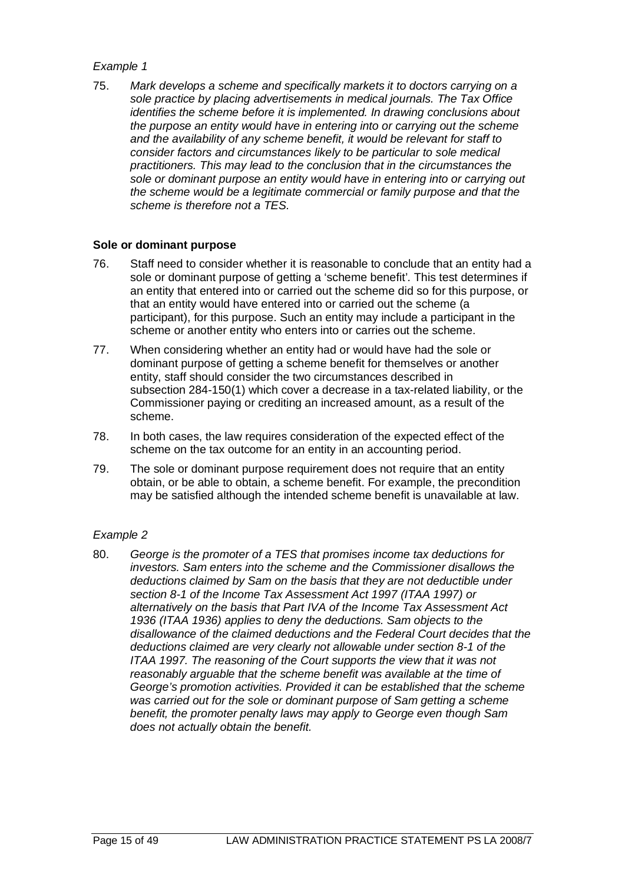*Example 1*

75. *Mark develops a scheme and specifically markets it to doctors carrying on a sole practice by placing advertisements in medical journals. The Tax Office identifies the scheme before it is implemented. In drawing conclusions about the purpose an entity would have in entering into or carrying out the scheme and the availability of any scheme benefit, it would be relevant for staff to consider factors and circumstances likely to be particular to sole medical practitioners. This may lead to the conclusion that in the circumstances the sole or dominant purpose an entity would have in entering into or carrying out the scheme would be a legitimate commercial or family purpose and that the scheme is therefore not a TES.*

**Sole or dominant purpose**

76. Staff need to consider whether it is reasonable to conclude that an entity had a sole or dominant purpose of getting a 'scheme benefit'. This test determines if an entity that entered into or carried out the scheme did so for this purpose, or that an entity would have entered into or carried out the scheme (a participant), for this purpose. Such an entity may include a participant in the scheme or another entity who enters into or carries out the scheme.

77. When considering whether an entity had or would have had the sole or dominant purpose of getting a scheme benefit for themselves or another entity, staff should consider the two circumstances described in subsection 284-150(1) which cover a decrease in a tax-related liability, or the Commissioner paying or crediting an increased amount, as a result of the scheme.

78. In both cases, the law requires consideration of the expected effect of the scheme on the tax outcome for an entity in an accounting period.

79. The sole or dominant purpose requirement does not require that an entity obtain, or be able to obtain, a scheme benefit. For example, the precondition may be satisfied although the intended scheme benefit is unavailable at law.

*Example 2*

80. *George is the promoter of a TES that promises income tax deductions for investors. Sam enters into the scheme and the Commissioner disallows the deductions claimed by Sam on the basis that they are not deductible under section 8-1 of the Income Tax Assessment Act 1997 (ITAA 1997) or alternatively on the basis that Part IVA of the Income Tax Assessment Act 1936 (ITAA 1936) applies to deny the deductions. Sam objects to the disallowance of the claimed deductions and the Federal Court decides that the deductions claimed are very clearly not allowable under section 8-1 of the ITAA 1997. The reasoning of the Court supports the view that it was not reasonably arguable that the scheme benefit was available at the time of George's promotion activities. Provided it can be established that the scheme was carried out for the sole or dominant purpose of Sam getting a scheme benefit, the promoter penalty laws may apply to George even though Sam does not actually obtain the benefit.*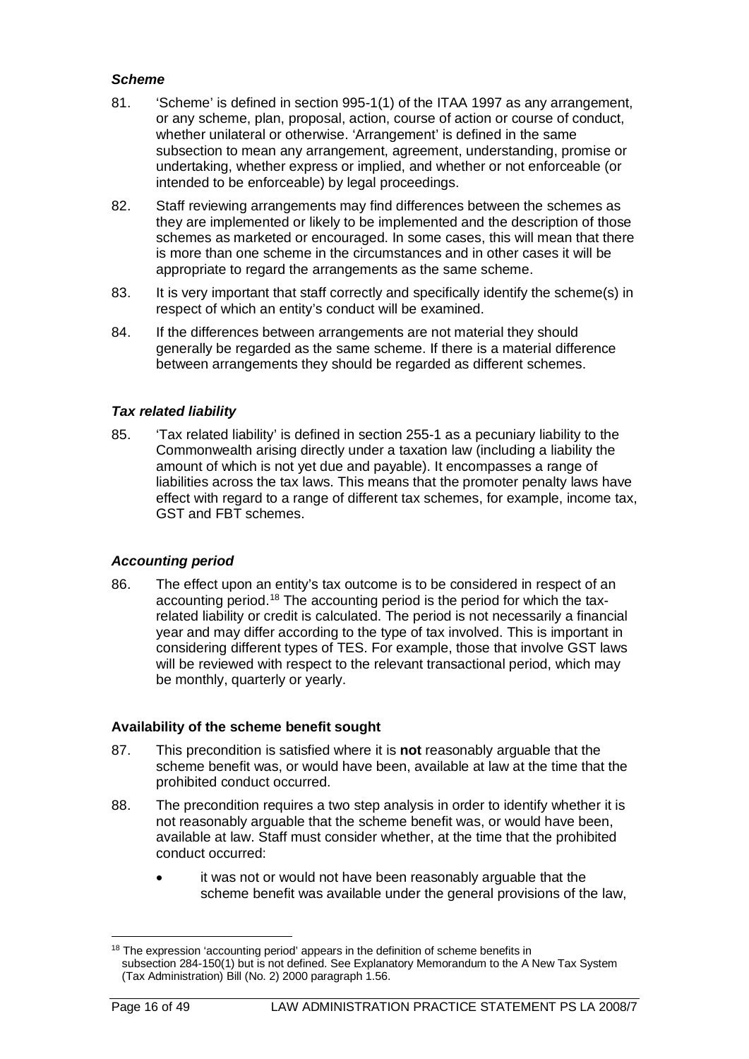### *Scheme*

81. 'Scheme' is defined in section 995-1(1) of the ITAA 1997 as any arrangement, or any scheme, plan, proposal, action, course of action or course of conduct, whether unilateral or otherwise. 'Arrangement' is defined in the same subsection to mean any arrangement, agreement, understanding, promise or undertaking, whether express or implied, and whether or not enforceable (or intended to be enforceable) by legal proceedings.

82. Staff reviewing arrangements may find differences between the schemes as they are implemented or likely to be implemented and the description of those schemes as marketed or encouraged. In some cases, this will mean that there is more than one scheme in the circumstances and in other cases it will be appropriate to regard the arrangements as the same scheme.

83. It is very important that staff correctly and specifically identify the scheme(s) in respect of which an entity's conduct will be examined.

84. If the differences between arrangements are not material they should generally be regarded as the same scheme. If there is a material difference between arrangements they should be regarded as different schemes.

### *Tax related liability*

85. 'Tax related liability' is defined in section 255-1 as a pecuniary liability to the Commonwealth arising directly under a taxation law (including a liability the amount of which is not yet due and payable). It encompasses a range of liabilities across the tax laws. This means that the promoter penalty laws have effect with regard to a range of different tax schemes, for example, income tax, GST and FBT schemes.

### *Accounting period*

86. The effect upon an entity's tax outcome is to be considered in respect of an accounting period.[18] The accounting period is the period for which the tax-related liability or credit is calculated. The period is not necessarily a financial year and may differ according to the type of tax involved. This is important in considering different types of TES. For example, those that involve GST laws will be reviewed with respect to the relevant transactional period, which may be monthly, quarterly or yearly.

### Availability of the scheme benefit sought

87. This precondition is satisfied where it is **not** reasonably arguable that the scheme benefit was, or would have been, available at law at the time that the prohibited conduct occurred.

88. The precondition requires a two step analysis in order to identify whether it is not reasonably arguable that the scheme benefit was, or would have been, available at law. Staff must consider whether, at the time that the prohibited conduct occurred:

- it was not or would not have been reasonably arguable that the scheme benefit was available under the general provisions of the law,

---

[18] The expression 'accounting period' appears in the definition of scheme benefits in subsection 284-150(1) but is not defined. See Explanatory Memorandum to the A New Tax System (Tax Administration) Bill (No. 2) 2000 paragraph 1.56.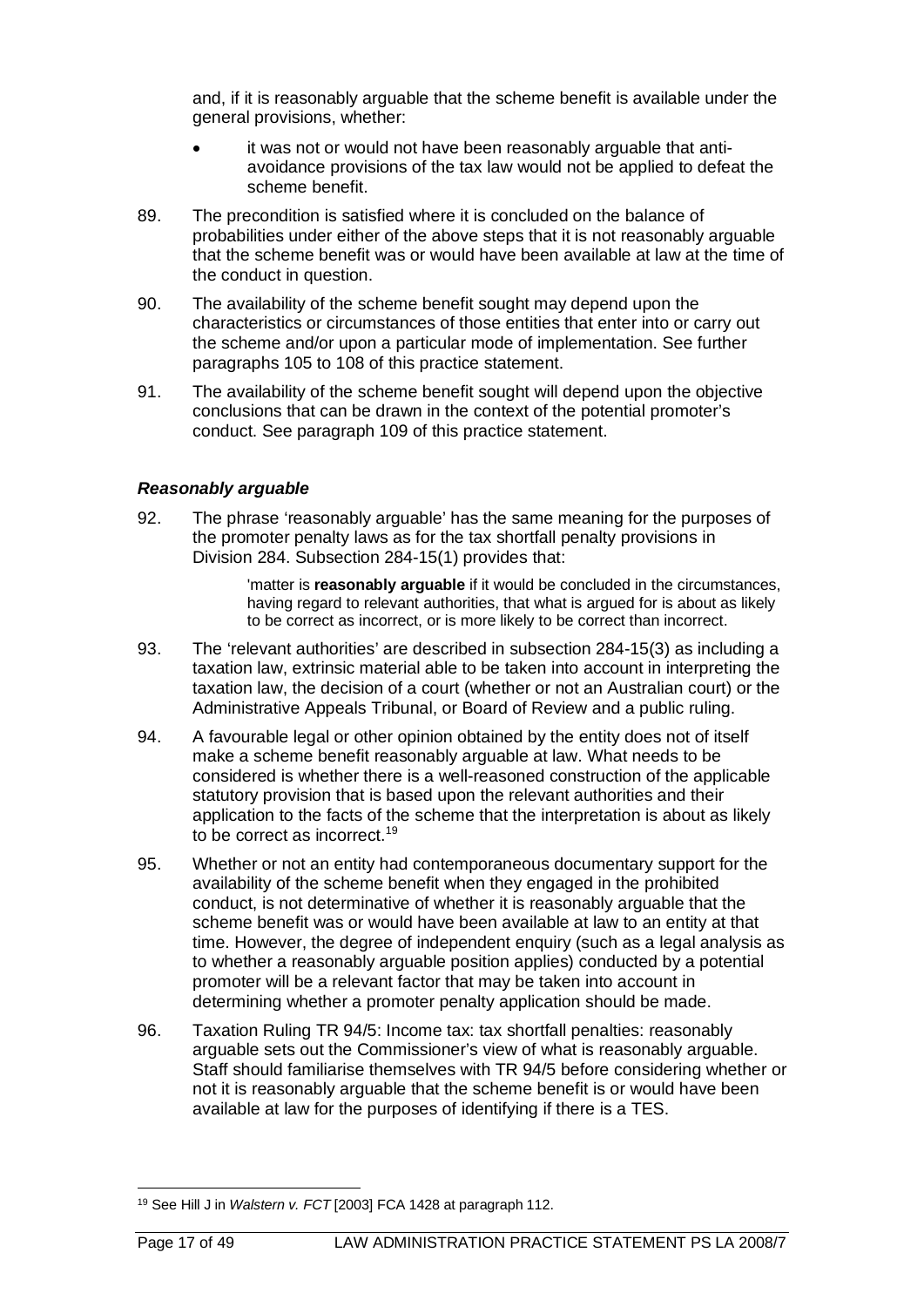and, if it is reasonably arguable that the scheme benefit is available under the general provisions, whether:

- it was not or would not have been reasonably arguable that anti-avoidance provisions of the tax law would not be applied to defeat the scheme benefit.

89. The precondition is satisfied where it is concluded on the balance of probabilities under either of the above steps that it is not reasonably arguable that the scheme benefit was or would have been available at law at the time of the conduct in question.

90. The availability of the scheme benefit sought may depend upon the characteristics or circumstances of those entities that enter into or carry out the scheme and/or upon a particular mode of implementation. See further paragraphs 105 to 108 of this practice statement.

91. The availability of the scheme benefit sought will depend upon the objective conclusions that can be drawn in the context of the potential promoter's conduct. See paragraph 109 of this practice statement.

### *Reasonably arguable*

92. The phrase 'reasonably arguable' has the same meaning for the purposes of the promoter penalty laws as for the tax shortfall penalty provisions in Division 284. Subsection 284-15(1) provides that:

> 'matter is **reasonably arguable** if it would be concluded in the circumstances, having regard to relevant authorities, that what is argued for is about as likely to be correct as incorrect, or is more likely to be correct than incorrect.

93. The 'relevant authorities' are described in subsection 284-15(3) as including a taxation law, extrinsic material able to be taken into account in interpreting the taxation law, the decision of a court (whether or not an Australian court) or the Administrative Appeals Tribunal, or Board of Review and a public ruling.

94. A favourable legal or other opinion obtained by the entity does not of itself make a scheme benefit reasonably arguable at law. What needs to be considered is whether there is a well-reasoned construction of the applicable statutory provision that is based upon the relevant authorities and their application to the facts of the scheme that the interpretation is about as likely to be correct as incorrect.[19]

95. Whether or not an entity had contemporaneous documentary support for the availability of the scheme benefit when they engaged in the prohibited conduct, is not determinative of whether it is reasonably arguable that the scheme benefit was or would have been available at law to an entity at that time. However, the degree of independent enquiry (such as a legal analysis as to whether a reasonably arguable position applies) conducted by a potential promoter will be a relevant factor that may be taken into account in determining whether a promoter penalty application should be made.

96. Taxation Ruling TR 94/5: Income tax: tax shortfall penalties: reasonably arguable sets out the Commissioner's view of what is reasonably arguable. Staff should familiarise themselves with TR 94/5 before considering whether or not it is reasonably arguable that the scheme benefit is or would have been available at law for the purposes of identifying if there is a TES.

---

[19] See Hill J in *Walstern v. FCT* [2003] FCA 1428 at paragraph 112.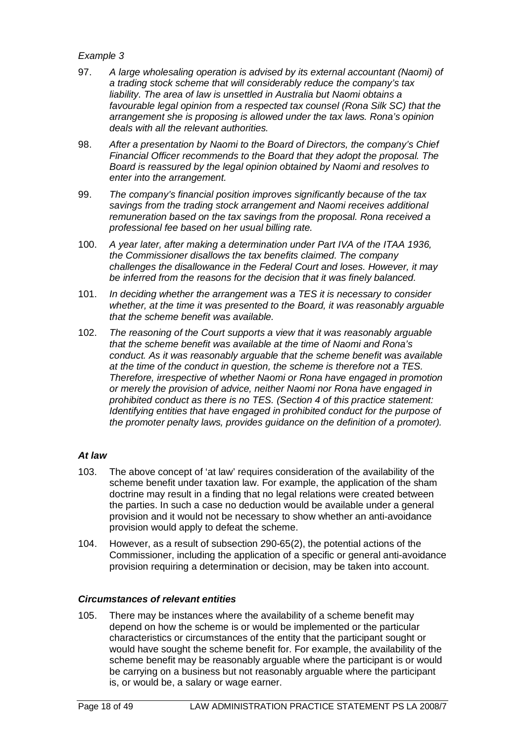*Example 3*

97. *A large wholesaling operation is advised by its external accountant (Naomi) of a trading stock scheme that will considerably reduce the company's tax liability. The area of law is unsettled in Australia but Naomi obtains a favourable legal opinion from a respected tax counsel (Rona Silk SC) that the arrangement she is proposing is allowed under the tax laws. Rona's opinion deals with all the relevant authorities.*

98. *After a presentation by Naomi to the Board of Directors, the company's Chief Financial Officer recommends to the Board that they adopt the proposal. The Board is reassured by the legal opinion obtained by Naomi and resolves to enter into the arrangement.*

99. *The company's financial position improves significantly because of the tax savings from the trading stock arrangement and Naomi receives additional remuneration based on the tax savings from the proposal. Rona received a professional fee based on her usual billing rate.*

100. *A year later, after making a determination under Part IVA of the ITAA 1936, the Commissioner disallows the tax benefits claimed. The company challenges the disallowance in the Federal Court and loses. However, it may be inferred from the reasons for the decision that it was finely balanced.*

101. *In deciding whether the arrangement was a TES it is necessary to consider whether, at the time it was presented to the Board, it was reasonably arguable that the scheme benefit was available.*

102. *The reasoning of the Court supports a view that it was reasonably arguable that the scheme benefit was available at the time of Naomi and Rona's conduct. As it was reasonably arguable that the scheme benefit was available at the time of the conduct in question, the scheme is therefore not a TES. Therefore, irrespective of whether Naomi or Rona have engaged in promotion or merely the provision of advice, neither Naomi nor Rona have engaged in prohibited conduct as there is no TES. (Section 4 of this practice statement: Identifying entities that have engaged in prohibited conduct for the purpose of the promoter penalty laws, provides guidance on the definition of a promoter).*

### *At law*

103. The above concept of 'at law' requires consideration of the availability of the scheme benefit under taxation law. For example, the application of the sham doctrine may result in a finding that no legal relations were created between the parties. In such a case no deduction would be available under a general provision and it would not be necessary to show whether an anti-avoidance provision would apply to defeat the scheme.

104. However, as a result of subsection 290-65(2), the potential actions of the Commissioner, including the application of a specific or general anti-avoidance provision requiring a determination or decision, may be taken into account.

### *Circumstances of relevant entities*

105. There may be instances where the availability of a scheme benefit may depend on how the scheme is or would be implemented or the particular characteristics or circumstances of the entity that the participant sought or would have sought the scheme benefit for. For example, the availability of the scheme benefit may be reasonably arguable where the participant is or would be carrying on a business but not reasonably arguable where the participant is, or would be, a salary or wage earner.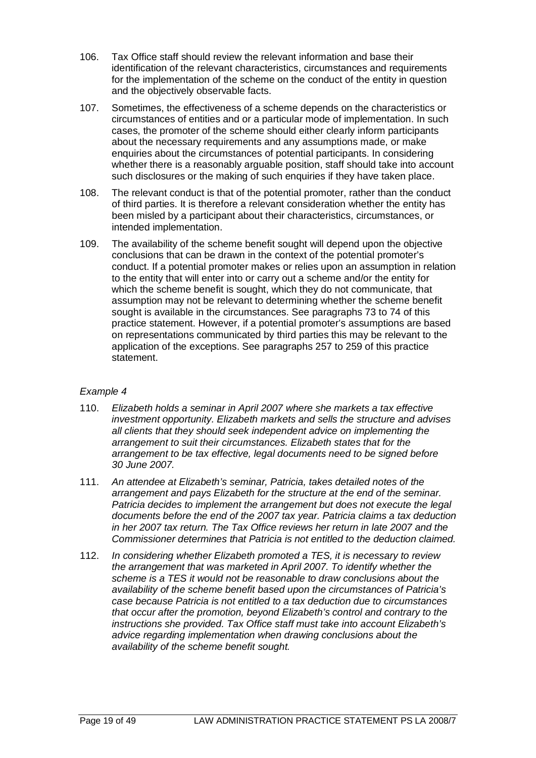106. Tax Office staff should review the relevant information and base their identification of the relevant characteristics, circumstances and requirements for the implementation of the scheme on the conduct of the entity in question and the objectively observable facts.

107. Sometimes, the effectiveness of a scheme depends on the characteristics or circumstances of entities and or a particular mode of implementation. In such cases, the promoter of the scheme should either clearly inform participants about the necessary requirements and any assumptions made, or make enquiries about the circumstances of potential participants. In considering whether there is a reasonably arguable position, staff should take into account such disclosures or the making of such enquiries if they have taken place.

108. The relevant conduct is that of the potential promoter, rather than the conduct of third parties. It is therefore a relevant consideration whether the entity has been misled by a participant about their characteristics, circumstances, or intended implementation.

109. The availability of the scheme benefit sought will depend upon the objective conclusions that can be drawn in the context of the potential promoter's conduct. If a potential promoter makes or relies upon an assumption in relation to the entity that will enter into or carry out a scheme and/or the entity for which the scheme benefit is sought, which they do not communicate, that assumption may not be relevant to determining whether the scheme benefit sought is available in the circumstances. See paragraphs 73 to 74 of this practice statement. However, if a potential promoter's assumptions are based on representations communicated by third parties this may be relevant to the application of the exceptions. See paragraphs 257 to 259 of this practice statement.

*Example 4*

110. *Elizabeth holds a seminar in April 2007 where she markets a tax effective investment opportunity. Elizabeth markets and sells the structure and advises all clients that they should seek independent advice on implementing the arrangement to suit their circumstances. Elizabeth states that for the arrangement to be tax effective, legal documents need to be signed before 30 June 2007.*

111. *An attendee at Elizabeth's seminar, Patricia, takes detailed notes of the arrangement and pays Elizabeth for the structure at the end of the seminar. Patricia decides to implement the arrangement but does not execute the legal documents before the end of the 2007 tax year. Patricia claims a tax deduction in her 2007 tax return. The Tax Office reviews her return in late 2007 and the Commissioner determines that Patricia is not entitled to the deduction claimed.*

112. *In considering whether Elizabeth promoted a TES, it is necessary to review the arrangement that was marketed in April 2007. To identify whether the scheme is a TES it would not be reasonable to draw conclusions about the availability of the scheme benefit based upon the circumstances of Patricia's case because Patricia is not entitled to a tax deduction due to circumstances that occur after the promotion, beyond Elizabeth's control and contrary to the instructions she provided. Tax Office staff must take into account Elizabeth's advice regarding implementation when drawing conclusions about the availability of the scheme benefit sought.*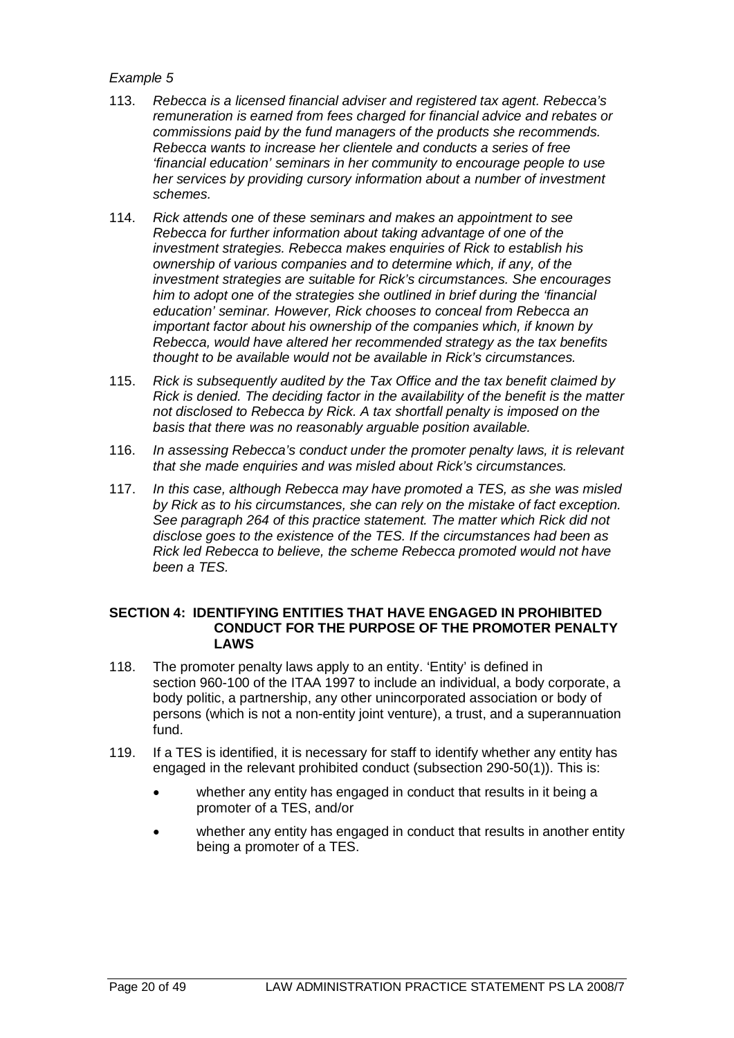*Example 5*

113. *Rebecca is a licensed financial adviser and registered tax agent. Rebecca's remuneration is earned from fees charged for financial advice and rebates or commissions paid by the fund managers of the products she recommends. Rebecca wants to increase her clientele and conducts a series of free 'financial education' seminars in her community to encourage people to use her services by providing cursory information about a number of investment schemes.*

114. *Rick attends one of these seminars and makes an appointment to see Rebecca for further information about taking advantage of one of the investment strategies. Rebecca makes enquiries of Rick to establish his ownership of various companies and to determine which, if any, of the investment strategies are suitable for Rick's circumstances. She encourages him to adopt one of the strategies she outlined in brief during the 'financial education' seminar. However, Rick chooses to conceal from Rebecca an important factor about his ownership of the companies which, if known by Rebecca, would have altered her recommended strategy as the tax benefits thought to be available would not be available in Rick's circumstances.*

115. *Rick is subsequently audited by the Tax Office and the tax benefit claimed by Rick is denied. The deciding factor in the availability of the benefit is the matter not disclosed to Rebecca by Rick. A tax shortfall penalty is imposed on the basis that there was no reasonably arguable position available.*

116. *In assessing Rebecca's conduct under the promoter penalty laws, it is relevant that she made enquiries and was misled about Rick's circumstances.*

117. *In this case, although Rebecca may have promoted a TES, as she was misled by Rick as to his circumstances, she can rely on the mistake of fact exception. See paragraph 264 of this practice statement. The matter which Rick did not disclose goes to the existence of the TES. If the circumstances had been as Rick led Rebecca to believe, the scheme Rebecca promoted would not have been a TES.*

## SECTION 4: IDENTIFYING ENTITIES THAT HAVE ENGAGED IN PROHIBITED CONDUCT FOR THE PURPOSE OF THE PROMOTER PENALTY LAWS

118. The promoter penalty laws apply to an entity. 'Entity' is defined in section 960-100 of the ITAA 1997 to include an individual, a body corporate, a body politic, a partnership, any other unincorporated association or body of persons (which is not a non-entity joint venture), a trust, and a superannuation fund.

119. If a TES is identified, it is necessary for staff to identify whether any entity has engaged in the relevant prohibited conduct (subsection 290-50(1)). This is:

- whether any entity has engaged in conduct that results in it being a promoter of a TES, and/or
- whether any entity has engaged in conduct that results in another entity being a promoter of a TES.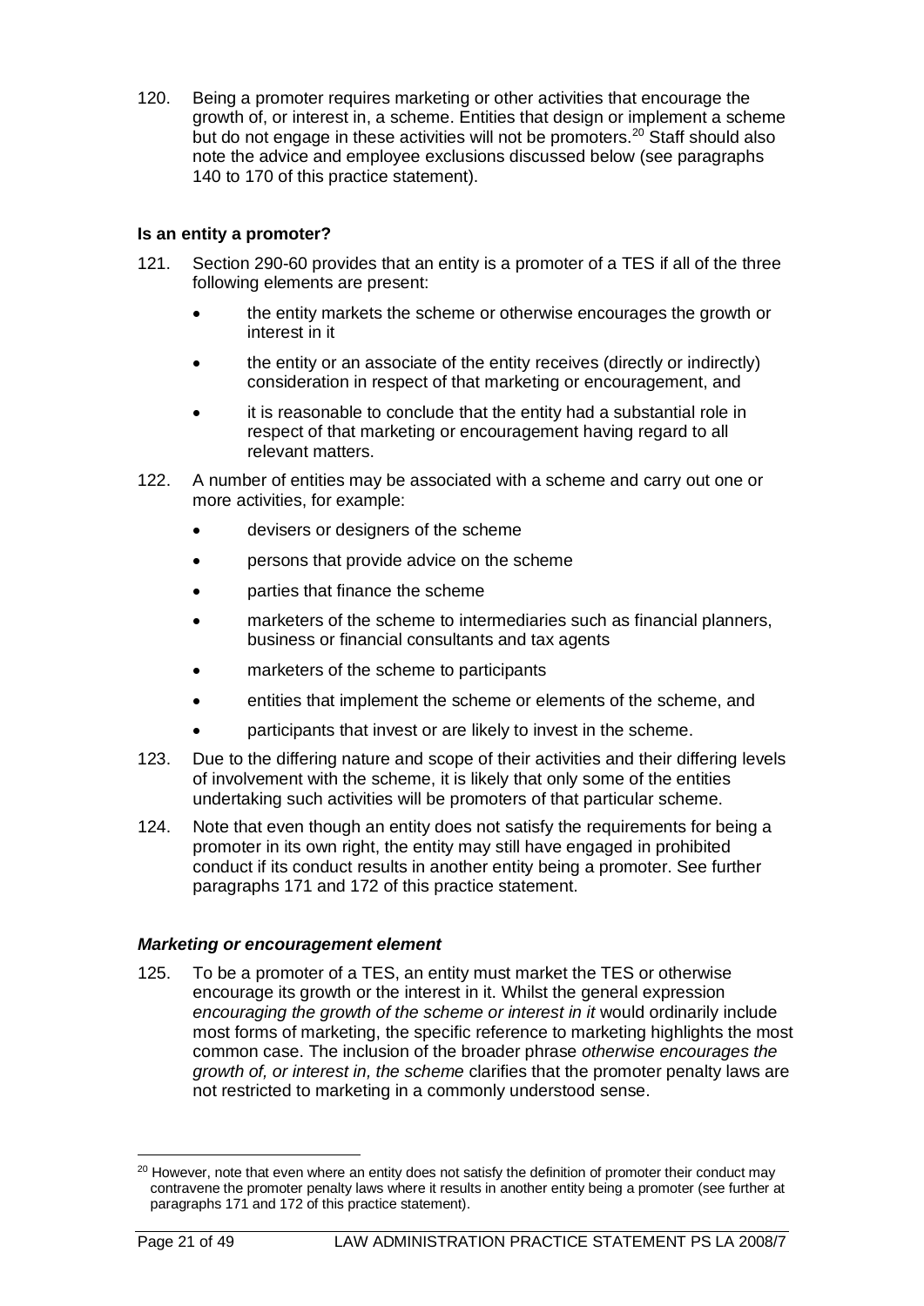120. Being a promoter requires marketing or other activities that encourage the growth of, or interest in, a scheme. Entities that design or implement a scheme but do not engage in these activities will not be promoters.[20] Staff should also note the advice and employee exclusions discussed below (see paragraphs 140 to 170 of this practice statement).

### Is an entity a promoter?

121. Section 290-60 provides that an entity is a promoter of a TES if all of the three following elements are present:

- the entity markets the scheme or otherwise encourages the growth or interest in it
- the entity or an associate of the entity receives (directly or indirectly) consideration in respect of that marketing or encouragement, and
- it is reasonable to conclude that the entity had a substantial role in respect of that marketing or encouragement having regard to all relevant matters.

122. A number of entities may be associated with a scheme and carry out one or more activities, for example:

- devisers or designers of the scheme
- persons that provide advice on the scheme
- parties that finance the scheme
- marketers of the scheme to intermediaries such as financial planners, business or financial consultants and tax agents
- marketers of the scheme to participants
- entities that implement the scheme or elements of the scheme, and
- participants that invest or are likely to invest in the scheme.

123. Due to the differing nature and scope of their activities and their differing levels of involvement with the scheme, it is likely that only some of the entities undertaking such activities will be promoters of that particular scheme.

124. Note that even though an entity does not satisfy the requirements for being a promoter in its own right, the entity may still have engaged in prohibited conduct if its conduct results in another entity being a promoter. See further paragraphs 171 and 172 of this practice statement.

#### *Marketing or encouragement element*

125. To be a promoter of a TES, an entity must market the TES or otherwise encourage its growth or the interest in it. Whilst the general expression *encouraging the growth of the scheme or interest in it* would ordinarily include most forms of marketing, the specific reference to marketing highlights the most common case. The inclusion of the broader phrase *otherwise encourages the growth of, or interest in, the scheme* clarifies that the promoter penalty laws are not restricted to marketing in a commonly understood sense.

---

[20] However, note that even where an entity does not satisfy the definition of promoter their conduct may contravene the promoter penalty laws where it results in another entity being a promoter (see further at paragraphs 171 and 172 of this practice statement).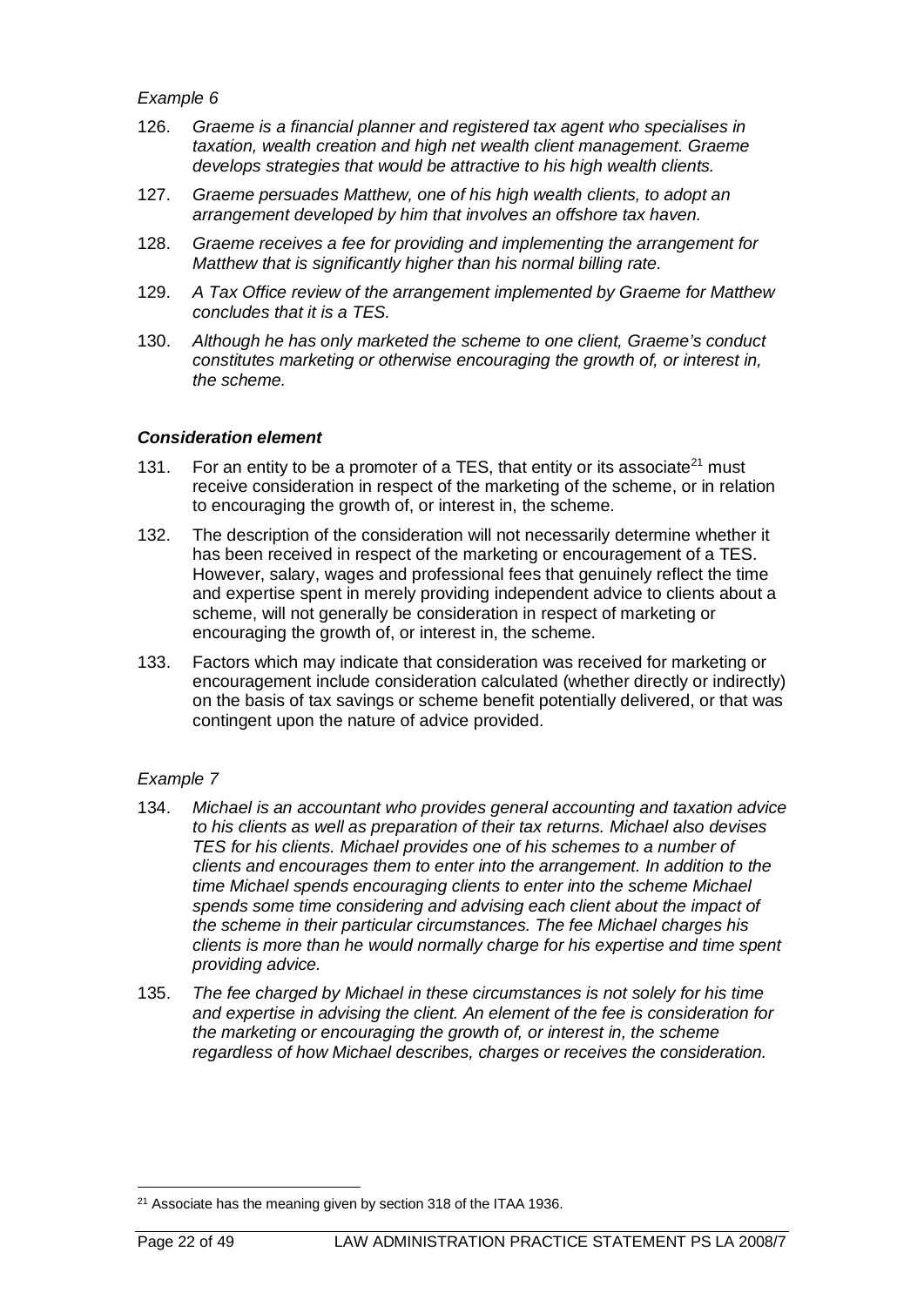*Example 6*

126. *Graeme is a financial planner and registered tax agent who specialises in taxation, wealth creation and high net wealth client management. Graeme develops strategies that would be attractive to his high wealth clients.*

127. *Graeme persuades Matthew, one of his high wealth clients, to adopt an arrangement developed by him that involves an offshore tax haven.*

128. *Graeme receives a fee for providing and implementing the arrangement for Matthew that is significantly higher than his normal billing rate.*

129. *A Tax Office review of the arrangement implemented by Graeme for Matthew concludes that it is a TES.*

130. *Although he has only marketed the scheme to one client, Graeme's conduct constitutes marketing or otherwise encouraging the growth of, or interest in, the scheme.*

### *Consideration element*

131. For an entity to be a promoter of a TES, that entity or its associate[21] must receive consideration in respect of the marketing of the scheme, or in relation to encouraging the growth of, or interest in, the scheme.

132. The description of the consideration will not necessarily determine whether it has been received in respect of the marketing or encouragement of a TES. However, salary, wages and professional fees that genuinely reflect the time and expertise spent in merely providing independent advice to clients about a scheme, will not generally be consideration in respect of marketing or encouraging the growth of, or interest in, the scheme.

133. Factors which may indicate that consideration was received for marketing or encouragement include consideration calculated (whether directly or indirectly) on the basis of tax savings or scheme benefit potentially delivered, or that was contingent upon the nature of advice provided.

*Example 7*

134. *Michael is an accountant who provides general accounting and taxation advice to his clients as well as preparation of their tax returns. Michael also devises TES for his clients. Michael provides one of his schemes to a number of clients and encourages them to enter into the arrangement. In addition to the time Michael spends encouraging clients to enter into the scheme Michael spends some time considering and advising each client about the impact of the scheme in their particular circumstances. The fee Michael charges his clients is more than he would normally charge for his expertise and time spent providing advice.*

135. *The fee charged by Michael in these circumstances is not solely for his time and expertise in advising the client. An element of the fee is consideration for the marketing or encouraging the growth of, or interest in, the scheme regardless of how Michael describes, charges or receives the consideration.*

---

[21] Associate has the meaning given by section 318 of the ITAA 1936.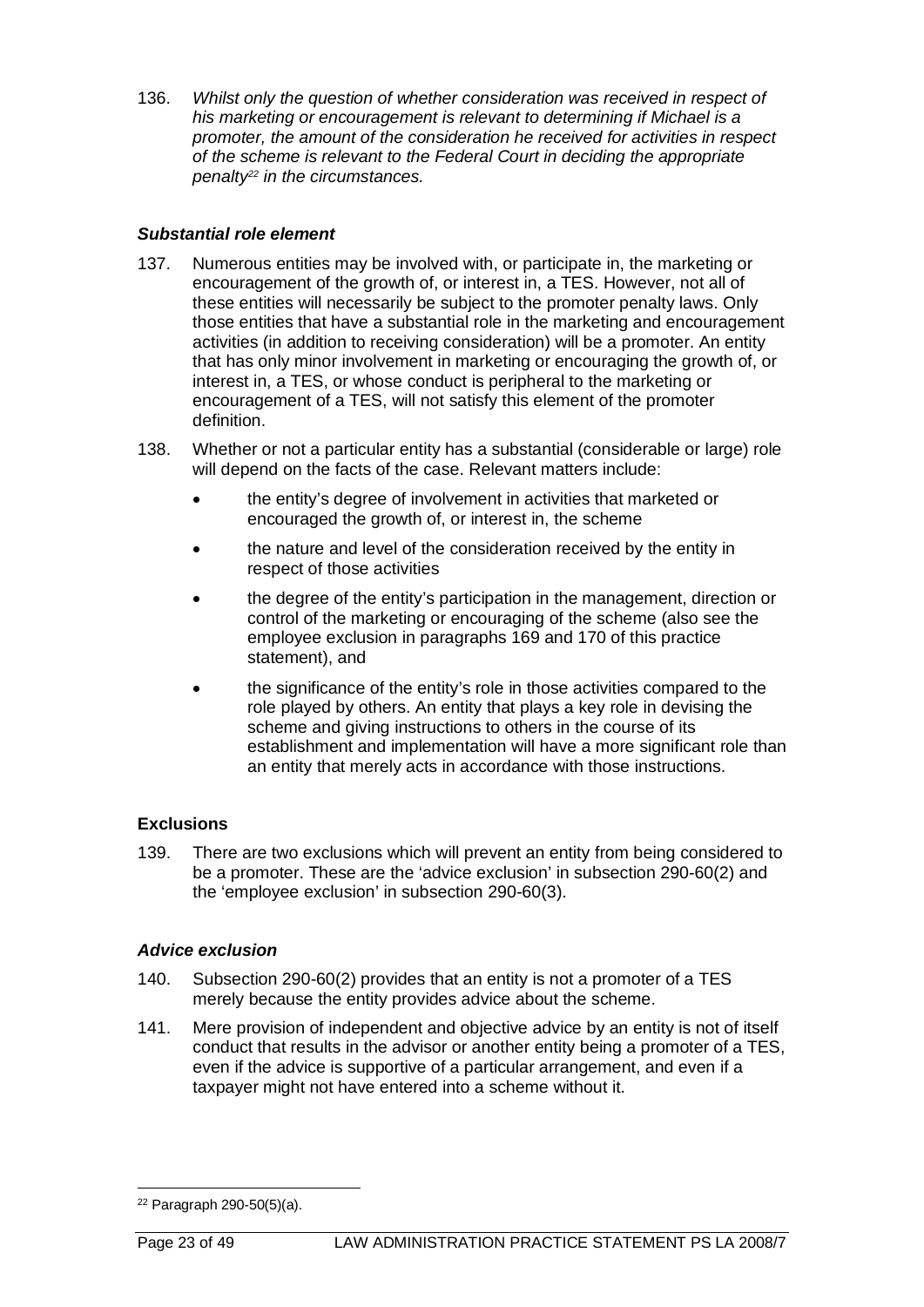136. *Whilst only the question of whether consideration was received in respect of his marketing or encouragement is relevant to determining if Michael is a promoter, the amount of the consideration he received for activities in respect of the scheme is relevant to the Federal Court in deciding the appropriate penalty[22] in the circumstances.*

#### *Substantial role element*

137. Numerous entities may be involved with, or participate in, the marketing or encouragement of the growth of, or interest in, a TES. However, not all of these entities will necessarily be subject to the promoter penalty laws. Only those entities that have a substantial role in the marketing and encouragement activities (in addition to receiving consideration) will be a promoter. An entity that has only minor involvement in marketing or encouraging the growth of, or interest in, a TES, or whose conduct is peripheral to the marketing or encouragement of a TES, will not satisfy this element of the promoter definition.

138. Whether or not a particular entity has a substantial (considerable or large) role will depend on the facts of the case. Relevant matters include:

- the entity's degree of involvement in activities that marketed or encouraged the growth of, or interest in, the scheme
- the nature and level of the consideration received by the entity in respect of those activities
- the degree of the entity's participation in the management, direction or control of the marketing or encouraging of the scheme (also see the employee exclusion in paragraphs 169 and 170 of this practice statement), and
- the significance of the entity's role in those activities compared to the role played by others. An entity that plays a key role in devising the scheme and giving instructions to others in the course of its establishment and implementation will have a more significant role than an entity that merely acts in accordance with those instructions.

### Exclusions

139. There are two exclusions which will prevent an entity from being considered to be a promoter. These are the 'advice exclusion' in subsection 290-60(2) and the 'employee exclusion' in subsection 290-60(3).

#### *Advice exclusion*

140. Subsection 290-60(2) provides that an entity is not a promoter of a TES merely because the entity provides advice about the scheme.

141. Mere provision of independent and objective advice by an entity is not of itself conduct that results in the advisor or another entity being a promoter of a TES, even if the advice is supportive of a particular arrangement, and even if a taxpayer might not have entered into a scheme without it.

---

[22] Paragraph 290-50(5)(a).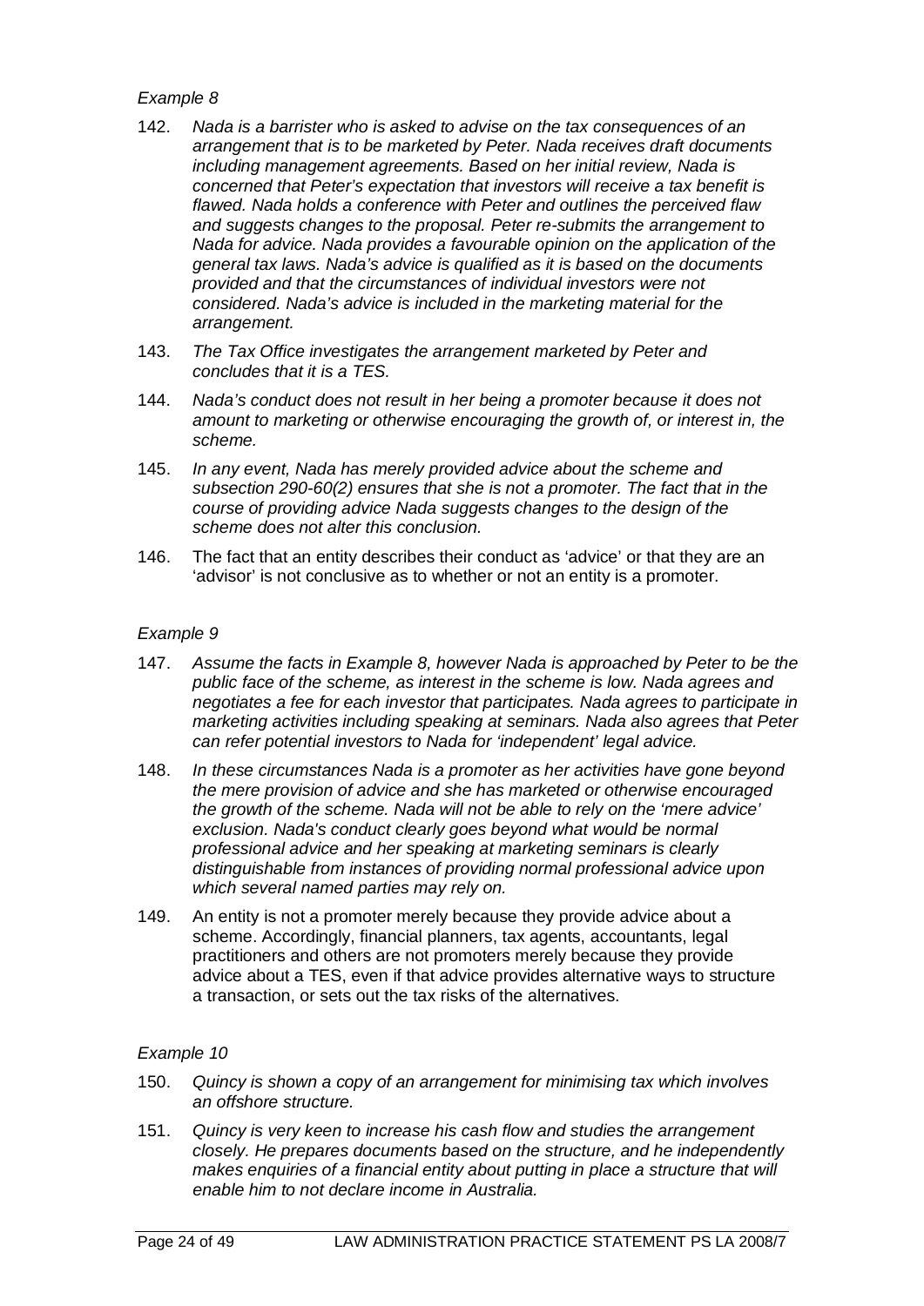*Example 8*

142. *Nada is a barrister who is asked to advise on the tax consequences of an arrangement that is to be marketed by Peter. Nada receives draft documents including management agreements. Based on her initial review, Nada is concerned that Peter's expectation that investors will receive a tax benefit is flawed. Nada holds a conference with Peter and outlines the perceived flaw and suggests changes to the proposal. Peter re-submits the arrangement to Nada for advice. Nada provides a favourable opinion on the application of the general tax laws. Nada's advice is qualified as it is based on the documents provided and that the circumstances of individual investors were not considered. Nada's advice is included in the marketing material for the arrangement.*

143. *The Tax Office investigates the arrangement marketed by Peter and concludes that it is a TES.*

144. *Nada's conduct does not result in her being a promoter because it does not amount to marketing or otherwise encouraging the growth of, or interest in, the scheme.*

145. *In any event, Nada has merely provided advice about the scheme and subsection 290-60(2) ensures that she is not a promoter. The fact that in the course of providing advice Nada suggests changes to the design of the scheme does not alter this conclusion.*

146. The fact that an entity describes their conduct as 'advice' or that they are an 'advisor' is not conclusive as to whether or not an entity is a promoter.

*Example 9*

147. *Assume the facts in Example 8, however Nada is approached by Peter to be the public face of the scheme, as interest in the scheme is low. Nada agrees and negotiates a fee for each investor that participates. Nada agrees to participate in marketing activities including speaking at seminars. Nada also agrees that Peter can refer potential investors to Nada for 'independent' legal advice.*

148. *In these circumstances Nada is a promoter as her activities have gone beyond the mere provision of advice and she has marketed or otherwise encouraged the growth of the scheme. Nada will not be able to rely on the 'mere advice' exclusion. Nada's conduct clearly goes beyond what would be normal professional advice and her speaking at marketing seminars is clearly distinguishable from instances of providing normal professional advice upon which several named parties may rely on.*

149. An entity is not a promoter merely because they provide advice about a scheme. Accordingly, financial planners, tax agents, accountants, legal practitioners and others are not promoters merely because they provide advice about a TES, even if that advice provides alternative ways to structure a transaction, or sets out the tax risks of the alternatives.

*Example 10*

150. *Quincy is shown a copy of an arrangement for minimising tax which involves an offshore structure.*

151. *Quincy is very keen to increase his cash flow and studies the arrangement closely. He prepares documents based on the structure, and he independently makes enquiries of a financial entity about putting in place a structure that will enable him to not declare income in Australia.*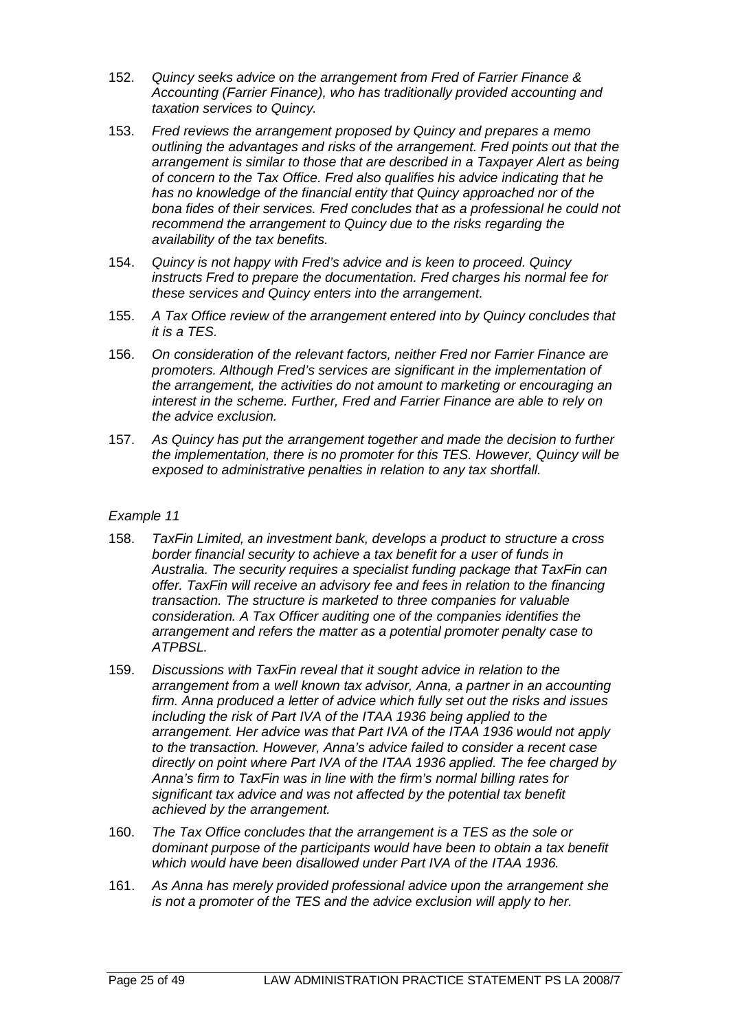152. *Quincy seeks advice on the arrangement from Fred of Farrier Finance & Accounting (Farrier Finance), who has traditionally provided accounting and taxation services to Quincy.*

153. *Fred reviews the arrangement proposed by Quincy and prepares a memo outlining the advantages and risks of the arrangement. Fred points out that the arrangement is similar to those that are described in a Taxpayer Alert as being of concern to the Tax Office. Fred also qualifies his advice indicating that he has no knowledge of the financial entity that Quincy approached nor of the bona fides of their services. Fred concludes that as a professional he could not recommend the arrangement to Quincy due to the risks regarding the availability of the tax benefits.*

154. *Quincy is not happy with Fred's advice and is keen to proceed. Quincy instructs Fred to prepare the documentation. Fred charges his normal fee for these services and Quincy enters into the arrangement.*

155. *A Tax Office review of the arrangement entered into by Quincy concludes that it is a TES.*

156. *On consideration of the relevant factors, neither Fred nor Farrier Finance are promoters. Although Fred's services are significant in the implementation of the arrangement, the activities do not amount to marketing or encouraging an interest in the scheme. Further, Fred and Farrier Finance are able to rely on the advice exclusion.*

157. *As Quincy has put the arrangement together and made the decision to further the implementation, there is no promoter for this TES. However, Quincy will be exposed to administrative penalties in relation to any tax shortfall.*

*Example 11*

158. *TaxFin Limited, an investment bank, develops a product to structure a cross border financial security to achieve a tax benefit for a user of funds in Australia. The security requires a specialist funding package that TaxFin can offer. TaxFin will receive an advisory fee and fees in relation to the financing transaction. The structure is marketed to three companies for valuable consideration. A Tax Officer auditing one of the companies identifies the arrangement and refers the matter as a potential promoter penalty case to ATPBSL.*

159. *Discussions with TaxFin reveal that it sought advice in relation to the arrangement from a well known tax advisor, Anna, a partner in an accounting firm. Anna produced a letter of advice which fully set out the risks and issues including the risk of Part IVA of the ITAA 1936 being applied to the arrangement. Her advice was that Part IVA of the ITAA 1936 would not apply to the transaction. However, Anna's advice failed to consider a recent case directly on point where Part IVA of the ITAA 1936 applied. The fee charged by Anna's firm to TaxFin was in line with the firm's normal billing rates for significant tax advice and was not affected by the potential tax benefit achieved by the arrangement.*

160. *The Tax Office concludes that the arrangement is a TES as the sole or dominant purpose of the participants would have been to obtain a tax benefit which would have been disallowed under Part IVA of the ITAA 1936.*

161. *As Anna has merely provided professional advice upon the arrangement she is not a promoter of the TES and the advice exclusion will apply to her.*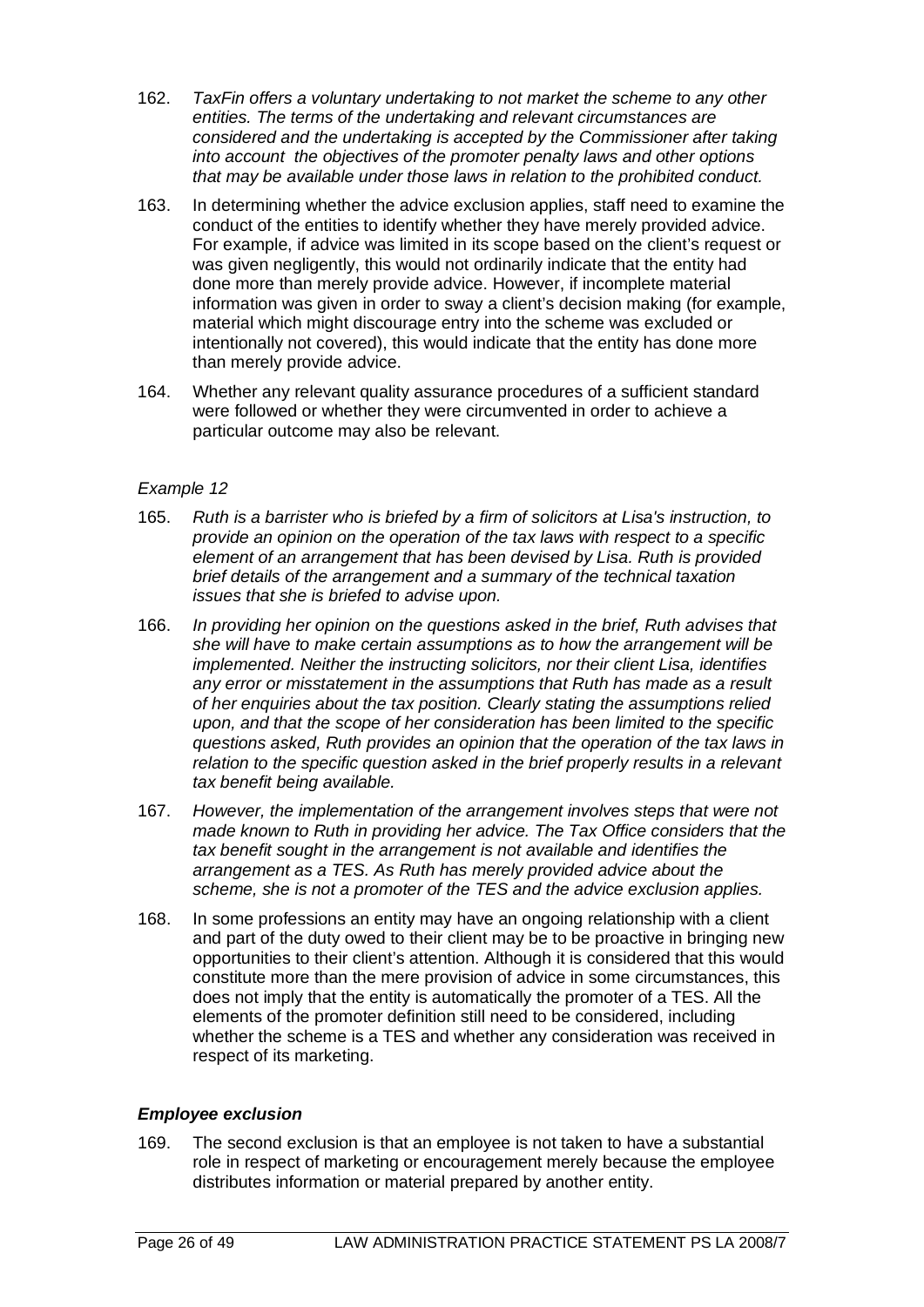162. *TaxFin offers a voluntary undertaking to not market the scheme to any other entities. The terms of the undertaking and relevant circumstances are considered and the undertaking is accepted by the Commissioner after taking into account the objectives of the promoter penalty laws and other options that may be available under those laws in relation to the prohibited conduct.*

163. In determining whether the advice exclusion applies, staff need to examine the conduct of the entities to identify whether they have merely provided advice. For example, if advice was limited in its scope based on the client's request or was given negligently, this would not ordinarily indicate that the entity had done more than merely provide advice. However, if incomplete material information was given in order to sway a client's decision making (for example, material which might discourage entry into the scheme was excluded or intentionally not covered), this would indicate that the entity has done more than merely provide advice.

164. Whether any relevant quality assurance procedures of a sufficient standard were followed or whether they were circumvented in order to achieve a particular outcome may also be relevant.

*Example 12*

165. *Ruth is a barrister who is briefed by a firm of solicitors at Lisa's instruction, to provide an opinion on the operation of the tax laws with respect to a specific element of an arrangement that has been devised by Lisa. Ruth is provided brief details of the arrangement and a summary of the technical taxation issues that she is briefed to advise upon.*

166. *In providing her opinion on the questions asked in the brief, Ruth advises that she will have to make certain assumptions as to how the arrangement will be implemented. Neither the instructing solicitors, nor their client Lisa, identifies any error or misstatement in the assumptions that Ruth has made as a result of her enquiries about the tax position. Clearly stating the assumptions relied upon, and that the scope of her consideration has been limited to the specific questions asked, Ruth provides an opinion that the operation of the tax laws in relation to the specific question asked in the brief properly results in a relevant tax benefit being available.*

167. *However, the implementation of the arrangement involves steps that were not made known to Ruth in providing her advice. The Tax Office considers that the tax benefit sought in the arrangement is not available and identifies the arrangement as a TES. As Ruth has merely provided advice about the scheme, she is not a promoter of the TES and the advice exclusion applies.*

168. In some professions an entity may have an ongoing relationship with a client and part of the duty owed to their client may be to be proactive in bringing new opportunities to their client's attention. Although it is considered that this would constitute more than the mere provision of advice in some circumstances, this does not imply that the entity is automatically the promoter of a TES. All the elements of the promoter definition still need to be considered, including whether the scheme is a TES and whether any consideration was received in respect of its marketing.

### ***Employee exclusion***

169. The second exclusion is that an employee is not taken to have a substantial role in respect of marketing or encouragement merely because the employee distributes information or material prepared by another entity.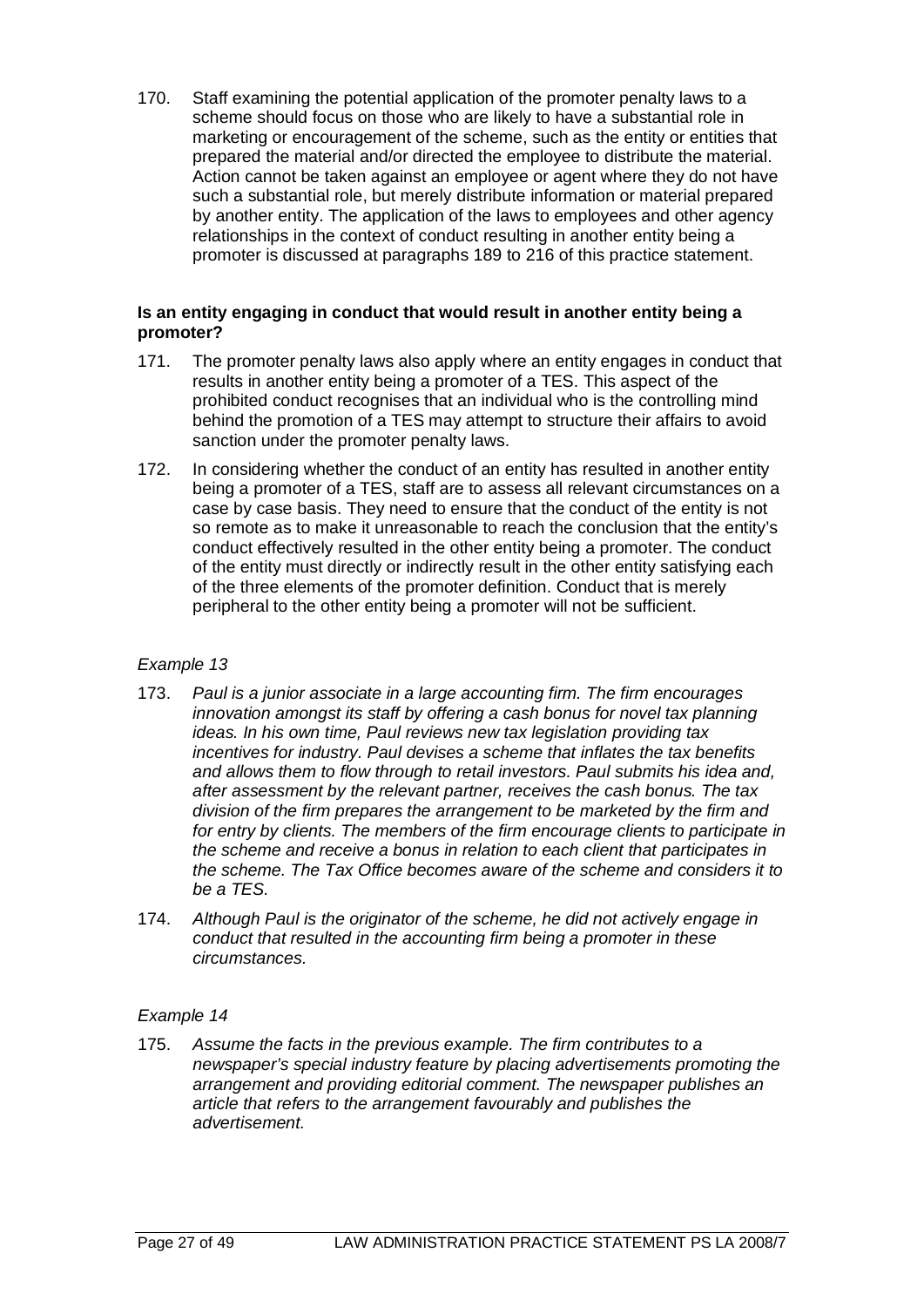170. Staff examining the potential application of the promoter penalty laws to a scheme should focus on those who are likely to have a substantial role in marketing or encouragement of the scheme, such as the entity or entities that prepared the material and/or directed the employee to distribute the material. Action cannot be taken against an employee or agent where they do not have such a substantial role, but merely distribute information or material prepared by another entity. The application of the laws to employees and other agency relationships in the context of conduct resulting in another entity being a promoter is discussed at paragraphs 189 to 216 of this practice statement.

**Is an entity engaging in conduct that would result in another entity being a promoter?**

171. The promoter penalty laws also apply where an entity engages in conduct that results in another entity being a promoter of a TES. This aspect of the prohibited conduct recognises that an individual who is the controlling mind behind the promotion of a TES may attempt to structure their affairs to avoid sanction under the promoter penalty laws.

172. In considering whether the conduct of an entity has resulted in another entity being a promoter of a TES, staff are to assess all relevant circumstances on a case by case basis. They need to ensure that the conduct of the entity is not so remote as to make it unreasonable to reach the conclusion that the entity's conduct effectively resulted in the other entity being a promoter. The conduct of the entity must directly or indirectly result in the other entity satisfying each of the three elements of the promoter definition. Conduct that is merely peripheral to the other entity being a promoter will not be sufficient.

*Example 13*

173. *Paul is a junior associate in a large accounting firm. The firm encourages innovation amongst its staff by offering a cash bonus for novel tax planning ideas. In his own time, Paul reviews new tax legislation providing tax incentives for industry. Paul devises a scheme that inflates the tax benefits and allows them to flow through to retail investors. Paul submits his idea and, after assessment by the relevant partner, receives the cash bonus. The tax division of the firm prepares the arrangement to be marketed by the firm and for entry by clients. The members of the firm encourage clients to participate in the scheme and receive a bonus in relation to each client that participates in the scheme. The Tax Office becomes aware of the scheme and considers it to be a TES.*

174. *Although Paul is the originator of the scheme, he did not actively engage in conduct that resulted in the accounting firm being a promoter in these circumstances.*

*Example 14*

175. *Assume the facts in the previous example. The firm contributes to a newspaper's special industry feature by placing advertisements promoting the arrangement and providing editorial comment. The newspaper publishes an article that refers to the arrangement favourably and publishes the advertisement.*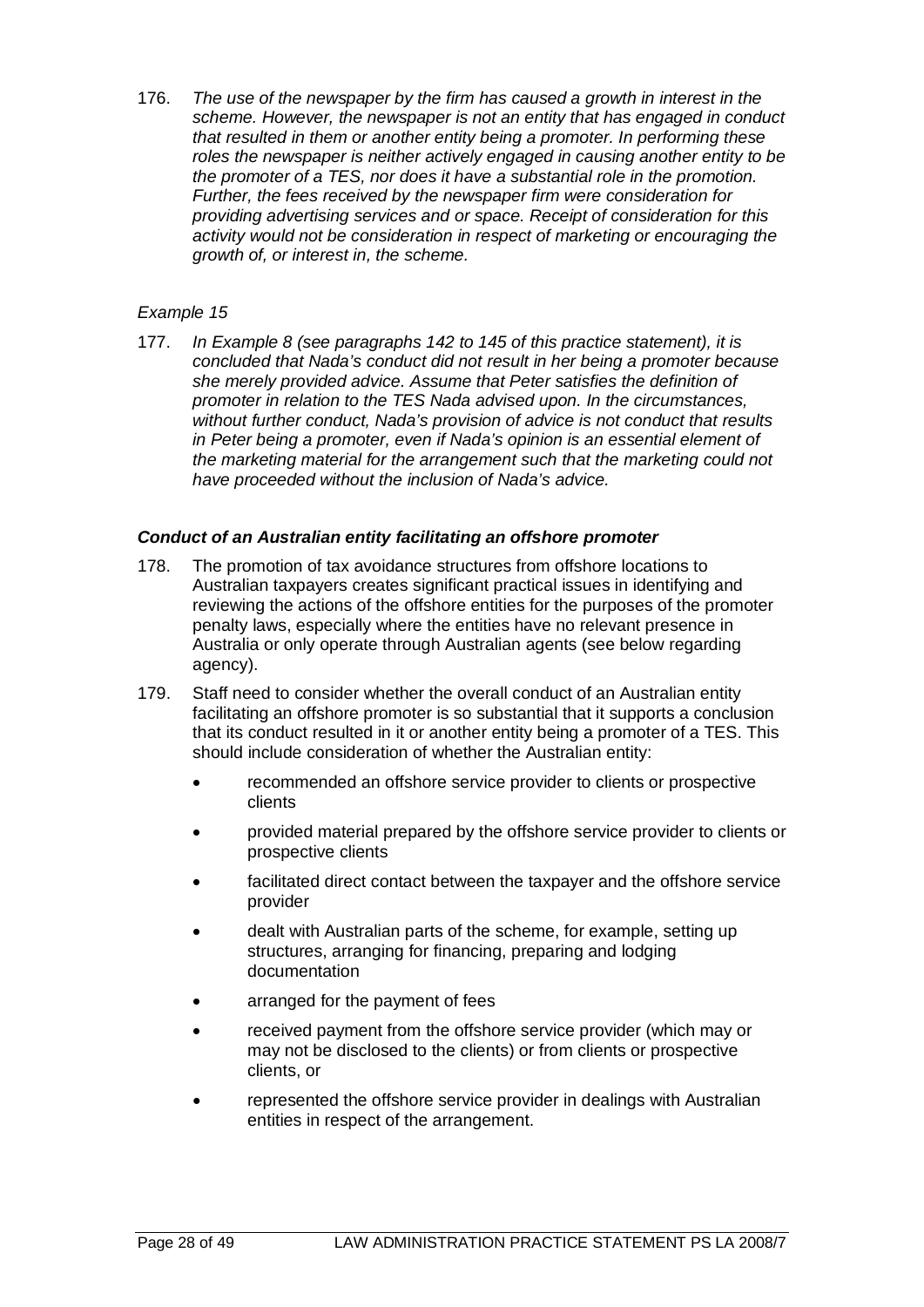176. *The use of the newspaper by the firm has caused a growth in interest in the scheme. However, the newspaper is not an entity that has engaged in conduct that resulted in them or another entity being a promoter. In performing these roles the newspaper is neither actively engaged in causing another entity to be the promoter of a TES, nor does it have a substantial role in the promotion. Further, the fees received by the newspaper firm were consideration for providing advertising services and or space. Receipt of consideration for this activity would not be consideration in respect of marketing or encouraging the growth of, or interest in, the scheme.*

*Example 15*

177. *In Example 8 (see paragraphs 142 to 145 of this practice statement), it is concluded that Nada's conduct did not result in her being a promoter because she merely provided advice. Assume that Peter satisfies the definition of promoter in relation to the TES Nada advised upon. In the circumstances, without further conduct, Nada's provision of advice is not conduct that results in Peter being a promoter, even if Nada's opinion is an essential element of the marketing material for the arrangement such that the marketing could not have proceeded without the inclusion of Nada's advice.*

***Conduct of an Australian entity facilitating an offshore promoter***

178. The promotion of tax avoidance structures from offshore locations to Australian taxpayers creates significant practical issues in identifying and reviewing the actions of the offshore entities for the purposes of the promoter penalty laws, especially where the entities have no relevant presence in Australia or only operate through Australian agents (see below regarding agency).

179. Staff need to consider whether the overall conduct of an Australian entity facilitating an offshore promoter is so substantial that it supports a conclusion that its conduct resulted in it or another entity being a promoter of a TES. This should include consideration of whether the Australian entity:

- recommended an offshore service provider to clients or prospective clients
- provided material prepared by the offshore service provider to clients or prospective clients
- facilitated direct contact between the taxpayer and the offshore service provider
- dealt with Australian parts of the scheme, for example, setting up structures, arranging for financing, preparing and lodging documentation
- arranged for the payment of fees
- received payment from the offshore service provider (which may or may not be disclosed to the clients) or from clients or prospective clients, or
- represented the offshore service provider in dealings with Australian entities in respect of the arrangement.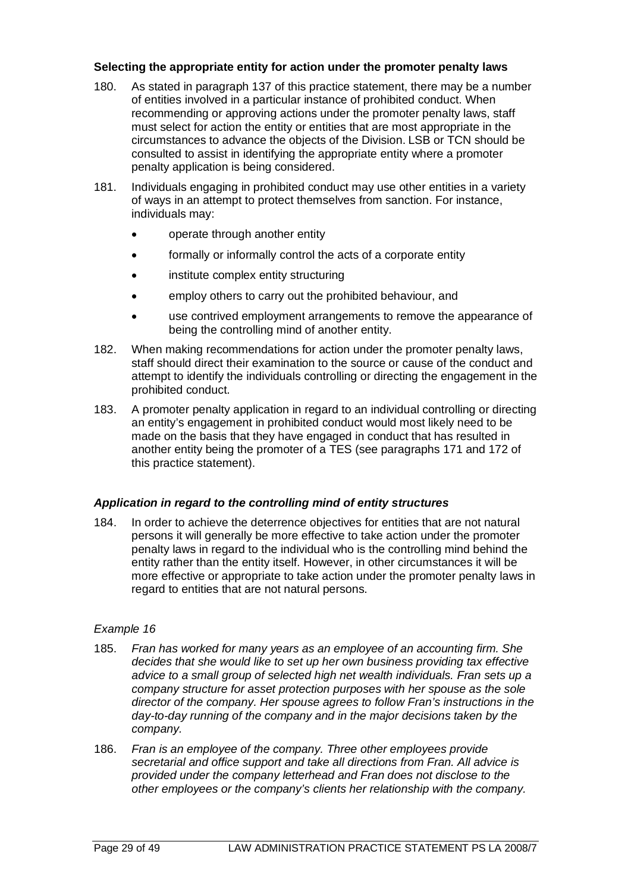### Selecting the appropriate entity for action under the promoter penalty laws

180. As stated in paragraph 137 of this practice statement, there may be a number of entities involved in a particular instance of prohibited conduct. When recommending or approving actions under the promoter penalty laws, staff must select for action the entity or entities that are most appropriate in the circumstances to advance the objects of the Division. LSB or TCN should be consulted to assist in identifying the appropriate entity where a promoter penalty application is being considered.

181. Individuals engaging in prohibited conduct may use other entities in a variety of ways in an attempt to protect themselves from sanction. For instance, individuals may:

   - operate through another entity
   - formally or informally control the acts of a corporate entity
   - institute complex entity structuring
   - employ others to carry out the prohibited behaviour, and
   - use contrived employment arrangements to remove the appearance of being the controlling mind of another entity.

182. When making recommendations for action under the promoter penalty laws, staff should direct their examination to the source or cause of the conduct and attempt to identify the individuals controlling or directing the engagement in the prohibited conduct.

183. A promoter penalty application in regard to an individual controlling or directing an entity's engagement in prohibited conduct would most likely need to be made on the basis that they have engaged in conduct that has resulted in another entity being the promoter of a TES (see paragraphs 171 and 172 of this practice statement).

#### *Application in regard to the controlling mind of entity structures*

184. In order to achieve the deterrence objectives for entities that are not natural persons it will generally be more effective to take action under the promoter penalty laws in regard to the individual who is the controlling mind behind the entity rather than the entity itself. However, in other circumstances it will be more effective or appropriate to take action under the promoter penalty laws in regard to entities that are not natural persons.

*Example 16*

185. *Fran has worked for many years as an employee of an accounting firm. She decides that she would like to set up her own business providing tax effective advice to a small group of selected high net wealth individuals. Fran sets up a company structure for asset protection purposes with her spouse as the sole director of the company. Her spouse agrees to follow Fran's instructions in the day-to-day running of the company and in the major decisions taken by the company.*

186. *Fran is an employee of the company. Three other employees provide secretarial and office support and take all directions from Fran. All advice is provided under the company letterhead and Fran does not disclose to the other employees or the company's clients her relationship with the company.*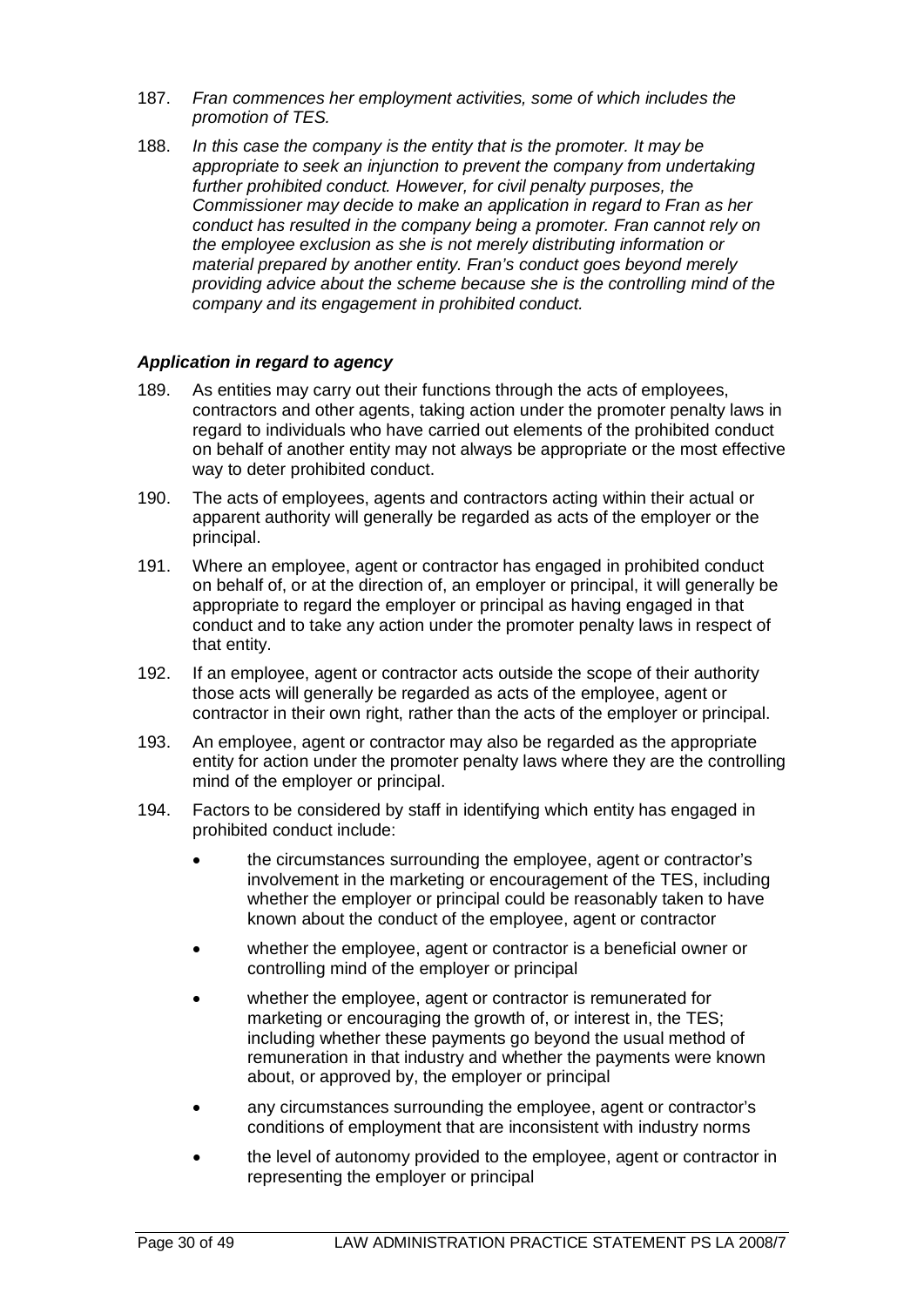187. *Fran commences her employment activities, some of which includes the promotion of TES.*

188. *In this case the company is the entity that is the promoter. It may be appropriate to seek an injunction to prevent the company from undertaking further prohibited conduct. However, for civil penalty purposes, the Commissioner may decide to make an application in regard to Fran as her conduct has resulted in the company being a promoter. Fran cannot rely on the employee exclusion as she is not merely distributing information or material prepared by another entity. Fran's conduct goes beyond merely providing advice about the scheme because she is the controlling mind of the company and its engagement in prohibited conduct.*

### *Application in regard to agency*

189. As entities may carry out their functions through the acts of employees, contractors and other agents, taking action under the promoter penalty laws in regard to individuals who have carried out elements of the prohibited conduct on behalf of another entity may not always be appropriate or the most effective way to deter prohibited conduct.

190. The acts of employees, agents and contractors acting within their actual or apparent authority will generally be regarded as acts of the employer or the principal.

191. Where an employee, agent or contractor has engaged in prohibited conduct on behalf of, or at the direction of, an employer or principal, it will generally be appropriate to regard the employer or principal as having engaged in that conduct and to take any action under the promoter penalty laws in respect of that entity.

192. If an employee, agent or contractor acts outside the scope of their authority those acts will generally be regarded as acts of the employee, agent or contractor in their own right, rather than the acts of the employer or principal.

193. An employee, agent or contractor may also be regarded as the appropriate entity for action under the promoter penalty laws where they are the controlling mind of the employer or principal.

194. Factors to be considered by staff in identifying which entity has engaged in prohibited conduct include:

- the circumstances surrounding the employee, agent or contractor's involvement in the marketing or encouragement of the TES, including whether the employer or principal could be reasonably taken to have known about the conduct of the employee, agent or contractor
- whether the employee, agent or contractor is a beneficial owner or controlling mind of the employer or principal
- whether the employee, agent or contractor is remunerated for marketing or encouraging the growth of, or interest in, the TES; including whether these payments go beyond the usual method of remuneration in that industry and whether the payments were known about, or approved by, the employer or principal
- any circumstances surrounding the employee, agent or contractor's conditions of employment that are inconsistent with industry norms
- the level of autonomy provided to the employee, agent or contractor in representing the employer or principal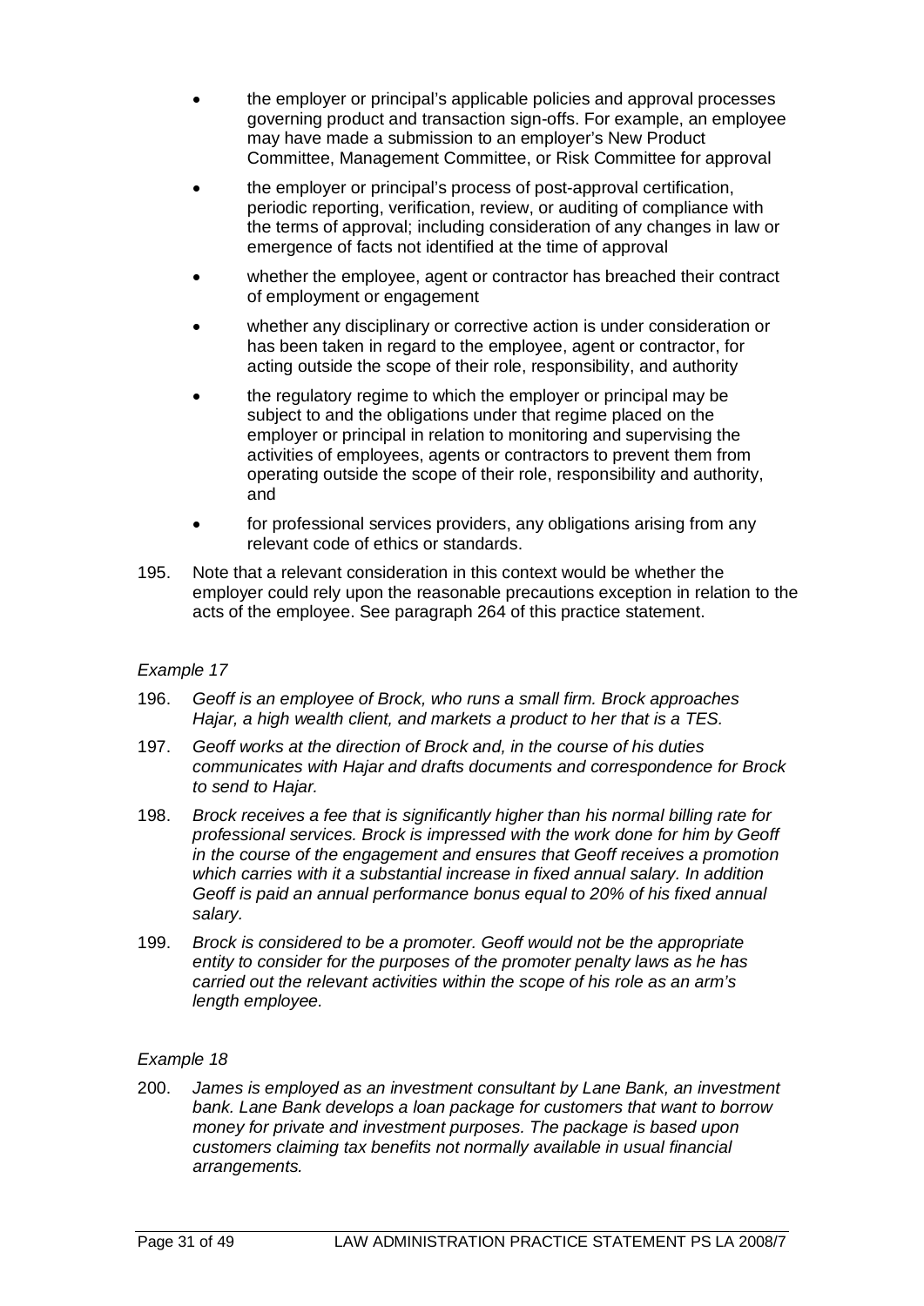- the employer or principal's applicable policies and approval processes governing product and transaction sign-offs. For example, an employee may have made a submission to an employer's New Product Committee, Management Committee, or Risk Committee for approval
- the employer or principal's process of post-approval certification, periodic reporting, verification, review, or auditing of compliance with the terms of approval; including consideration of any changes in law or emergence of facts not identified at the time of approval
- whether the employee, agent or contractor has breached their contract of employment or engagement
- whether any disciplinary or corrective action is under consideration or has been taken in regard to the employee, agent or contractor, for acting outside the scope of their role, responsibility, and authority
- the regulatory regime to which the employer or principal may be subject to and the obligations under that regime placed on the employer or principal in relation to monitoring and supervising the activities of employees, agents or contractors to prevent them from operating outside the scope of their role, responsibility and authority, and
- for professional services providers, any obligations arising from any relevant code of ethics or standards.

195. Note that a relevant consideration in this context would be whether the employer could rely upon the reasonable precautions exception in relation to the acts of the employee. See paragraph 264 of this practice statement.

*Example 17*

196. *Geoff is an employee of Brock, who runs a small firm. Brock approaches Hajar, a high wealth client, and markets a product to her that is a TES.*

197. *Geoff works at the direction of Brock and, in the course of his duties communicates with Hajar and drafts documents and correspondence for Brock to send to Hajar.*

198. *Brock receives a fee that is significantly higher than his normal billing rate for professional services. Brock is impressed with the work done for him by Geoff in the course of the engagement and ensures that Geoff receives a promotion which carries with it a substantial increase in fixed annual salary. In addition Geoff is paid an annual performance bonus equal to 20% of his fixed annual salary.*

199. *Brock is considered to be a promoter. Geoff would not be the appropriate entity to consider for the purposes of the promoter penalty laws as he has carried out the relevant activities within the scope of his role as an arm's length employee.*

*Example 18*

200. *James is employed as an investment consultant by Lane Bank, an investment bank. Lane Bank develops a loan package for customers that want to borrow money for private and investment purposes. The package is based upon customers claiming tax benefits not normally available in usual financial arrangements.*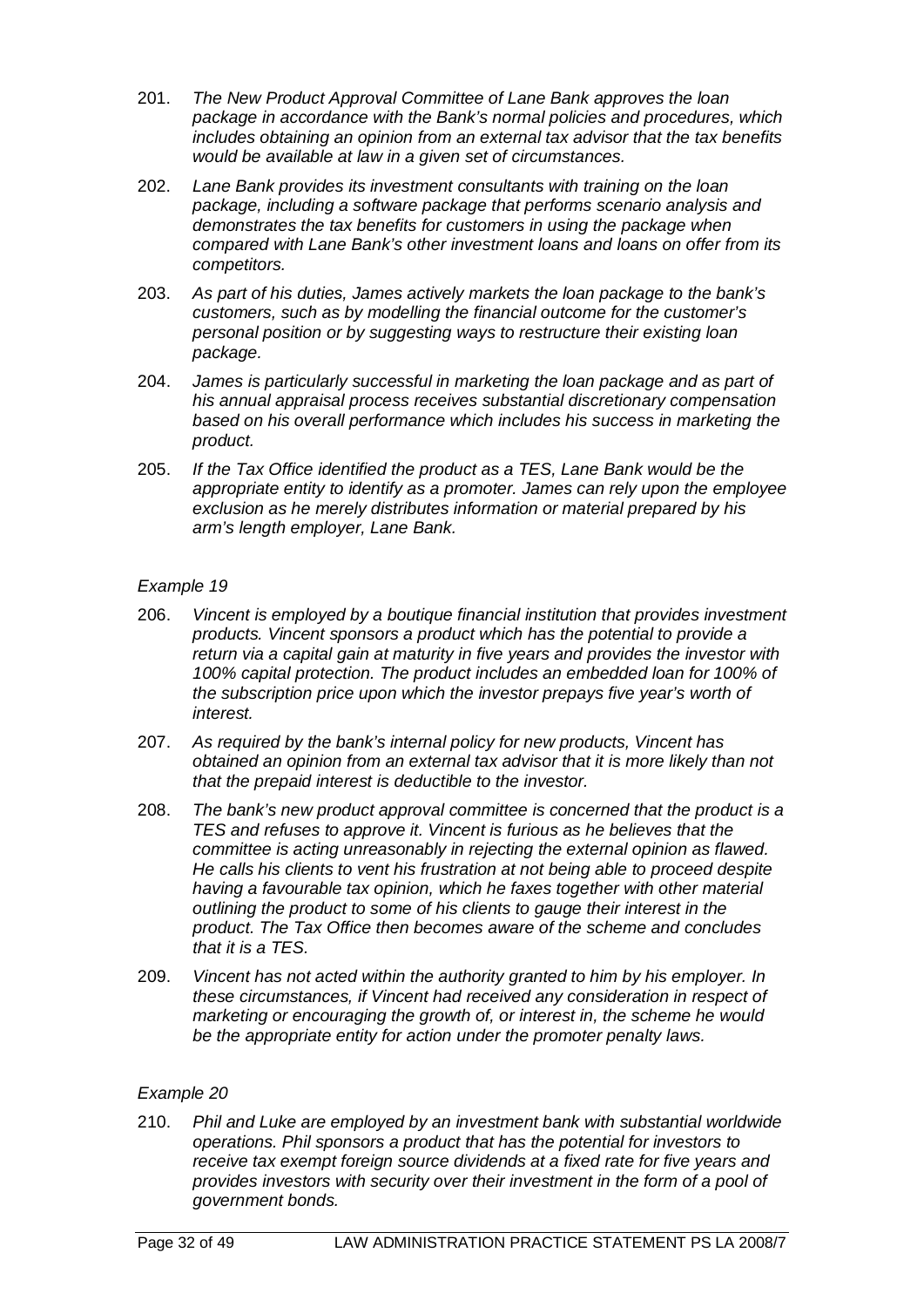201. *The New Product Approval Committee of Lane Bank approves the loan package in accordance with the Bank's normal policies and procedures, which includes obtaining an opinion from an external tax advisor that the tax benefits would be available at law in a given set of circumstances.*

202. *Lane Bank provides its investment consultants with training on the loan package, including a software package that performs scenario analysis and demonstrates the tax benefits for customers in using the package when compared with Lane Bank's other investment loans and loans on offer from its competitors.*

203. *As part of his duties, James actively markets the loan package to the bank's customers, such as by modelling the financial outcome for the customer's personal position or by suggesting ways to restructure their existing loan package.*

204. *James is particularly successful in marketing the loan package and as part of his annual appraisal process receives substantial discretionary compensation based on his overall performance which includes his success in marketing the product.*

205. *If the Tax Office identified the product as a TES, Lane Bank would be the appropriate entity to identify as a promoter. James can rely upon the employee exclusion as he merely distributes information or material prepared by his arm's length employer, Lane Bank.*

*Example 19*

206. *Vincent is employed by a boutique financial institution that provides investment products. Vincent sponsors a product which has the potential to provide a return via a capital gain at maturity in five years and provides the investor with 100% capital protection. The product includes an embedded loan for 100% of the subscription price upon which the investor prepays five year's worth of interest.*

207. *As required by the bank's internal policy for new products, Vincent has obtained an opinion from an external tax advisor that it is more likely than not that the prepaid interest is deductible to the investor.*

208. *The bank's new product approval committee is concerned that the product is a TES and refuses to approve it. Vincent is furious as he believes that the committee is acting unreasonably in rejecting the external opinion as flawed. He calls his clients to vent his frustration at not being able to proceed despite having a favourable tax opinion, which he faxes together with other material outlining the product to some of his clients to gauge their interest in the product. The Tax Office then becomes aware of the scheme and concludes that it is a TES.*

209. *Vincent has not acted within the authority granted to him by his employer. In these circumstances, if Vincent had received any consideration in respect of marketing or encouraging the growth of, or interest in, the scheme he would be the appropriate entity for action under the promoter penalty laws.*

*Example 20*

210. *Phil and Luke are employed by an investment bank with substantial worldwide operations. Phil sponsors a product that has the potential for investors to receive tax exempt foreign source dividends at a fixed rate for five years and provides investors with security over their investment in the form of a pool of government bonds.*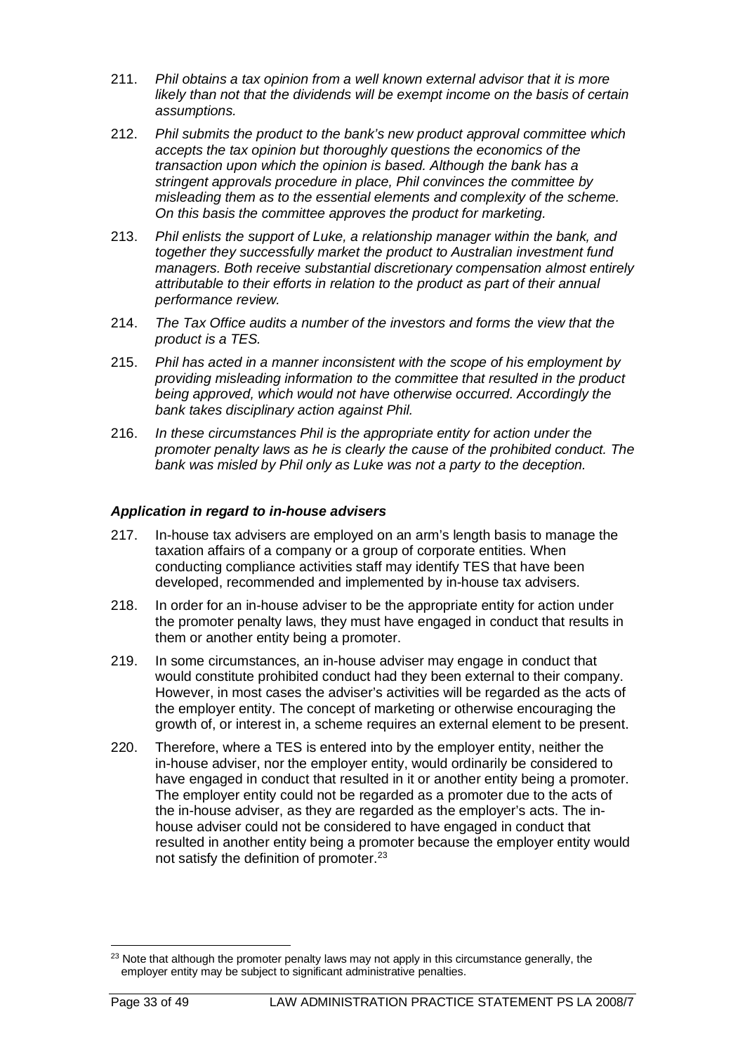211. *Phil obtains a tax opinion from a well known external advisor that it is more likely than not that the dividends will be exempt income on the basis of certain assumptions.*

212. *Phil submits the product to the bank's new product approval committee which accepts the tax opinion but thoroughly questions the economics of the transaction upon which the opinion is based. Although the bank has a stringent approvals procedure in place, Phil convinces the committee by misleading them as to the essential elements and complexity of the scheme. On this basis the committee approves the product for marketing.*

213. *Phil enlists the support of Luke, a relationship manager within the bank, and together they successfully market the product to Australian investment fund managers. Both receive substantial discretionary compensation almost entirely attributable to their efforts in relation to the product as part of their annual performance review.*

214. *The Tax Office audits a number of the investors and forms the view that the product is a TES.*

215. *Phil has acted in a manner inconsistent with the scope of his employment by providing misleading information to the committee that resulted in the product being approved, which would not have otherwise occurred. Accordingly the bank takes disciplinary action against Phil.*

216. *In these circumstances Phil is the appropriate entity for action under the promoter penalty laws as he is clearly the cause of the prohibited conduct. The bank was misled by Phil only as Luke was not a party to the deception.*

### *Application in regard to in-house advisers*

217. In-house tax advisers are employed on an arm's length basis to manage the taxation affairs of a company or a group of corporate entities. When conducting compliance activities staff may identify TES that have been developed, recommended and implemented by in-house tax advisers.

218. In order for an in-house adviser to be the appropriate entity for action under the promoter penalty laws, they must have engaged in conduct that results in them or another entity being a promoter.

219. In some circumstances, an in-house adviser may engage in conduct that would constitute prohibited conduct had they been external to their company. However, in most cases the adviser's activities will be regarded as the acts of the employer entity. The concept of marketing or otherwise encouraging the growth of, or interest in, a scheme requires an external element to be present.

220. Therefore, where a TES is entered into by the employer entity, neither the in-house adviser, nor the employer entity, would ordinarily be considered to have engaged in conduct that resulted in it or another entity being a promoter. The employer entity could not be regarded as a promoter due to the acts of the in-house adviser, as they are regarded as the employer's acts. The in-house adviser could not be considered to have engaged in conduct that resulted in another entity being a promoter because the employer entity would not satisfy the definition of promoter.[23]

---

[23] Note that although the promoter penalty laws may not apply in this circumstance generally, the employer entity may be subject to significant administrative penalties.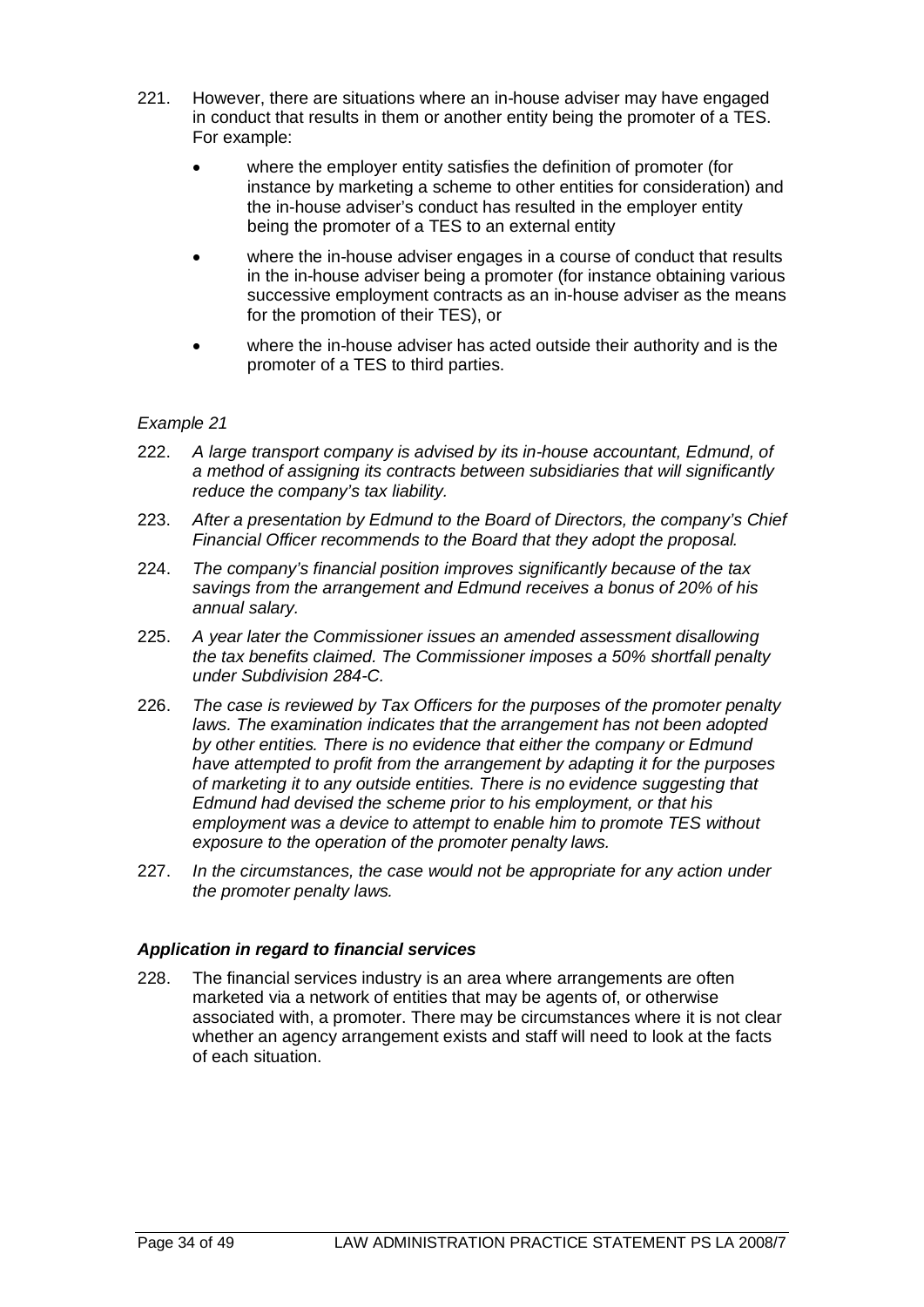221. However, there are situations where an in-house adviser may have engaged in conduct that results in them or another entity being the promoter of a TES. For example:

- where the employer entity satisfies the definition of promoter (for instance by marketing a scheme to other entities for consideration) and the in-house adviser's conduct has resulted in the employer entity being the promoter of a TES to an external entity
- where the in-house adviser engages in a course of conduct that results in the in-house adviser being a promoter (for instance obtaining various successive employment contracts as an in-house adviser as the means for the promotion of their TES), or
- where the in-house adviser has acted outside their authority and is the promoter of a TES to third parties.

*Example 21*

222. *A large transport company is advised by its in-house accountant, Edmund, of a method of assigning its contracts between subsidiaries that will significantly reduce the company's tax liability.*

223. *After a presentation by Edmund to the Board of Directors, the company's Chief Financial Officer recommends to the Board that they adopt the proposal.*

224. *The company's financial position improves significantly because of the tax savings from the arrangement and Edmund receives a bonus of 20% of his annual salary.*

225. *A year later the Commissioner issues an amended assessment disallowing the tax benefits claimed. The Commissioner imposes a 50% shortfall penalty under Subdivision 284-C.*

226. *The case is reviewed by Tax Officers for the purposes of the promoter penalty laws. The examination indicates that the arrangement has not been adopted by other entities. There is no evidence that either the company or Edmund have attempted to profit from the arrangement by adapting it for the purposes of marketing it to any outside entities. There is no evidence suggesting that Edmund had devised the scheme prior to his employment, or that his employment was a device to attempt to enable him to promote TES without exposure to the operation of the promoter penalty laws.*

227. *In the circumstances, the case would not be appropriate for any action under the promoter penalty laws.*

#### *Application in regard to financial services*

228. The financial services industry is an area where arrangements are often marketed via a network of entities that may be agents of, or otherwise associated with, a promoter. There may be circumstances where it is not clear whether an agency arrangement exists and staff will need to look at the facts of each situation.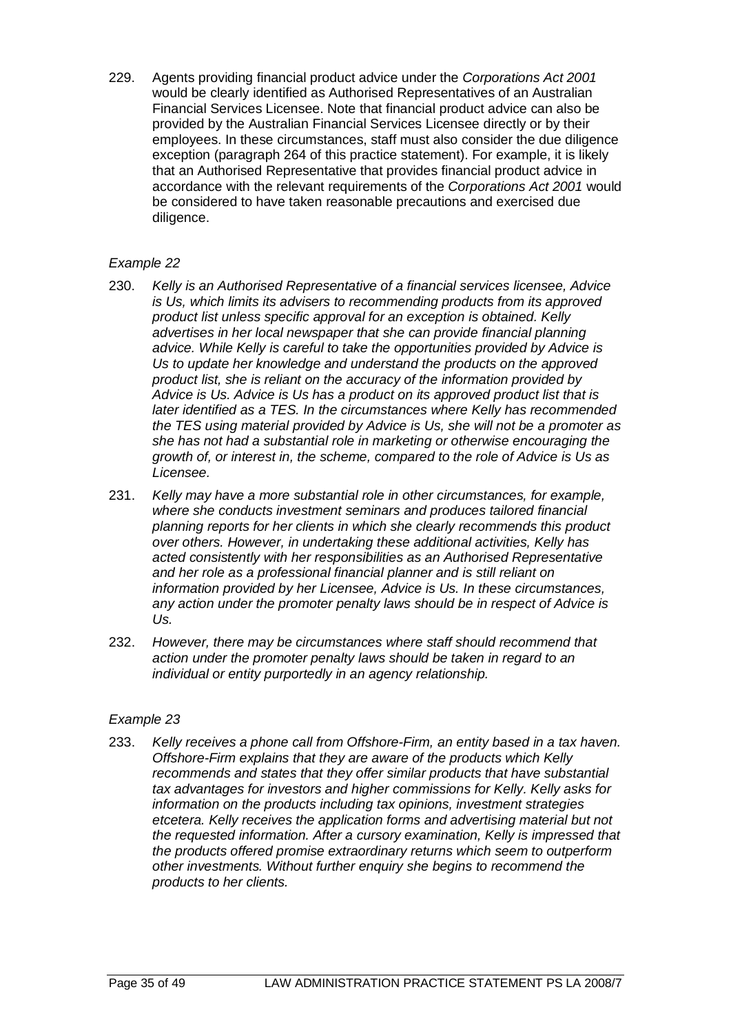229. Agents providing financial product advice under the *Corporations Act 2001* would be clearly identified as Authorised Representatives of an Australian Financial Services Licensee. Note that financial product advice can also be provided by the Australian Financial Services Licensee directly or by their employees. In these circumstances, staff must also consider the due diligence exception (paragraph 264 of this practice statement). For example, it is likely that an Authorised Representative that provides financial product advice in accordance with the relevant requirements of the *Corporations Act 2001* would be considered to have taken reasonable precautions and exercised due diligence.

*Example 22*

230. *Kelly is an Authorised Representative of a financial services licensee, Advice is Us, which limits its advisers to recommending products from its approved product list unless specific approval for an exception is obtained. Kelly advertises in her local newspaper that she can provide financial planning advice. While Kelly is careful to take the opportunities provided by Advice is Us to update her knowledge and understand the products on the approved product list, she is reliant on the accuracy of the information provided by Advice is Us. Advice is Us has a product on its approved product list that is later identified as a TES. In the circumstances where Kelly has recommended the TES using material provided by Advice is Us, she will not be a promoter as she has not had a substantial role in marketing or otherwise encouraging the growth of, or interest in, the scheme, compared to the role of Advice is Us as Licensee.*

231. *Kelly may have a more substantial role in other circumstances, for example, where she conducts investment seminars and produces tailored financial planning reports for her clients in which she clearly recommends this product over others. However, in undertaking these additional activities, Kelly has acted consistently with her responsibilities as an Authorised Representative and her role as a professional financial planner and is still reliant on information provided by her Licensee, Advice is Us. In these circumstances, any action under the promoter penalty laws should be in respect of Advice is Us.*

232. *However, there may be circumstances where staff should recommend that action under the promoter penalty laws should be taken in regard to an individual or entity purportedly in an agency relationship.*

*Example 23*

233. *Kelly receives a phone call from Offshore-Firm, an entity based in a tax haven. Offshore-Firm explains that they are aware of the products which Kelly recommends and states that they offer similar products that have substantial tax advantages for investors and higher commissions for Kelly. Kelly asks for information on the products including tax opinions, investment strategies etcetera. Kelly receives the application forms and advertising material but not the requested information. After a cursory examination, Kelly is impressed that the products offered promise extraordinary returns which seem to outperform other investments. Without further enquiry she begins to recommend the products to her clients.*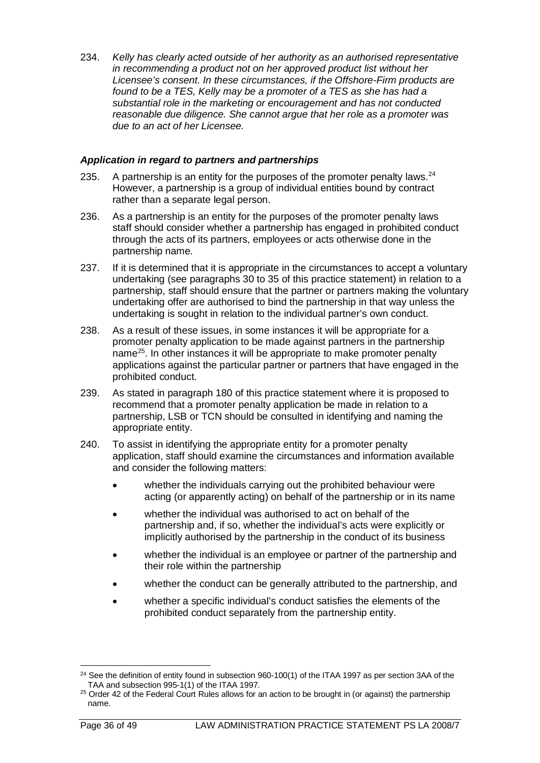234. *Kelly has clearly acted outside of her authority as an authorised representative in recommending a product not on her approved product list without her Licensee's consent. In these circumstances, if the Offshore-Firm products are found to be a TES, Kelly may be a promoter of a TES as she has had a substantial role in the marketing or encouragement and has not conducted reasonable due diligence. She cannot argue that her role as a promoter was due to an act of her Licensee.*

### *Application in regard to partners and partnerships*

235. A partnership is an entity for the purposes of the promoter penalty laws.[24] However, a partnership is a group of individual entities bound by contract rather than a separate legal person.

236. As a partnership is an entity for the purposes of the promoter penalty laws staff should consider whether a partnership has engaged in prohibited conduct through the acts of its partners, employees or acts otherwise done in the partnership name.

237. If it is determined that it is appropriate in the circumstances to accept a voluntary undertaking (see paragraphs 30 to 35 of this practice statement) in relation to a partnership, staff should ensure that the partner or partners making the voluntary undertaking offer are authorised to bind the partnership in that way unless the undertaking is sought in relation to the individual partner's own conduct.

238. As a result of these issues, in some instances it will be appropriate for a promoter penalty application to be made against partners in the partnership name[25]. In other instances it will be appropriate to make promoter penalty applications against the particular partner or partners that have engaged in the prohibited conduct.

239. As stated in paragraph 180 of this practice statement where it is proposed to recommend that a promoter penalty application be made in relation to a partnership, LSB or TCN should be consulted in identifying and naming the appropriate entity.

240. To assist in identifying the appropriate entity for a promoter penalty application, staff should examine the circumstances and information available and consider the following matters:

- whether the individuals carrying out the prohibited behaviour were acting (or apparently acting) on behalf of the partnership or in its name
- whether the individual was authorised to act on behalf of the partnership and, if so, whether the individual's acts were explicitly or implicitly authorised by the partnership in the conduct of its business
- whether the individual is an employee or partner of the partnership and their role within the partnership
- whether the conduct can be generally attributed to the partnership, and
- whether a specific individual's conduct satisfies the elements of the prohibited conduct separately from the partnership entity.

---

[24] See the definition of entity found in subsection 960-100(1) of the ITAA 1997 as per section 3AA of the TAA and subsection 995-1(1) of the ITAA 1997.

[25] Order 42 of the Federal Court Rules allows for an action to be brought in (or against) the partnership name.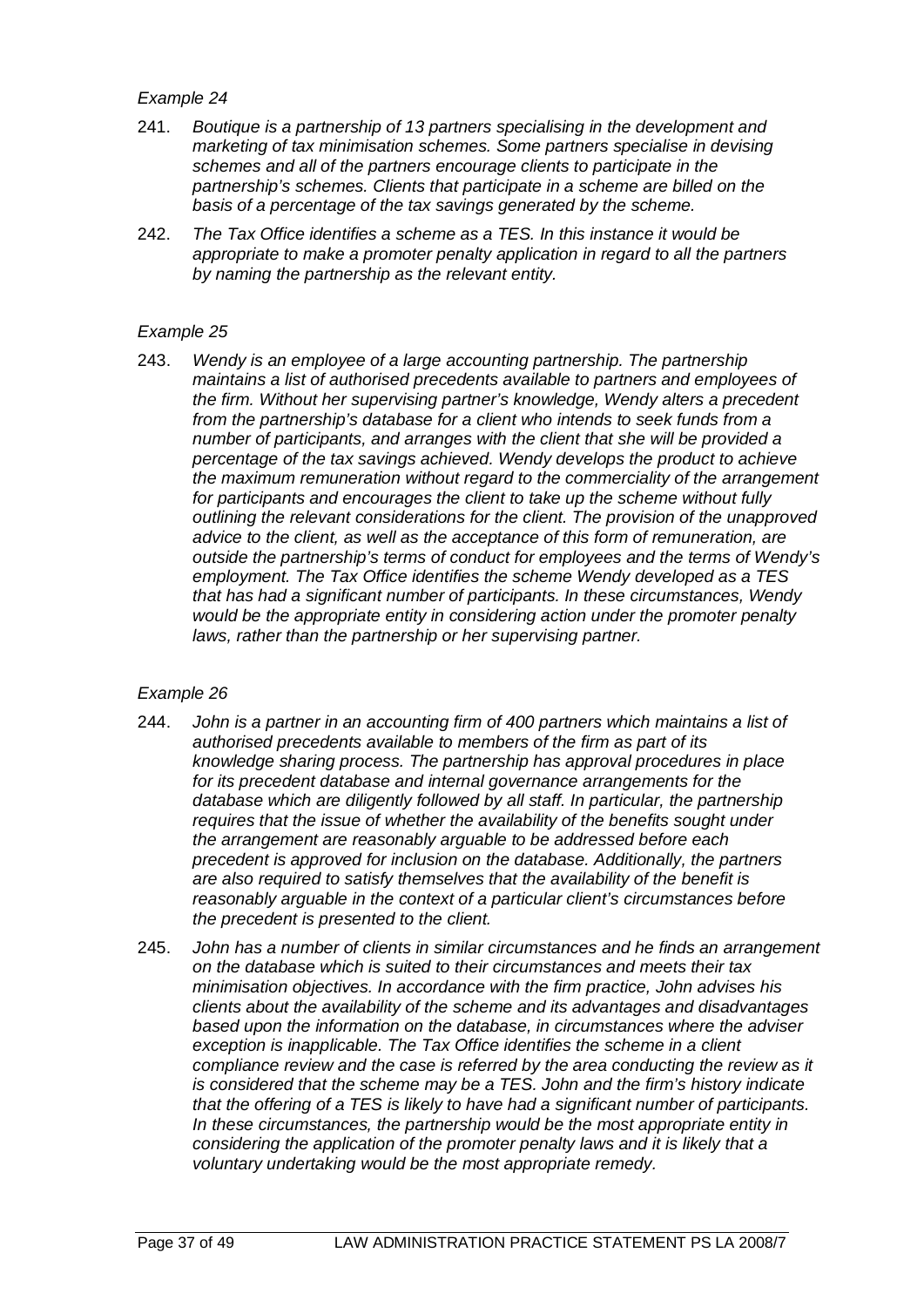*Example 24*

241. *Boutique is a partnership of 13 partners specialising in the development and marketing of tax minimisation schemes. Some partners specialise in devising schemes and all of the partners encourage clients to participate in the partnership's schemes. Clients that participate in a scheme are billed on the basis of a percentage of the tax savings generated by the scheme.*

242. *The Tax Office identifies a scheme as a TES. In this instance it would be appropriate to make a promoter penalty application in regard to all the partners by naming the partnership as the relevant entity.*

*Example 25*

243. *Wendy is an employee of a large accounting partnership. The partnership maintains a list of authorised precedents available to partners and employees of the firm. Without her supervising partner's knowledge, Wendy alters a precedent from the partnership's database for a client who intends to seek funds from a number of participants, and arranges with the client that she will be provided a percentage of the tax savings achieved. Wendy develops the product to achieve the maximum remuneration without regard to the commerciality of the arrangement for participants and encourages the client to take up the scheme without fully outlining the relevant considerations for the client. The provision of the unapproved advice to the client, as well as the acceptance of this form of remuneration, are outside the partnership's terms of conduct for employees and the terms of Wendy's employment. The Tax Office identifies the scheme Wendy developed as a TES that has had a significant number of participants. In these circumstances, Wendy would be the appropriate entity in considering action under the promoter penalty laws, rather than the partnership or her supervising partner.*

*Example 26*

244. *John is a partner in an accounting firm of 400 partners which maintains a list of authorised precedents available to members of the firm as part of its knowledge sharing process. The partnership has approval procedures in place for its precedent database and internal governance arrangements for the database which are diligently followed by all staff. In particular, the partnership requires that the issue of whether the availability of the benefits sought under the arrangement are reasonably arguable to be addressed before each precedent is approved for inclusion on the database. Additionally, the partners are also required to satisfy themselves that the availability of the benefit is reasonably arguable in the context of a particular client's circumstances before the precedent is presented to the client.*

245. *John has a number of clients in similar circumstances and he finds an arrangement on the database which is suited to their circumstances and meets their tax minimisation objectives. In accordance with the firm practice, John advises his clients about the availability of the scheme and its advantages and disadvantages based upon the information on the database, in circumstances where the adviser exception is inapplicable. The Tax Office identifies the scheme in a client compliance review and the case is referred by the area conducting the review as it is considered that the scheme may be a TES. John and the firm's history indicate that the offering of a TES is likely to have had a significant number of participants. In these circumstances, the partnership would be the most appropriate entity in considering the application of the promoter penalty laws and it is likely that a voluntary undertaking would be the most appropriate remedy.*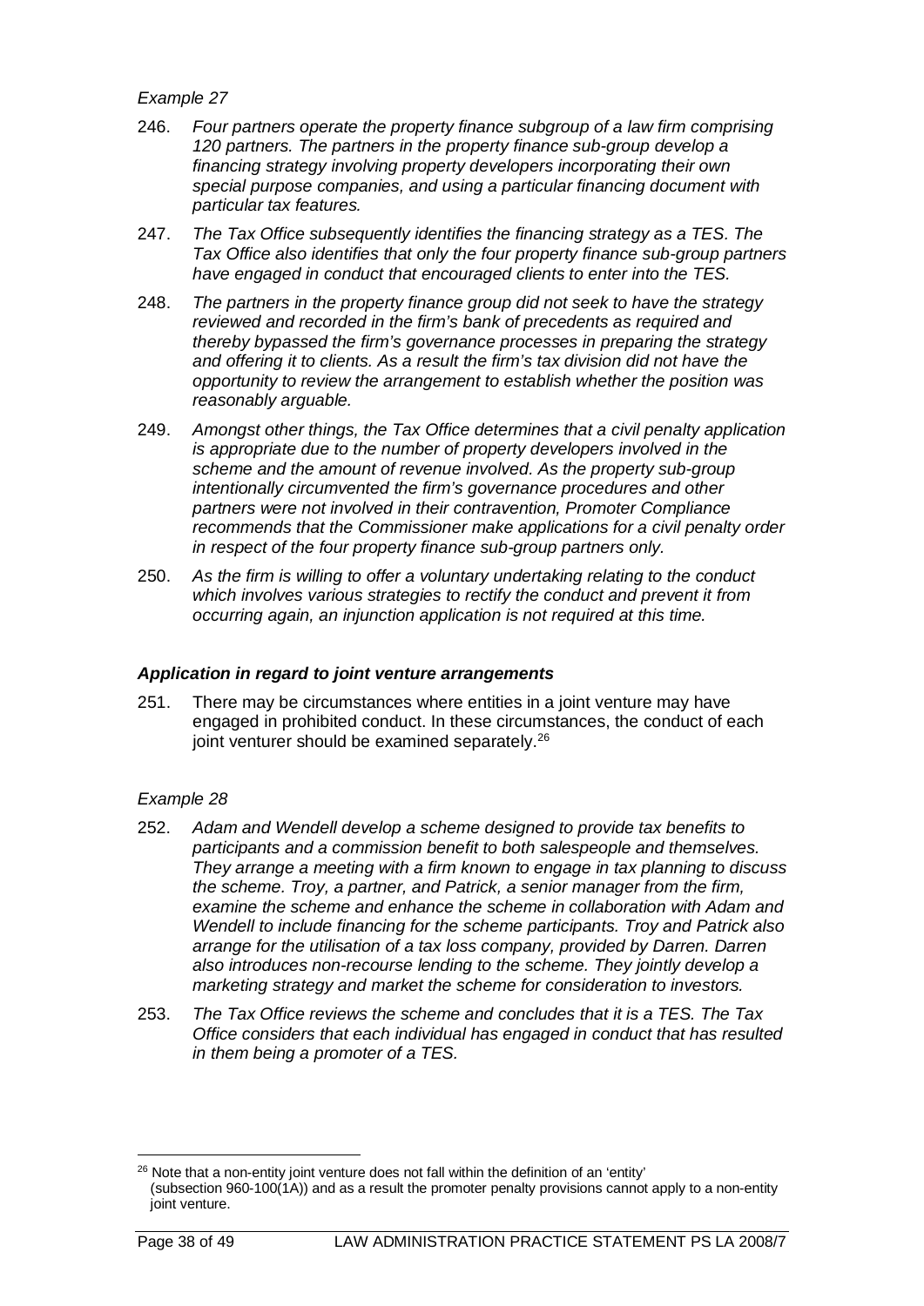*Example 27*

246. *Four partners operate the property finance subgroup of a law firm comprising 120 partners. The partners in the property finance sub-group develop a financing strategy involving property developers incorporating their own special purpose companies, and using a particular financing document with particular tax features.*

247. *The Tax Office subsequently identifies the financing strategy as a TES. The Tax Office also identifies that only the four property finance sub-group partners have engaged in conduct that encouraged clients to enter into the TES.*

248. *The partners in the property finance group did not seek to have the strategy reviewed and recorded in the firm's bank of precedents as required and thereby bypassed the firm's governance processes in preparing the strategy and offering it to clients. As a result the firm's tax division did not have the opportunity to review the arrangement to establish whether the position was reasonably arguable.*

249. *Amongst other things, the Tax Office determines that a civil penalty application is appropriate due to the number of property developers involved in the scheme and the amount of revenue involved. As the property sub-group intentionally circumvented the firm's governance procedures and other partners were not involved in their contravention, Promoter Compliance recommends that the Commissioner make applications for a civil penalty order in respect of the four property finance sub-group partners only.*

250. *As the firm is willing to offer a voluntary undertaking relating to the conduct which involves various strategies to rectify the conduct and prevent it from occurring again, an injunction application is not required at this time.*

### *Application in regard to joint venture arrangements*

251. There may be circumstances where entities in a joint venture may have engaged in prohibited conduct. In these circumstances, the conduct of each joint venturer should be examined separately.[26]

*Example 28*

252. *Adam and Wendell develop a scheme designed to provide tax benefits to participants and a commission benefit to both salespeople and themselves. They arrange a meeting with a firm known to engage in tax planning to discuss the scheme. Troy, a partner, and Patrick, a senior manager from the firm, examine the scheme and enhance the scheme in collaboration with Adam and Wendell to include financing for the scheme participants. Troy and Patrick also arrange for the utilisation of a tax loss company, provided by Darren. Darren also introduces non-recourse lending to the scheme. They jointly develop a marketing strategy and market the scheme for consideration to investors.*

253. *The Tax Office reviews the scheme and concludes that it is a TES. The Tax Office considers that each individual has engaged in conduct that has resulted in them being a promoter of a TES.*

---

[26] Note that a non-entity joint venture does not fall within the definition of an 'entity' (subsection 960-100(1A)) and as a result the promoter penalty provisions cannot apply to a non-entity joint venture.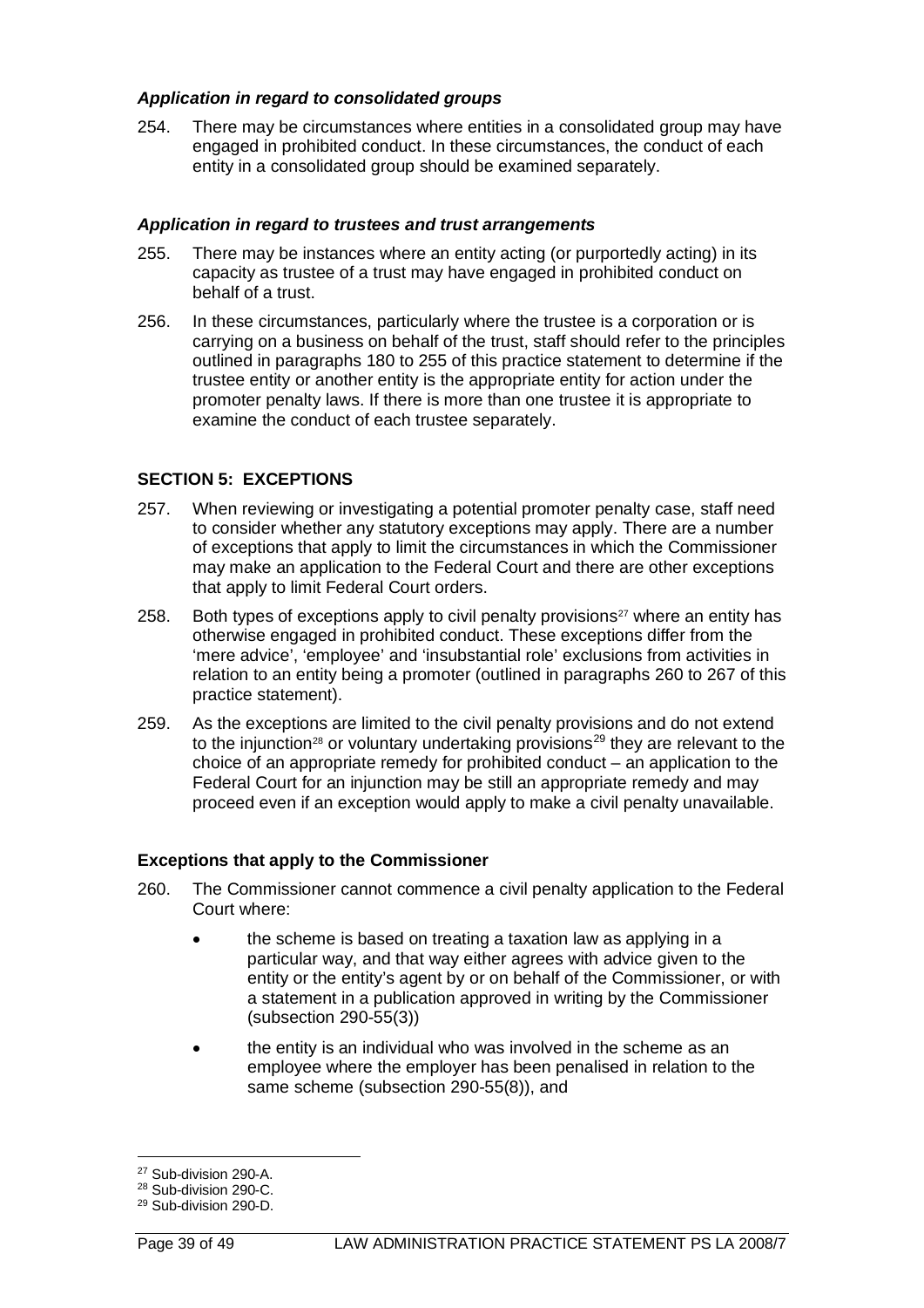### *Application in regard to consolidated groups*

254. There may be circumstances where entities in a consolidated group may have engaged in prohibited conduct. In these circumstances, the conduct of each entity in a consolidated group should be examined separately.

### *Application in regard to trustees and trust arrangements*

255. There may be instances where an entity acting (or purportedly acting) in its capacity as trustee of a trust may have engaged in prohibited conduct on behalf of a trust.

256. In these circumstances, particularly where the trustee is a corporation or is carrying on a business on behalf of the trust, staff should refer to the principles outlined in paragraphs 180 to 255 of this practice statement to determine if the trustee entity or another entity is the appropriate entity for action under the promoter penalty laws. If there is more than one trustee it is appropriate to examine the conduct of each trustee separately.

## SECTION 5: EXCEPTIONS

257. When reviewing or investigating a potential promoter penalty case, staff need to consider whether any statutory exceptions may apply. There are a number of exceptions that apply to limit the circumstances in which the Commissioner may make an application to the Federal Court and there are other exceptions that apply to limit Federal Court orders.

258. Both types of exceptions apply to civil penalty provisions[27] where an entity has otherwise engaged in prohibited conduct. These exceptions differ from the 'mere advice', 'employee' and 'insubstantial role' exclusions from activities in relation to an entity being a promoter (outlined in paragraphs 260 to 267 of this practice statement).

259. As the exceptions are limited to the civil penalty provisions and do not extend to the injunction[28] or voluntary undertaking provisions[29] they are relevant to the choice of an appropriate remedy for prohibited conduct – an application to the Federal Court for an injunction may be still an appropriate remedy and may proceed even if an exception would apply to make a civil penalty unavailable.

### Exceptions that apply to the Commissioner

260. The Commissioner cannot commence a civil penalty application to the Federal Court where:

- the scheme is based on treating a taxation law as applying in a particular way, and that way either agrees with advice given to the entity or the entity's agent by or on behalf of the Commissioner, or with a statement in a publication approved in writing by the Commissioner (subsection 290-55(3))
- the entity is an individual who was involved in the scheme as an employee where the employer has been penalised in relation to the same scheme (subsection 290-55(8)), and

---

[27] Sub-division 290-A.

[28] Sub-division 290-C.

[29] Sub-division 290-D.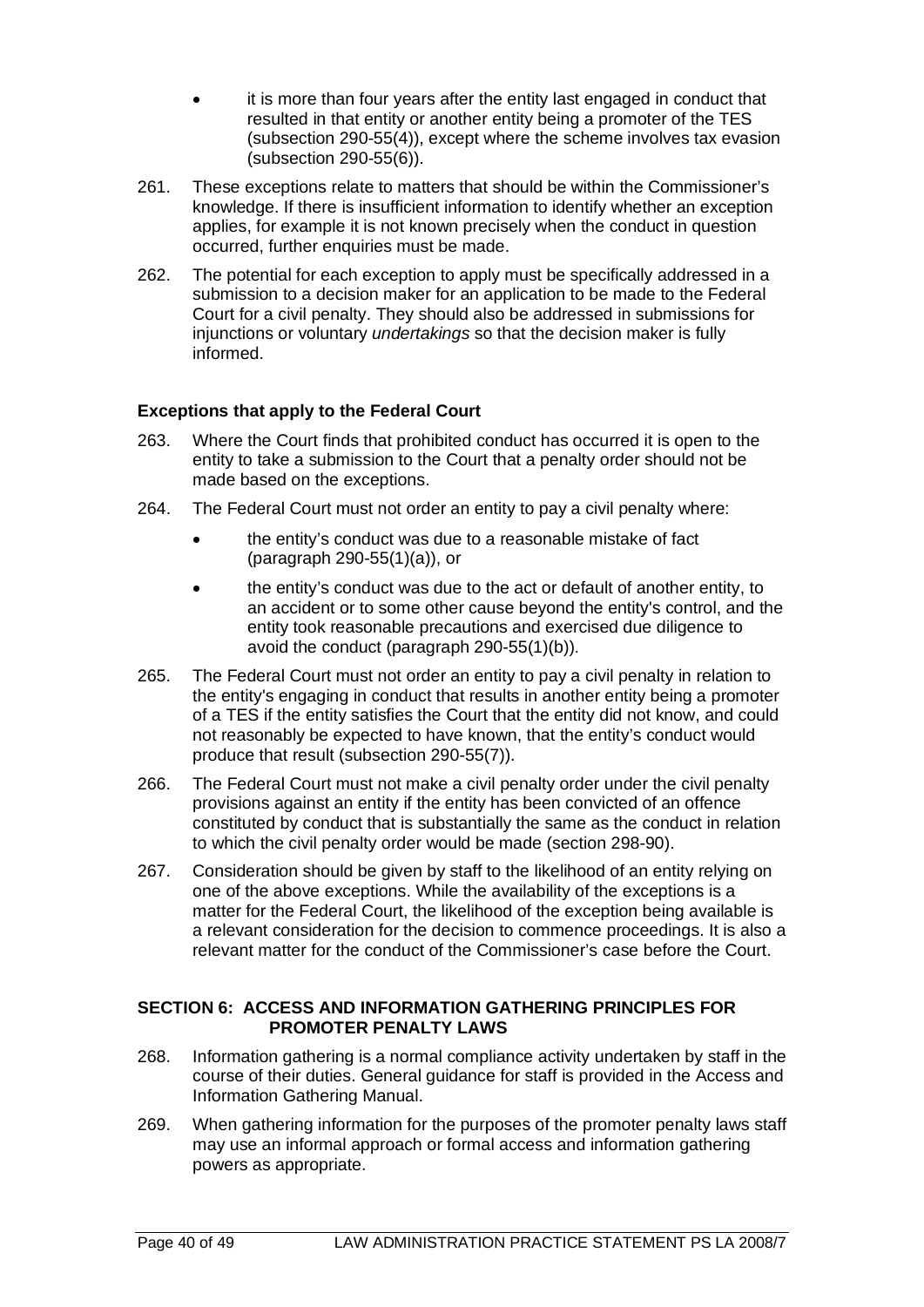- it is more than four years after the entity last engaged in conduct that resulted in that entity or another entity being a promoter of the TES (subsection 290-55(4)), except where the scheme involves tax evasion (subsection 290-55(6)).

261. These exceptions relate to matters that should be within the Commissioner's knowledge. If there is insufficient information to identify whether an exception applies, for example it is not known precisely when the conduct in question occurred, further enquiries must be made.

262. The potential for each exception to apply must be specifically addressed in a submission to a decision maker for an application to be made to the Federal Court for a civil penalty. They should also be addressed in submissions for injunctions or voluntary *undertakings* so that the decision maker is fully informed.

### Exceptions that apply to the Federal Court

263. Where the Court finds that prohibited conduct has occurred it is open to the entity to take a submission to the Court that a penalty order should not be made based on the exceptions.

264. The Federal Court must not order an entity to pay a civil penalty where:

- the entity's conduct was due to a reasonable mistake of fact (paragraph 290-55(1)(a)), or
- the entity's conduct was due to the act or default of another entity, to an accident or to some other cause beyond the entity's control, and the entity took reasonable precautions and exercised due diligence to avoid the conduct (paragraph 290-55(1)(b)).

265. The Federal Court must not order an entity to pay a civil penalty in relation to the entity's engaging in conduct that results in another entity being a promoter of a TES if the entity satisfies the Court that the entity did not know, and could not reasonably be expected to have known, that the entity's conduct would produce that result (subsection 290-55(7)).

266. The Federal Court must not make a civil penalty order under the civil penalty provisions against an entity if the entity has been convicted of an offence constituted by conduct that is substantially the same as the conduct in relation to which the civil penalty order would be made (section 298-90).

267. Consideration should be given by staff to the likelihood of an entity relying on one of the above exceptions. While the availability of the exceptions is a matter for the Federal Court, the likelihood of the exception being available is a relevant consideration for the decision to commence proceedings. It is also a relevant matter for the conduct of the Commissioner's case before the Court.

## SECTION 6: ACCESS AND INFORMATION GATHERING PRINCIPLES FOR PROMOTER PENALTY LAWS

268. Information gathering is a normal compliance activity undertaken by staff in the course of their duties. General guidance for staff is provided in the Access and Information Gathering Manual.

269. When gathering information for the purposes of the promoter penalty laws staff may use an informal approach or formal access and information gathering powers as appropriate.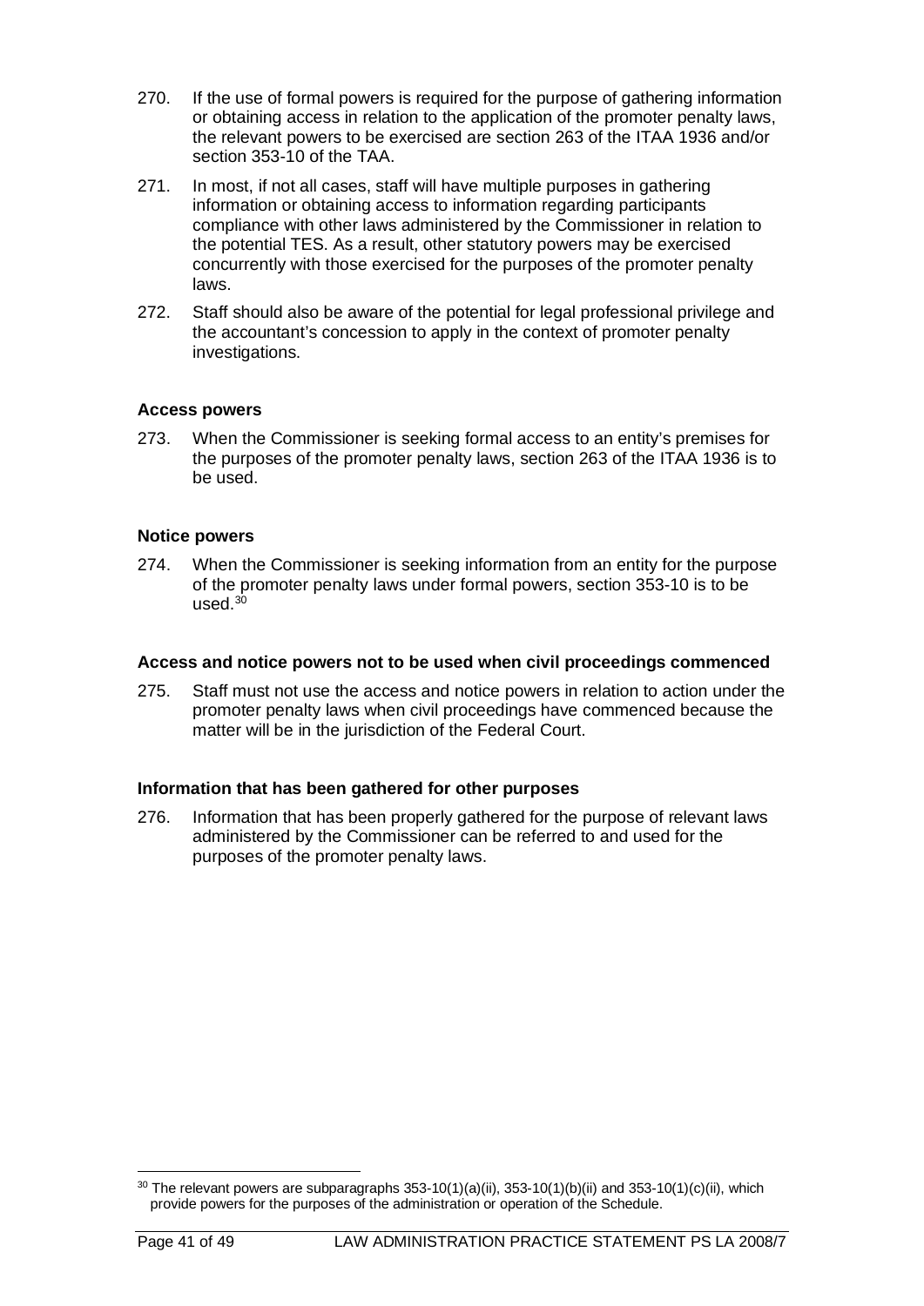270. If the use of formal powers is required for the purpose of gathering information or obtaining access in relation to the application of the promoter penalty laws, the relevant powers to be exercised are section 263 of the ITAA 1936 and/or section 353-10 of the TAA.

271. In most, if not all cases, staff will have multiple purposes in gathering information or obtaining access to information regarding participants compliance with other laws administered by the Commissioner in relation to the potential TES. As a result, other statutory powers may be exercised concurrently with those exercised for the purposes of the promoter penalty laws.

272. Staff should also be aware of the potential for legal professional privilege and the accountant's concession to apply in the context of promoter penalty investigations.

**Access powers**

273. When the Commissioner is seeking formal access to an entity's premises for the purposes of the promoter penalty laws, section 263 of the ITAA 1936 is to be used.

**Notice powers**

274. When the Commissioner is seeking information from an entity for the purpose of the promoter penalty laws under formal powers, section 353-10 is to be used.[30]

**Access and notice powers not to be used when civil proceedings commenced**

275. Staff must not use the access and notice powers in relation to action under the promoter penalty laws when civil proceedings have commenced because the matter will be in the jurisdiction of the Federal Court.

**Information that has been gathered for other purposes**

276. Information that has been properly gathered for the purpose of relevant laws administered by the Commissioner can be referred to and used for the purposes of the promoter penalty laws.

---

[30] The relevant powers are subparagraphs 353-10(1)(a)(ii), 353-10(1)(b)(ii) and 353-10(1)(c)(ii), which provide powers for the purposes of the administration or operation of the Schedule.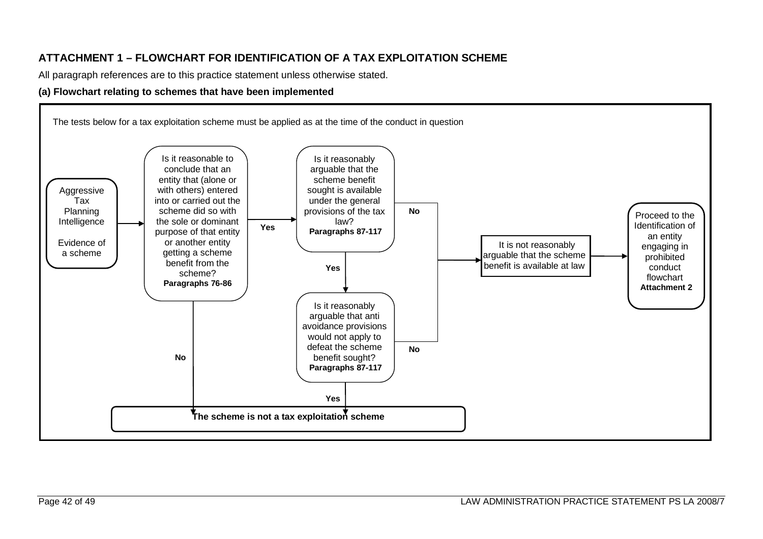## ATTACHMENT 1 – FLOWCHART FOR IDENTIFICATION OF A TAX EXPLOITATION SCHEME

All paragraph references are to this practice statement unless otherwise stated.

### (a) Flowchart relating to schemes that have been implemented

The tests below for a tax exploitation scheme must be applied as at the time of the conduct in question

Aggressive Tax Planning Intelligence

Evidence of a scheme

→ Is it reasonable to conclude that an entity that (alone or with others) entered into or carried out the scheme did so with the sole or dominant purpose of that entity or another entity getting a scheme benefit from the scheme? **Paragraphs 76-86**

- **No** → The scheme is not a tax exploitation scheme
- **Yes** → Is it reasonably arguable that the scheme benefit sought is available under the general provisions of the tax law? **Paragraphs 87-117**
  - **No** → It is not reasonably arguable that the scheme benefit is available at law → Proceed to the Identification of an entity engaging in prohibited conduct flowchart **Attachment 2**
  - **Yes** → Is it reasonably arguable that anti avoidance provisions would not apply to defeat the scheme benefit sought? **Paragraphs 87-117**
    - **No** → It is not reasonably arguable that the scheme benefit is available at law → Proceed to the Identification of an entity engaging in prohibited conduct flowchart **Attachment 2**
    - **Yes** → **The scheme is not a tax exploitation scheme**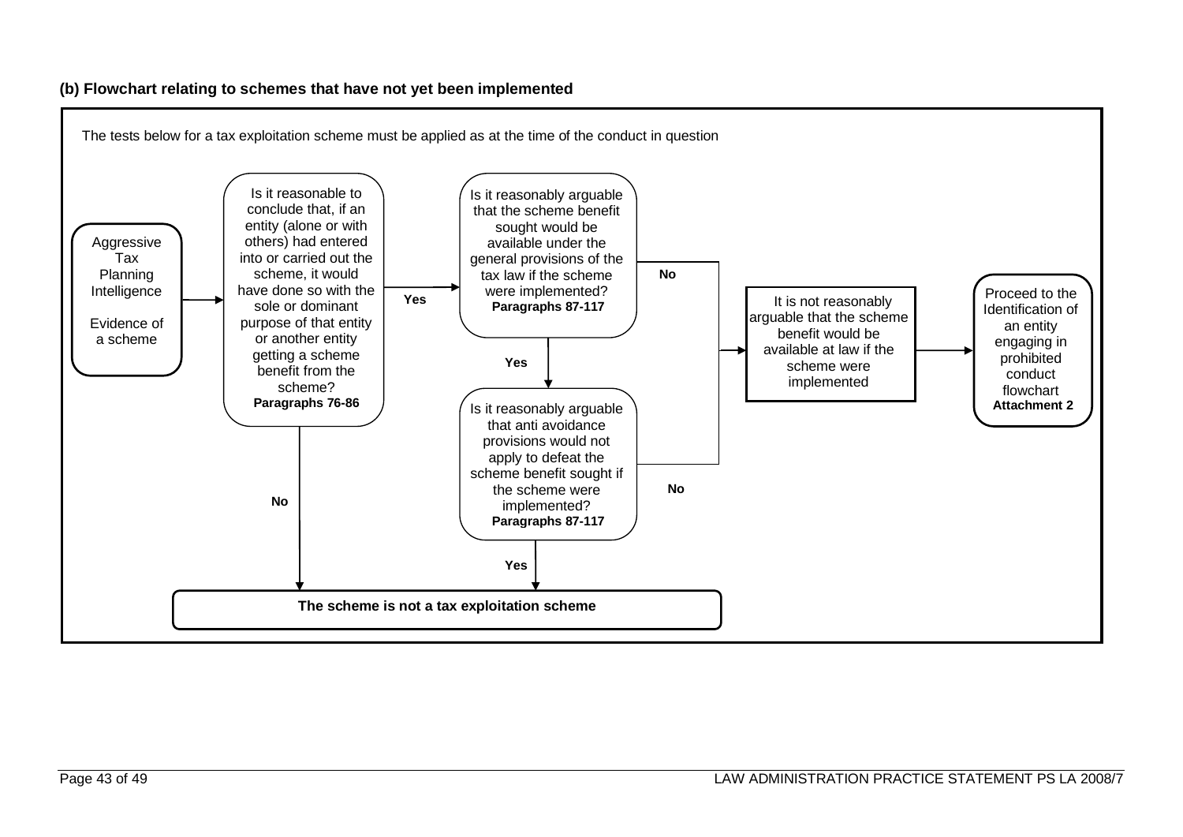**(b) Flowchart relating to schemes that have not yet been implemented**

The tests below for a tax exploitation scheme must be applied as at the time of the conduct in question

Aggressive Tax Planning Intelligence

Evidence of a scheme

Is it reasonable to conclude that, if an entity (alone or with others) had entered into or carried out the scheme, it would have done so with the sole or dominant purpose of that entity or another entity getting a scheme benefit from the scheme?
**Paragraphs 76-86**

- **Yes** → Is it reasonably arguable that the scheme benefit sought would be available under the general provisions of the tax law if the scheme were implemented? **Paragraphs 87-117**
  - **Yes** → Is it reasonably arguable that anti avoidance provisions would not apply to defeat the scheme benefit sought if the scheme were implemented? **Paragraphs 87-117**
    - **Yes** → The scheme is not a tax exploitation scheme
    - **No** → It is not reasonably arguable that the scheme benefit would be available at law if the scheme were implemented → Proceed to the Identification of an entity engaging in prohibited conduct flowchart **Attachment 2**
  - **No** → It is not reasonably arguable that the scheme benefit would be available at law if the scheme were implemented → Proceed to the Identification of an entity engaging in prohibited conduct flowchart **Attachment 2**
- **No** → **The scheme is not a tax exploitation scheme**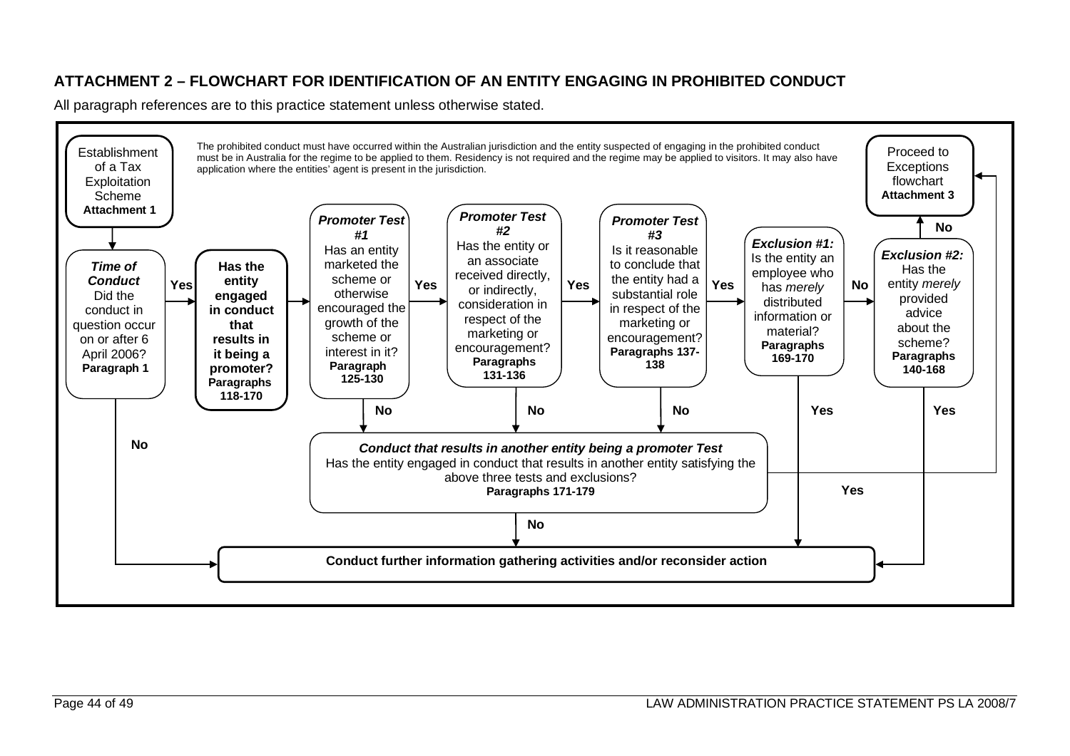## ATTACHMENT 2 – FLOWCHART FOR IDENTIFICATION OF AN ENTITY ENGAGING IN PROHIBITED CONDUCT

All paragraph references are to this practice statement unless otherwise stated.

The prohibited conduct must have occurred within the Australian jurisdiction and the entity suspected of engaging in the prohibited conduct must be in Australia for the regime to be applied to them. Residency is not required and the regime may be applied to visitors. It may also have application where the entities' agent is present in the jurisdiction.

Establishment of a Tax Exploitation Scheme **Attachment 1**

↓

***Time of Conduct*** Did the conduct in question occur on or after 6 April 2006? **Paragraph 1**

- **No** → Conduct further information gathering activities and/or reconsider action
- **Yes** → **Has the entity engaged in conduct that results in it being a promoter? Paragraphs 118-170**

→ ***Promoter Test #1*** Has an entity marketed the scheme or otherwise encouraged the growth of the scheme or interest in it? **Paragraph 125-130**

- **No** → *Conduct that results in another entity being a promoter Test*
- **Yes** → ***Promoter Test #2*** Has the entity or an associate received directly, or indirectly, consideration in respect of the marketing or encouragement? **Paragraphs 131-136**
  - **No** → *Conduct that results in another entity being a promoter Test*
  - **Yes** → ***Promoter Test #3*** Is it reasonable to conclude that the entity had a substantial role in respect of the marketing or encouragement? **Paragraphs 137-138**
    - **No** → *Conduct that results in another entity being a promoter Test*
    - **Yes** → ***Exclusion #1:*** Is the entity an employee who has *merely* distributed information or material? **Paragraphs 169-170**
      - **Yes** → Conduct further information gathering activities and/or reconsider action
      - **No** → ***Exclusion #2:*** Has the entity *merely* provided advice about the scheme? **Paragraphs 140-168**
        - **Yes** → Conduct further information gathering activities and/or reconsider action
        - **No** → Proceed to Exceptions flowchart **Attachment 3**

***Conduct that results in another entity being a promoter Test*** Has the entity engaged in conduct that results in another entity satisfying the above three tests and exclusions? **Paragraphs 171-179**

- **Yes** → Proceed to Exceptions flowchart **Attachment 3**
- **No** → **Conduct further information gathering activities and/or reconsider action**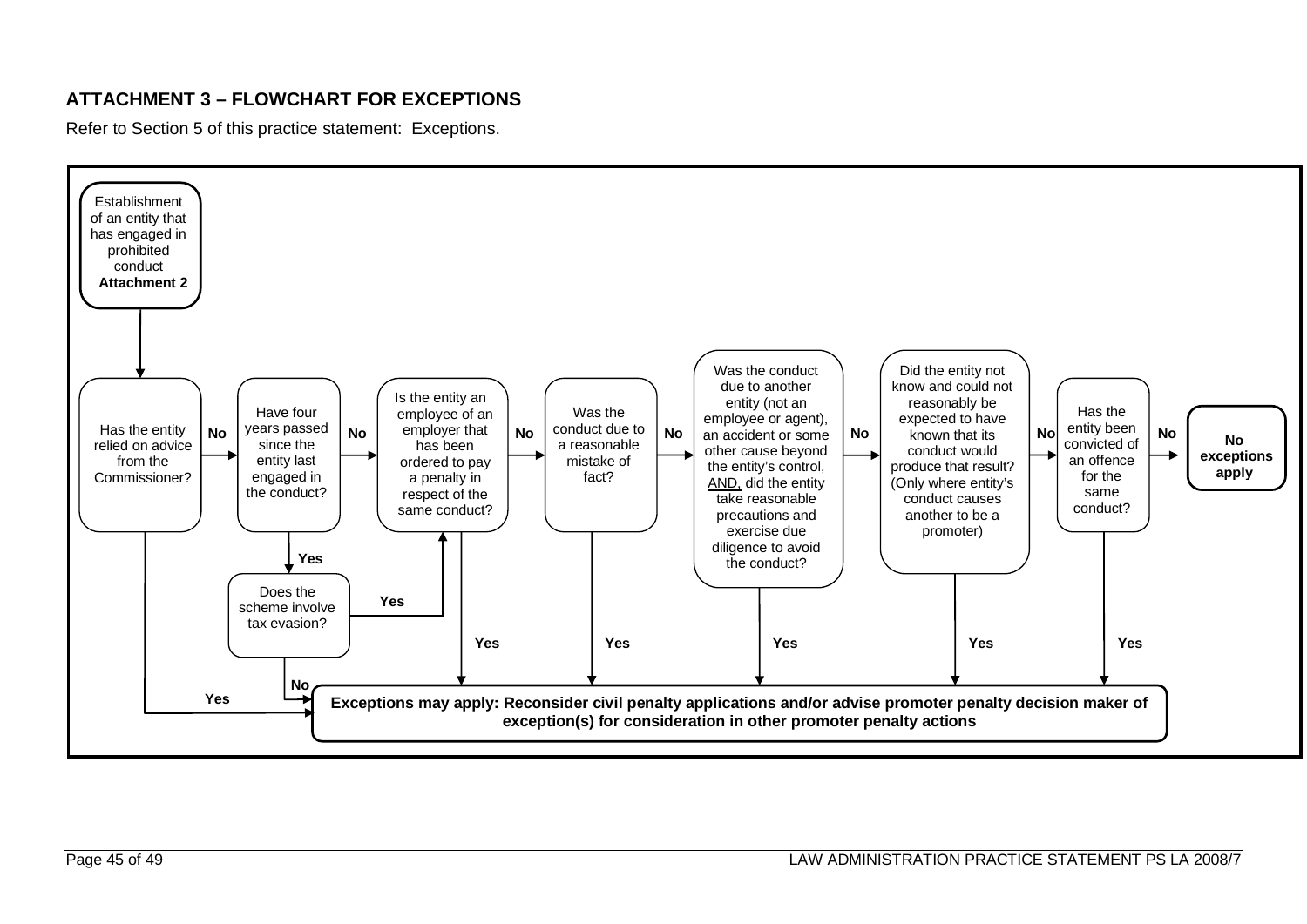## ATTACHMENT 3 – FLOWCHART FOR EXCEPTIONS

Refer to Section 5 of this practice statement: Exceptions.

Establishment of an entity that has engaged in prohibited conduct **Attachment 2**

Has the entity relied on advice from the Commissioner?

**No**

Have four years passed since the entity last engaged in the conduct?

**Yes**

Does the scheme involve tax evasion?

**Yes**

**No**

Is the entity an employee of an employer that has been ordered to pay a penalty in respect of the same conduct?

**No**

Was the conduct due to a reasonable mistake of fact?

**No**

Was the conduct due to another entity (not an employee or agent), an accident or some other cause beyond the entity's control, AND, did the entity take reasonable precautions and exercise due diligence to avoid the conduct?

**No**

Did the entity not know and could not reasonably be expected to have known that its conduct would produce that result? (Only where entity's conduct causes another to be a promoter)

**No**

Has the entity been convicted of an offence for the same conduct?

**No**

**No exceptions apply**

**Yes**

**Exceptions may apply: Reconsider civil penalty applications and/or advise promoter penalty decision maker of exception(s) for consideration in other promoter penalty actions**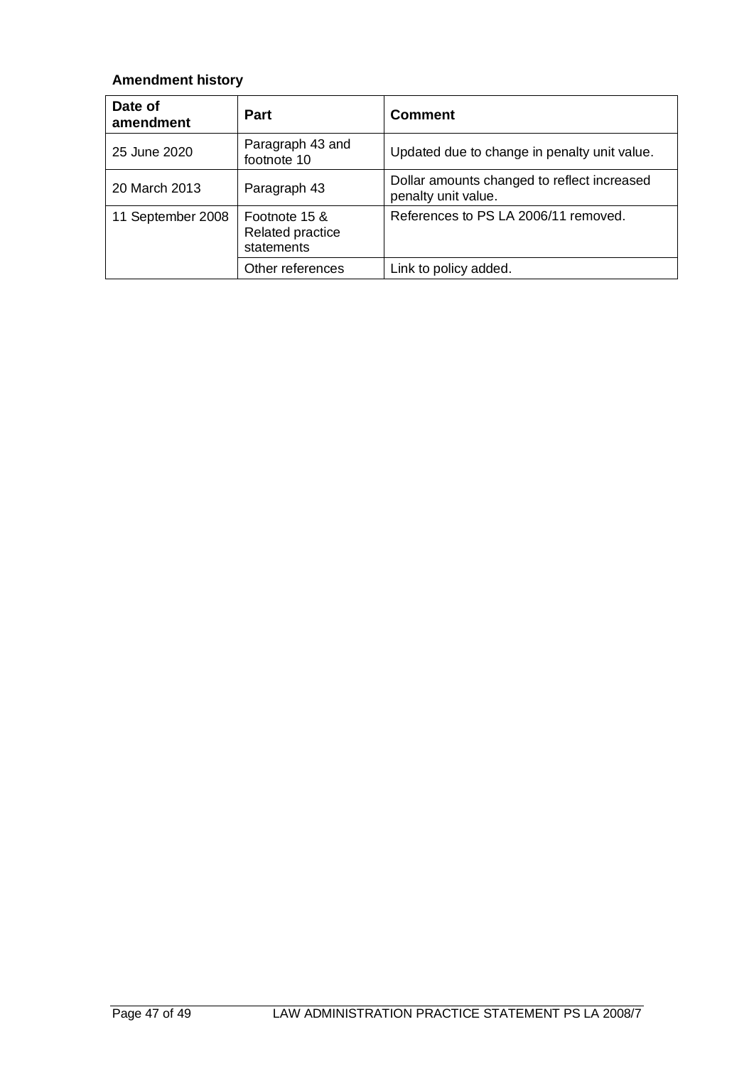**Amendment history**

| Date of amendment | Part | Comment |
| --- | --- | --- |
| 25 June 2020 | Paragraph 43 and footnote 10 | Updated due to change in penalty unit value. |
| 20 March 2013 | Paragraph 43 | Dollar amounts changed to reflect increased penalty unit value. |
| 11 September 2008 | Footnote 15 & Related practice statements | References to PS LA 2006/11 removed. |
| | Other references | Link to policy added. |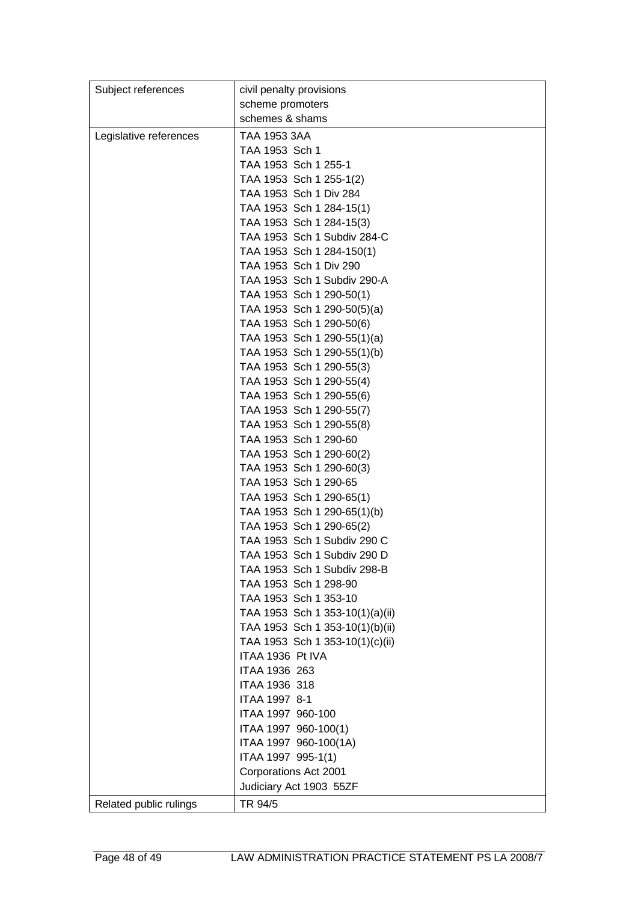| | |
|---|---|
| Subject references | civil penalty provisions<br>scheme promoters<br>schemes & shams |
| Legislative references | TAA 1953 3AA<br>TAA 1953 Sch 1<br>TAA 1953 Sch 1 255-1<br>TAA 1953 Sch 1 255-1(2)<br>TAA 1953 Sch 1 Div 284<br>TAA 1953 Sch 1 284-15(1)<br>TAA 1953 Sch 1 284-15(3)<br>TAA 1953 Sch 1 Subdiv 284-C<br>TAA 1953 Sch 1 284-150(1)<br>TAA 1953 Sch 1 Div 290<br>TAA 1953 Sch 1 Subdiv 290-A<br>TAA 1953 Sch 1 290-50(1)<br>TAA 1953 Sch 1 290-50(5)(a)<br>TAA 1953 Sch 1 290-50(6)<br>TAA 1953 Sch 1 290-55(1)(a)<br>TAA 1953 Sch 1 290-55(1)(b)<br>TAA 1953 Sch 1 290-55(3)<br>TAA 1953 Sch 1 290-55(4)<br>TAA 1953 Sch 1 290-55(6)<br>TAA 1953 Sch 1 290-55(7)<br>TAA 1953 Sch 1 290-55(8)<br>TAA 1953 Sch 1 290-60<br>TAA 1953 Sch 1 290-60(2)<br>TAA 1953 Sch 1 290-60(3)<br>TAA 1953 Sch 1 290-65<br>TAA 1953 Sch 1 290-65(1)<br>TAA 1953 Sch 1 290-65(1)(b)<br>TAA 1953 Sch 1 290-65(2)<br>TAA 1953 Sch 1 Subdiv 290 C<br>TAA 1953 Sch 1 Subdiv 290 D<br>TAA 1953 Sch 1 Subdiv 298-B<br>TAA 1953 Sch 1 298-90<br>TAA 1953 Sch 1 353-10<br>TAA 1953 Sch 1 353-10(1)(a)(ii)<br>TAA 1953 Sch 1 353-10(1)(b)(ii)<br>TAA 1953 Sch 1 353-10(1)(c)(ii)<br>ITAA 1936 Pt IVA<br>ITAA 1936 263<br>ITAA 1936 318<br>ITAA 1997 8-1<br>ITAA 1997 960-100<br>ITAA 1997 960-100(1)<br>ITAA 1997 960-100(1A)<br>ITAA 1997 995-1(1)<br>Corporations Act 2001<br>Judiciary Act 1903 55ZF |
| Related public rulings | TR 94/5 |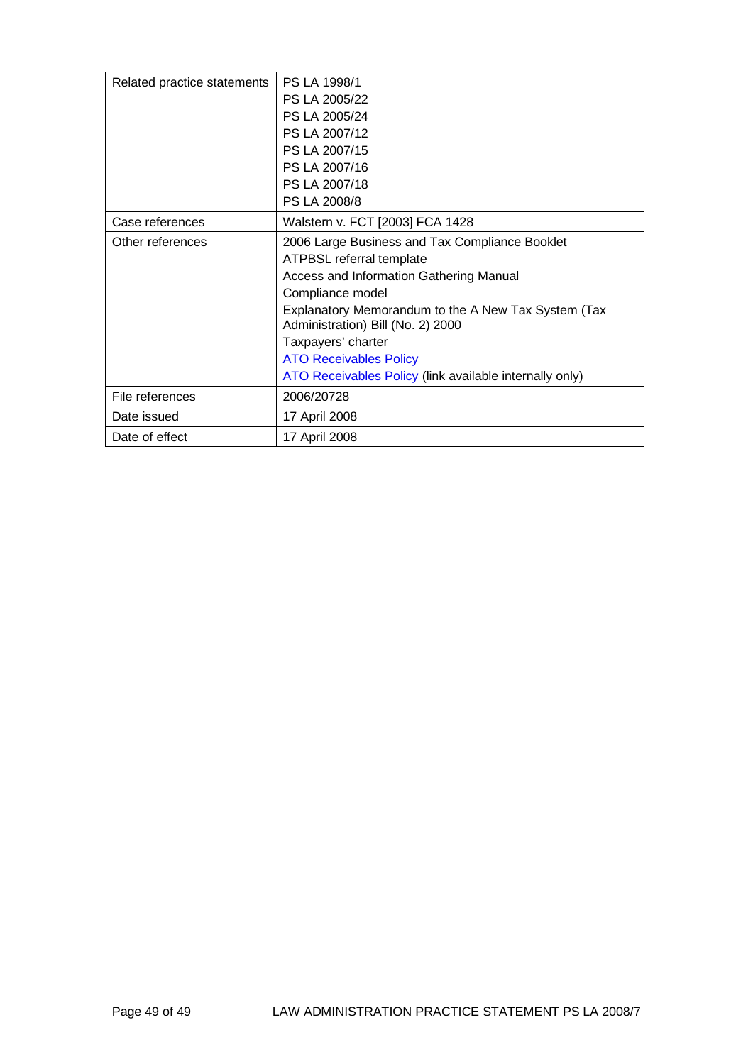| | |
|---|---|
| Related practice statements | PS LA 1998/1<br>PS LA 2005/22<br>PS LA 2005/24<br>PS LA 2007/12<br>PS LA 2007/15<br>PS LA 2007/16<br>PS LA 2007/18<br>PS LA 2008/8 |
| Case references | Walstern v. FCT [2003] FCA 1428 |
| Other references | 2006 Large Business and Tax Compliance Booklet<br>ATPBSL referral template<br>Access and Information Gathering Manual<br>Compliance model<br>Explanatory Memorandum to the A New Tax System (Tax Administration) Bill (No. 2) 2000<br>Taxpayers' charter<br>ATO Receivables Policy<br>ATO Receivables Policy (link available internally only) |
| File references | 2006/20728 |
| Date issued | 17 April 2008 |
| Date of effect | 17 April 2008 |